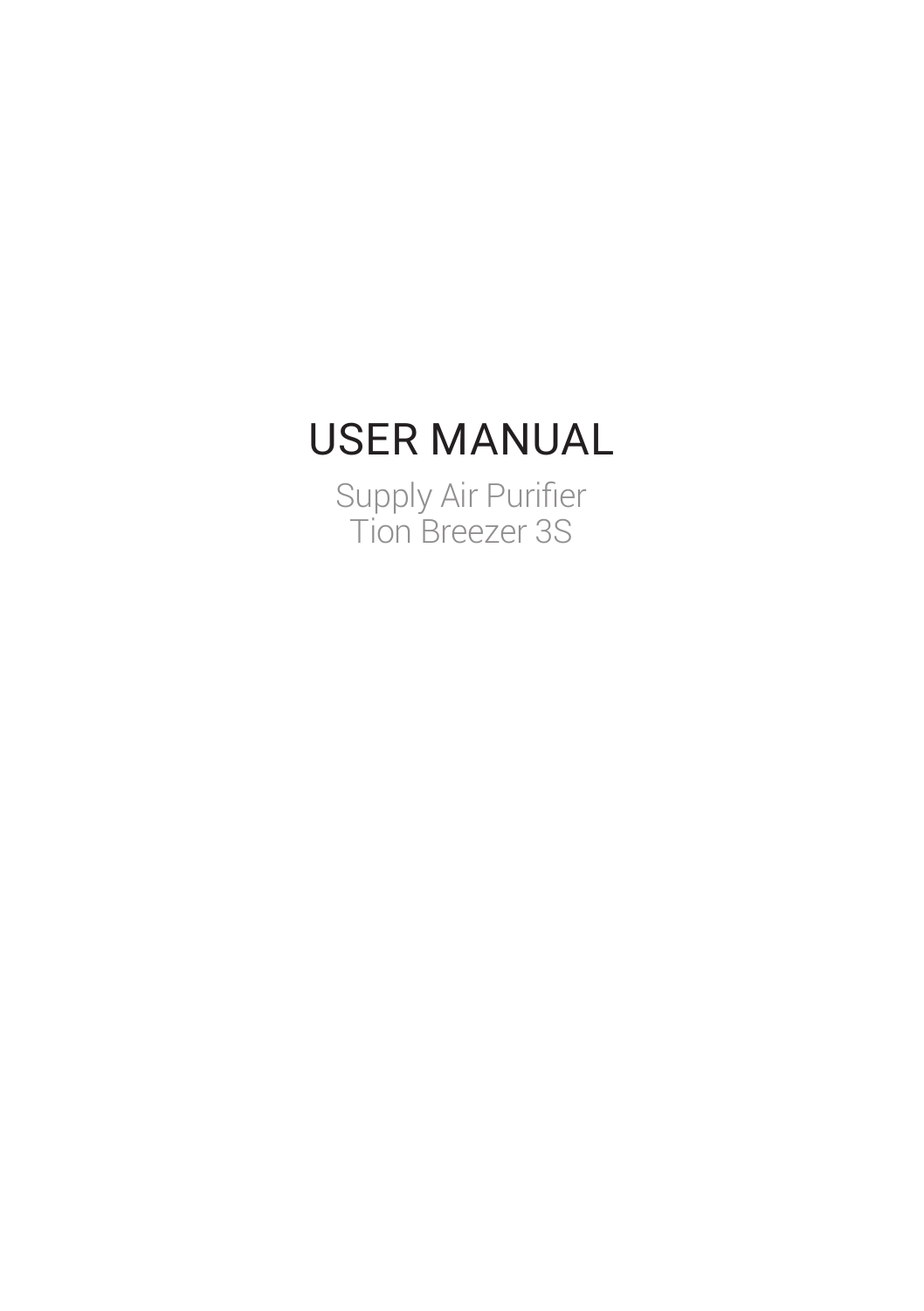# USER MANUAL

Supply Air Purifier
Tion Breezer 3S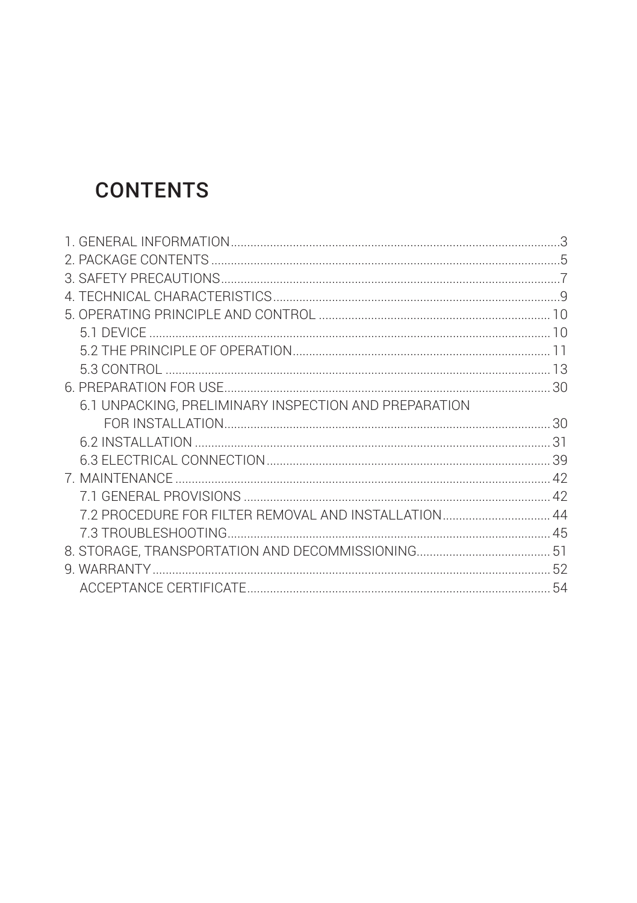# CONTENTS

1. GENERAL INFORMATION....................................................................................................3
2. PACKAGE CONTENTS .........................................................................................................5
3. SAFETY PRECAUTIONS.......................................................................................................7
4. TECHNICAL CHARACTERISTICS.......................................................................................9
5. OPERATING PRINCIPLE AND CONTROL ...................................................................... 10
   5.1 DEVICE .......................................................................................................................... 10
   5.2 THE PRINCIPLE OF OPERATION.............................................................................. 11
   5.3 CONTROL ..................................................................................................................... 13
6. PREPARATION FOR USE................................................................................................... 30
   6.1 UNPACKING, PRELIMINARY INSPECTION AND PREPARATION
   FOR INSTALLATION................................................................................................... 30
   6.2 INSTALLATION ............................................................................................................ 31
   6.3 ELECTRICAL CONNECTION...................................................................................... 39
7. MAINTENANCE .................................................................................................................. 42
   7.1 GENERAL PROVISIONS ............................................................................................. 42
   7.2 PROCEDURE FOR FILTER REMOVAL AND INSTALLATION................................. 44
   7.3 TROUBLESHOOTING.................................................................................................. 45
8. STORAGE, TRANSPORTATION AND DECOMMISSIONING......................................... 51
9. WARRANTY......................................................................................................................... 52
   ACCEPTANCE CERTIFICATE............................................................................................ 54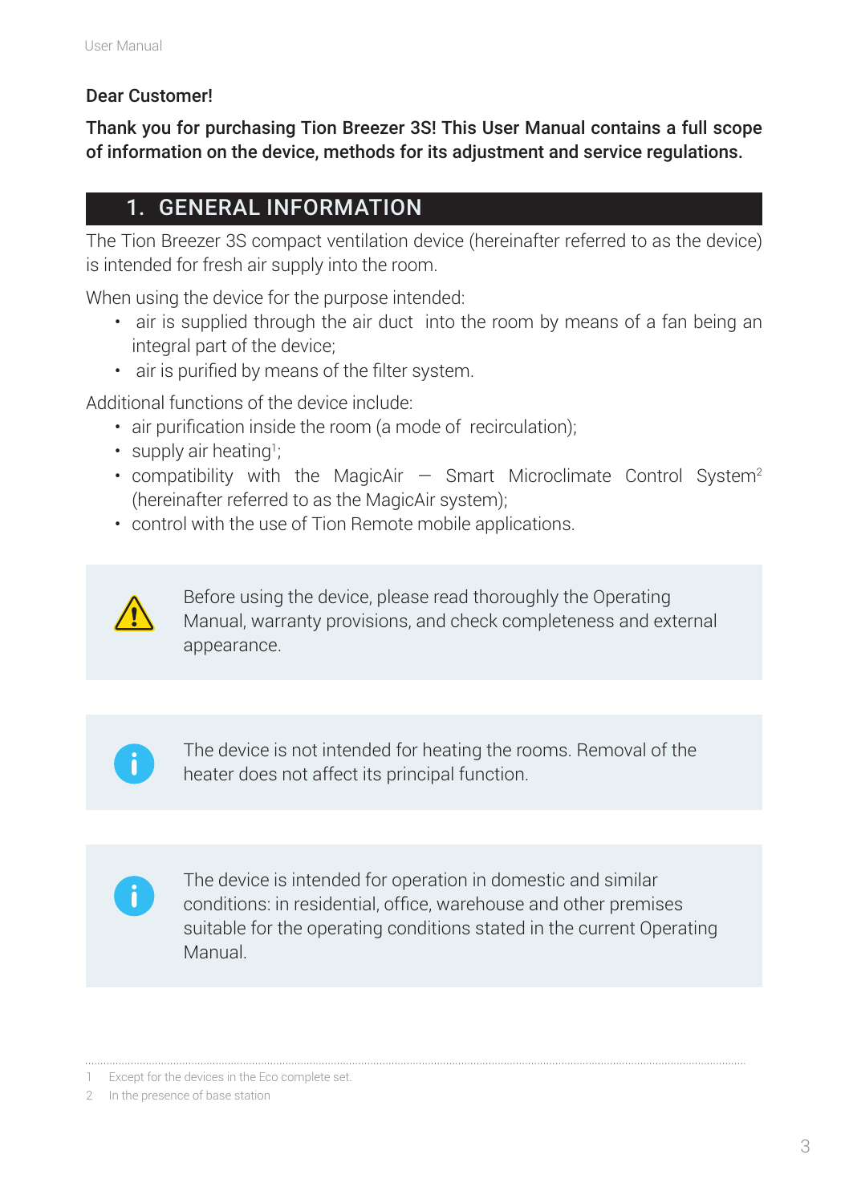**Dear Customer!**

**Thank you for purchasing Tion Breezer 3S! This User Manual contains a full scope of information on the device, methods for its adjustment and service regulations.**

## 1. GENERAL INFORMATION

The Tion Breezer 3S compact ventilation device (hereinafter referred to as the device) is intended for fresh air supply into the room.

When using the device for the purpose intended:

- air is supplied through the air duct into the room by means of a fan being an integral part of the device;
- air is purified by means of the filter system.

Additional functions of the device include:

- air purification inside the room (a mode of recirculation);
- supply air heating[1];
- compatibility with the MagicAir — Smart Microclimate Control System[2] (hereinafter referred to as the MagicAir system);
- control with the use of Tion Remote mobile applications.

> ⚠ Before using the device, please read thoroughly the Operating Manual, warranty provisions, and check completeness and external appearance.

> ℹ The device is not intended for heating the rooms. Removal of the heater does not affect its principal function.

> ℹ The device is intended for operation in domestic and similar conditions: in residential, office, warehouse and other premises suitable for the operating conditions stated in the current Operating Manual.

---

1 Except for the devices in the Eco complete set.

2 In the presence of base station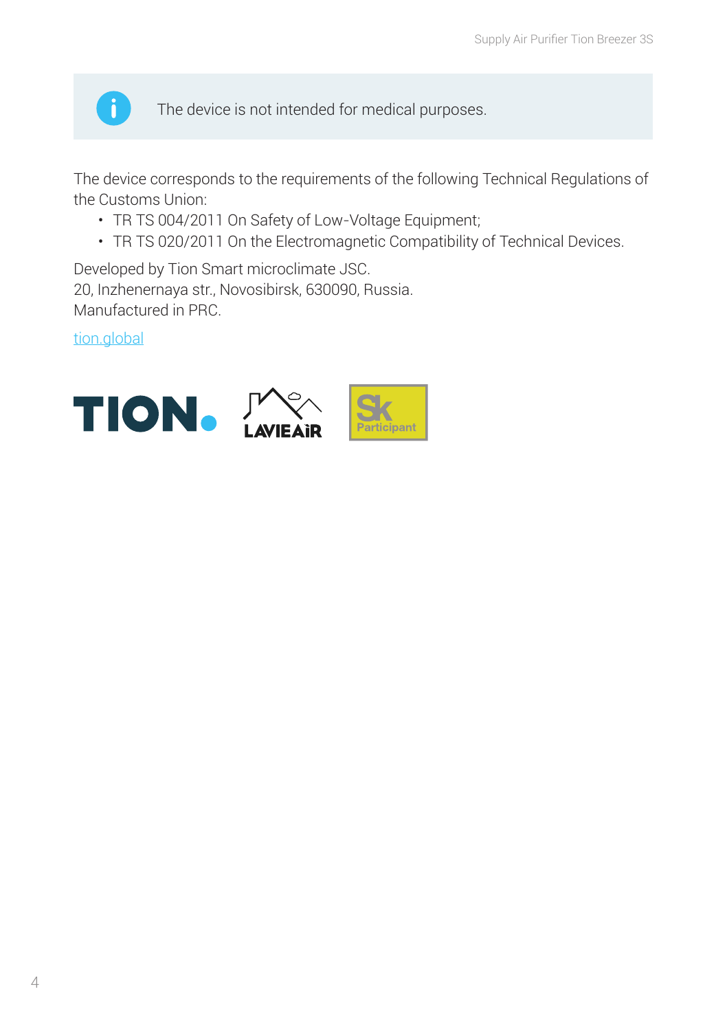The device is not intended for medical purposes.

The device corresponds to the requirements of the following Technical Regulations of the Customs Union:

- TR TS 004/2011 On Safety of Low-Voltage Equipment;
- TR TS 020/2011 On the Electromagnetic Compatibility of Technical Devices.

Developed by Tion Smart microclimate JSC.
20, Inzhenernaya str., Novosibirsk, 630090, Russia.
Manufactured in PRC.

tion.global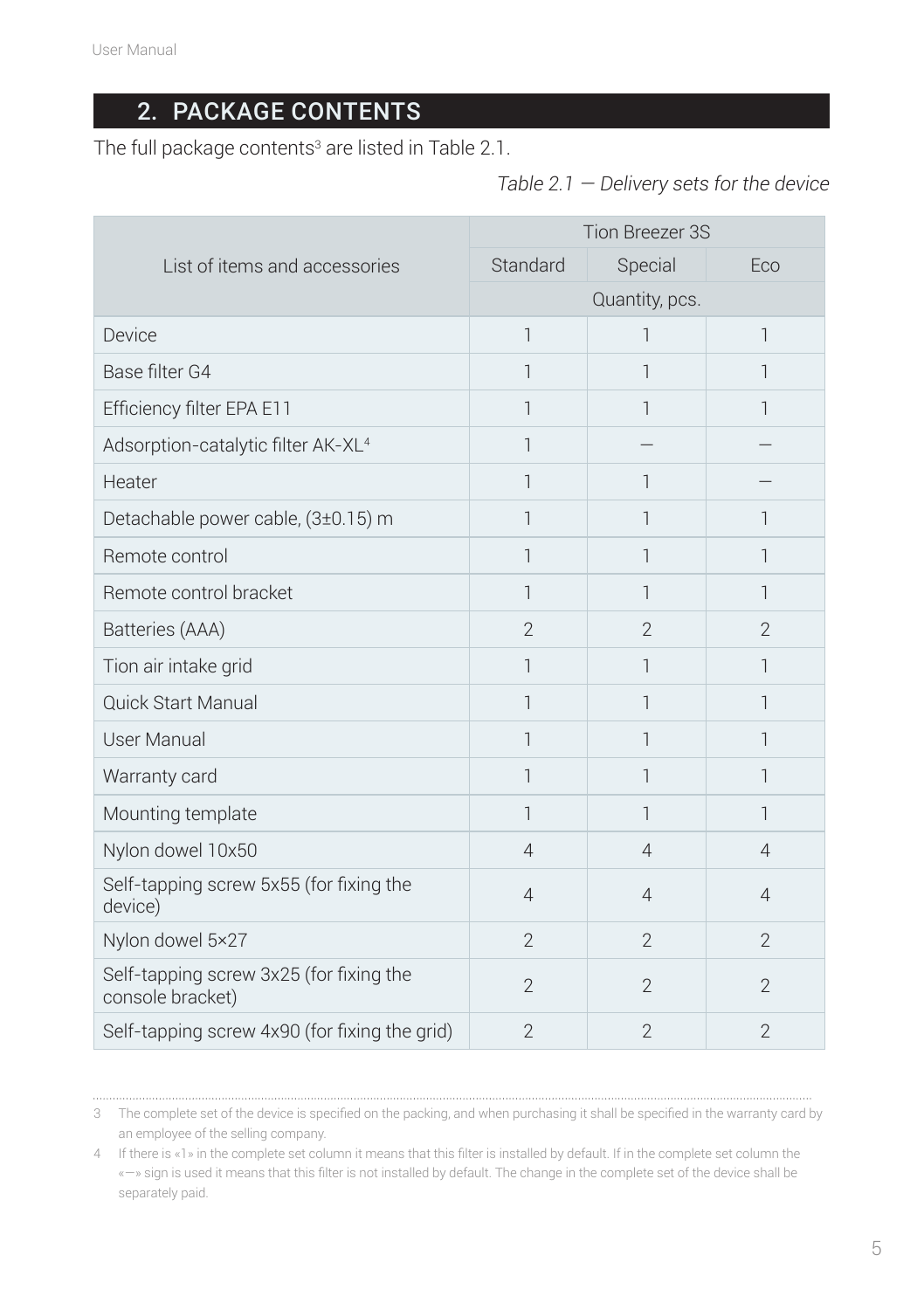## 2. PACKAGE CONTENTS

The full package contents[3] are listed in Table 2.1.

*Table 2.1 — Delivery sets for the device*

| List of items and accessories | Tion Breezer 3S | | |
|---|---|---|---|
| | Standard | Special | Eco |
| | Quantity, pcs. | | |
| Device | 1 | 1 | 1 |
| Base filter G4 | 1 | 1 | 1 |
| Efficiency filter EPA E11 | 1 | 1 | 1 |
| Adsorption-catalytic filter AK-XL[4] | 1 | — | — |
| Heater | 1 | 1 | — |
| Detachable power cable, (3±0.15) m | 1 | 1 | 1 |
| Remote control | 1 | 1 | 1 |
| Remote control bracket | 1 | 1 | 1 |
| Batteries (AAA) | 2 | 2 | 2 |
| Tion air intake grid | 1 | 1 | 1 |
| Quick Start Manual | 1 | 1 | 1 |
| User Manual | 1 | 1 | 1 |
| Warranty card | 1 | 1 | 1 |
| Mounting template | 1 | 1 | 1 |
| Nylon dowel 10x50 | 4 | 4 | 4 |
| Self-tapping screw 5x55 (for fixing the device) | 4 | 4 | 4 |
| Nylon dowel 5×27 | 2 | 2 | 2 |
| Self-tapping screw 3x25 (for fixing the console bracket) | 2 | 2 | 2 |
| Self-tapping screw 4x90 (for fixing the grid) | 2 | 2 | 2 |

3 The complete set of the device is specified on the packing, and when purchasing it shall be specified in the warranty card by an employee of the selling company.

4 If there is «1» in the complete set column it means that this filter is installed by default. If in the complete set column the «—» sign is used it means that this filter is not installed by default. The change in the complete set of the device shall be separately paid.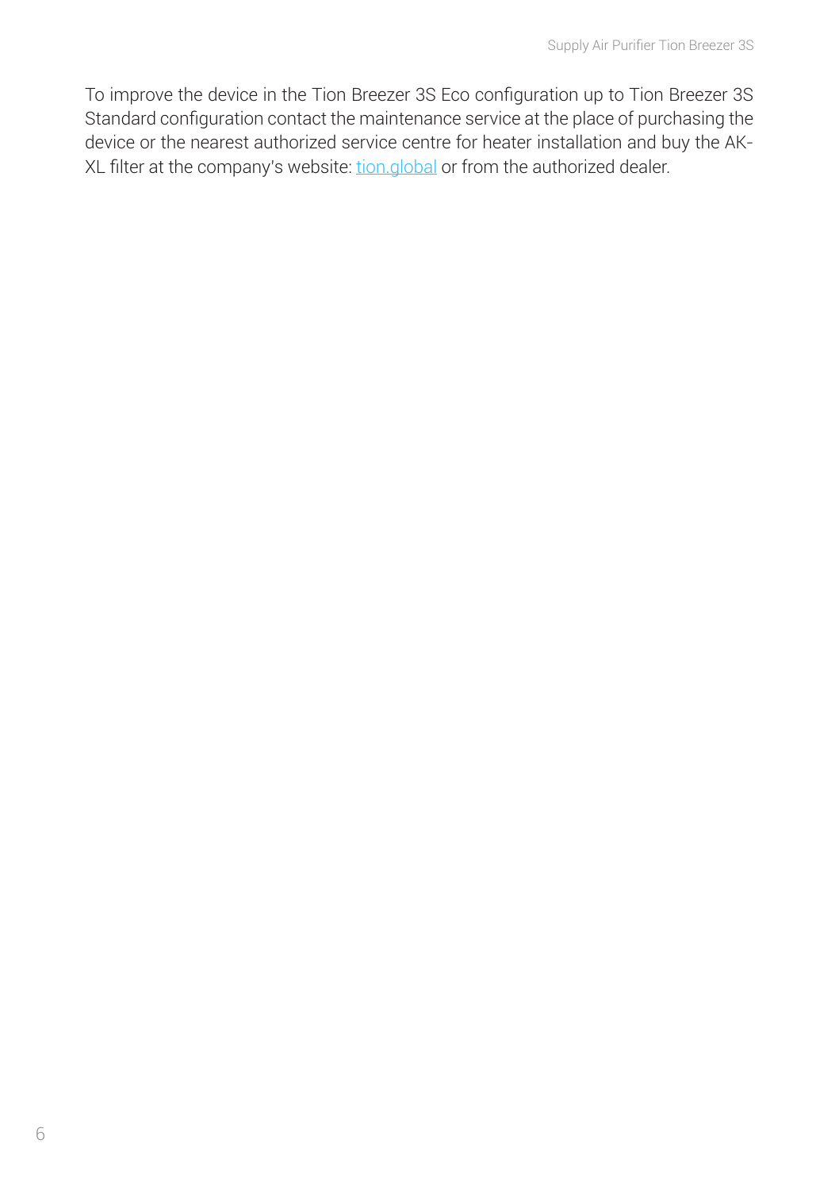To improve the device in the Tion Breezer 3S Eco configuration up to Tion Breezer 3S Standard configuration contact the maintenance service at the place of purchasing the device or the nearest authorized service centre for heater installation and buy the AK-XL filter at the company's website: [tion.global](tion.global) or from the authorized dealer.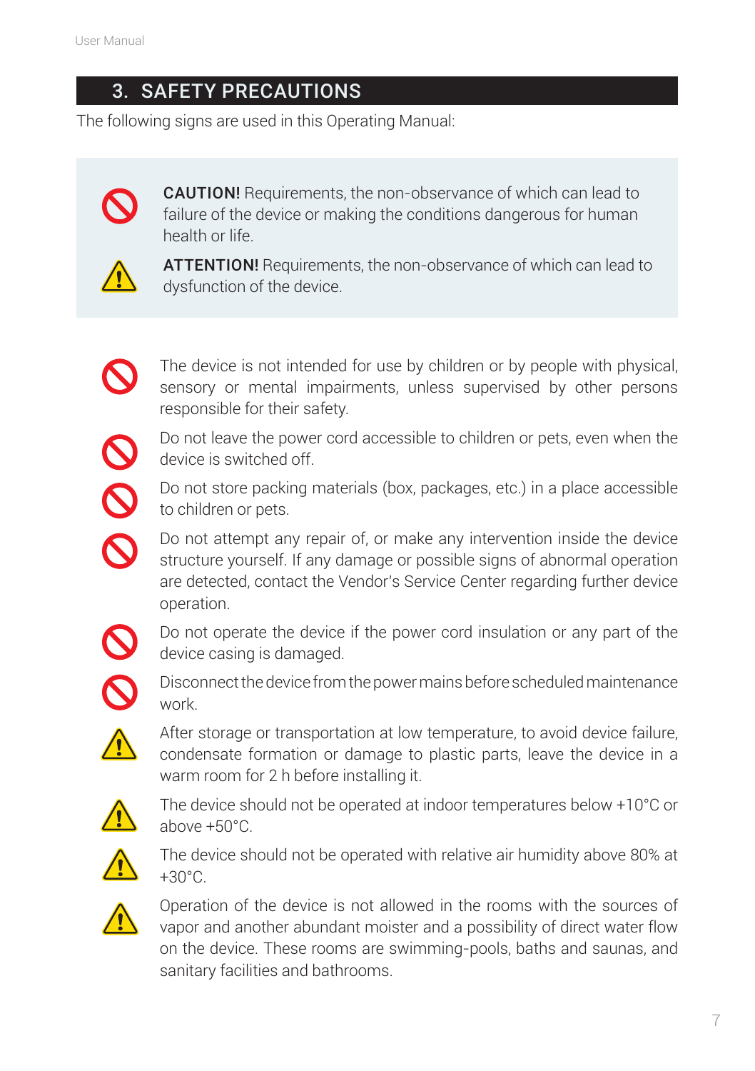## 3. SAFETY PRECAUTIONS

The following signs are used in this Operating Manual:

**CAUTION!** Requirements, the non-observance of which can lead to failure of the device or making the conditions dangerous for human health or life.

**ATTENTION!** Requirements, the non-observance of which can lead to dysfunction of the device.

- The device is not intended for use by children or by people with physical, sensory or mental impairments, unless supervised by other persons responsible for their safety.
- Do not leave the power cord accessible to children or pets, even when the device is switched off.
- Do not store packing materials (box, packages, etc.) in a place accessible to children or pets.
- Do not attempt any repair of, or make any intervention inside the device structure yourself. If any damage or possible signs of abnormal operation are detected, contact the Vendor's Service Center regarding further device operation.
- Do not operate the device if the power cord insulation or any part of the device casing is damaged.
- Disconnect the device from the power mains before scheduled maintenance work.
- After storage or transportation at low temperature, to avoid device failure, condensate formation or damage to plastic parts, leave the device in a warm room for 2 h before installing it.
- The device should not be operated at indoor temperatures below +10°C or above +50°C.
- The device should not be operated with relative air humidity above 80% at +30°C.
- Operation of the device is not allowed in the rooms with the sources of vapor and another abundant moister and a possibility of direct water flow on the device. These rooms are swimming-pools, baths and saunas, and sanitary facilities and bathrooms.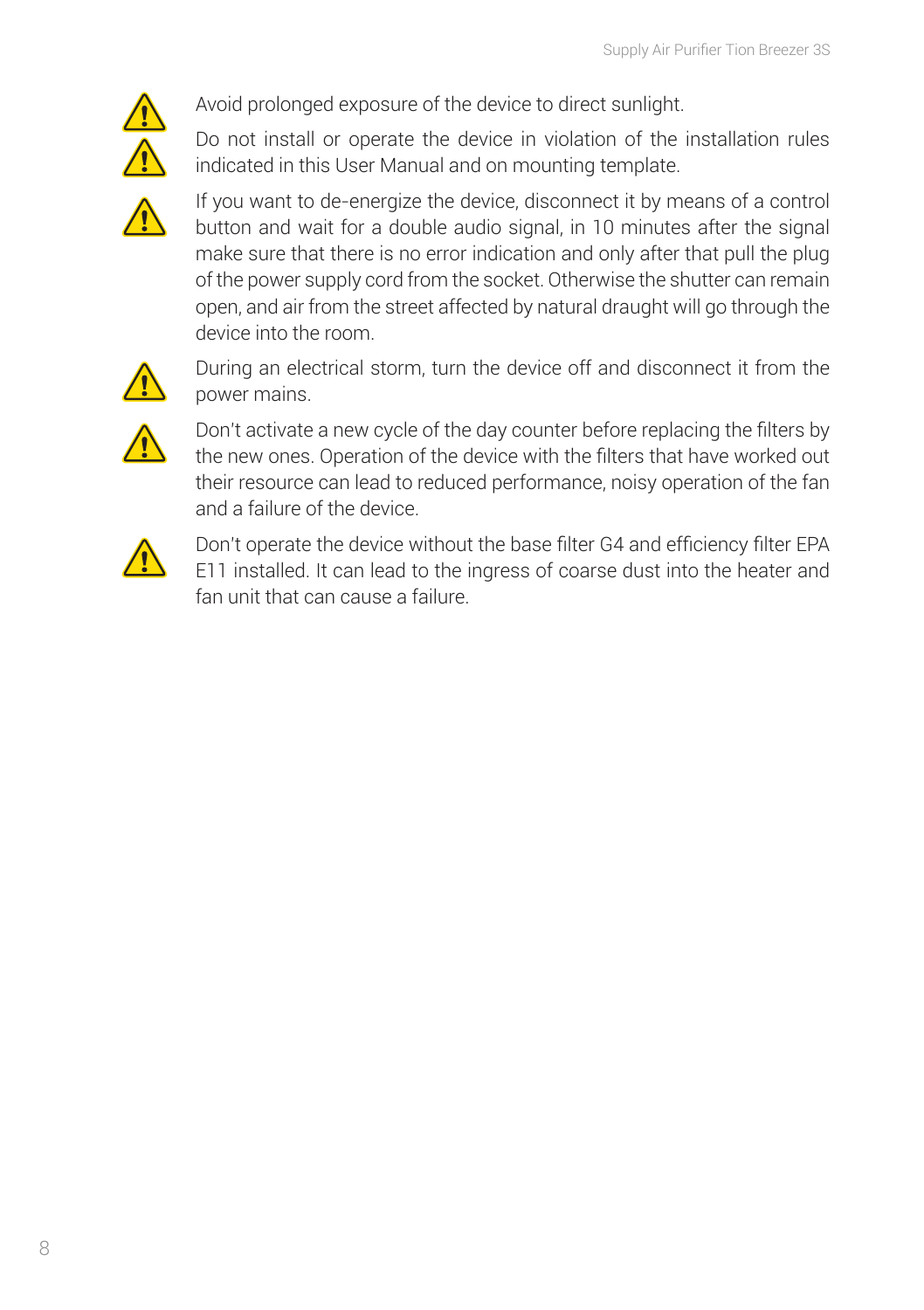Avoid prolonged exposure of the device to direct sunlight.

Do not install or operate the device in violation of the installation rules indicated in this User Manual and on mounting template.

If you want to de-energize the device, disconnect it by means of a control button and wait for a double audio signal, in 10 minutes after the signal make sure that there is no error indication and only after that pull the plug of the power supply cord from the socket. Otherwise the shutter can remain open, and air from the street affected by natural draught will go through the device into the room.

During an electrical storm, turn the device off and disconnect it from the power mains.

Don't activate a new cycle of the day counter before replacing the filters by the new ones. Operation of the device with the filters that have worked out their resource can lead to reduced performance, noisy operation of the fan and a failure of the device.

Don't operate the device without the base filter G4 and efficiency filter EPA E11 installed. It can lead to the ingress of coarse dust into the heater and fan unit that can cause a failure.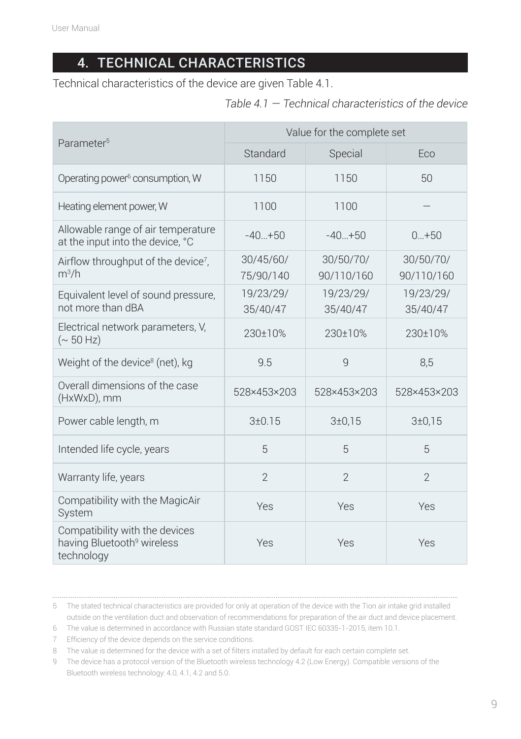## 4. TECHNICAL CHARACTERISTICS

Technical characteristics of the device are given Table 4.1.

*Table 4.1 — Technical characteristics of the device*

| Parameter[5] | Value for the complete set | | |
|---|---|---|---|
| | Standard | Special | Eco |
| Operating power[6] consumption, W | 1150 | 1150 | 50 |
| Heating element power, W | 1100 | 1100 | — |
| Allowable range of air temperature at the input into the device, °C | -40...+50 | -40...+50 | 0...+50 |
| Airflow throughput of the device[7], $m^3/h$ | 30/45/60/ 75/90/140 | 30/50/70/ 90/110/160 | 30/50/70/ 90/110/160 |
| Equivalent level of sound pressure, not more than dBA | 19/23/29/ 35/40/47 | 19/23/29/ 35/40/47 | 19/23/29/ 35/40/47 |
| Electrical network parameters, V, (~ 50 Hz) | 230±10% | 230±10% | 230±10% |
| Weight of the device[8] (net), kg | 9.5 | 9 | 8,5 |
| Overall dimensions of the case (HxWxD), mm | 528×453×203 | 528×453×203 | 528×453×203 |
| Power cable length, m | 3±0.15 | 3±0,15 | 3±0,15 |
| Intended life cycle, years | 5 | 5 | 5 |
| Warranty life, years | 2 | 2 | 2 |
| Compatibility with the MagicAir System | Yes | Yes | Yes |
| Compatibility with the devices having Bluetooth[9] wireless technology | Yes | Yes | Yes |

5 The stated technical characteristics are provided for only at operation of the device with the Tion air intake grid installed outside on the ventilation duct and observation of recommendations for preparation of the air duct and device placement.

6 The value is determined in accordance with Russian state standard GOST IEC 60335-1-2015, item 10.1.

7 Efficiency of the device depends on the service conditions.

8 The value is determined for the device with a set of filters installed by default for each certain complete set.

9 The device has a protocol version of the Bluetooth wireless technology 4.2 (Low Energy). Compatible versions of the Bluetooth wireless technology: 4.0, 4.1, 4.2 and 5.0.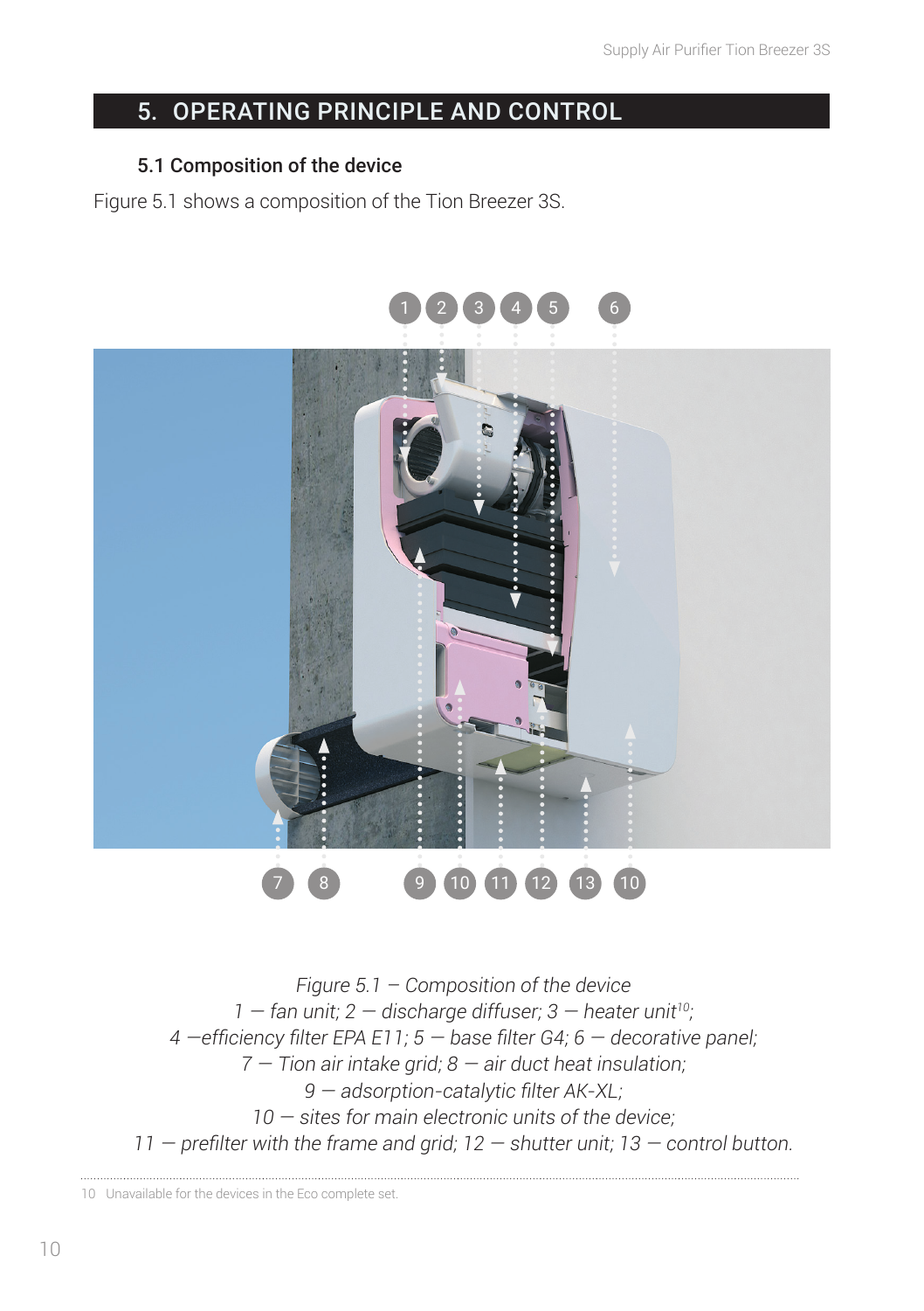## 5. OPERATING PRINCIPLE AND CONTROL

### 5.1 Composition of the device

Figure 5.1 shows a composition of the Tion Breezer 3S.

*Figure 5.1 – Composition of the device*
*1 — fan unit; 2 — discharge diffuser; 3 — heater unit[10];*
*4 —efficiency filter EPA E11; 5 — base filter G4; 6 — decorative panel;*
*7 — Tion air intake grid; 8 — air duct heat insulation;*
*9 — adsorption-catalytic filter AK-XL;*
*10 — sites for main electronic units of the device;*
*11 — prefilter with the frame and grid; 12 — shutter unit; 13 — control button.*

---

10 Unavailable for the devices in the Eco complete set.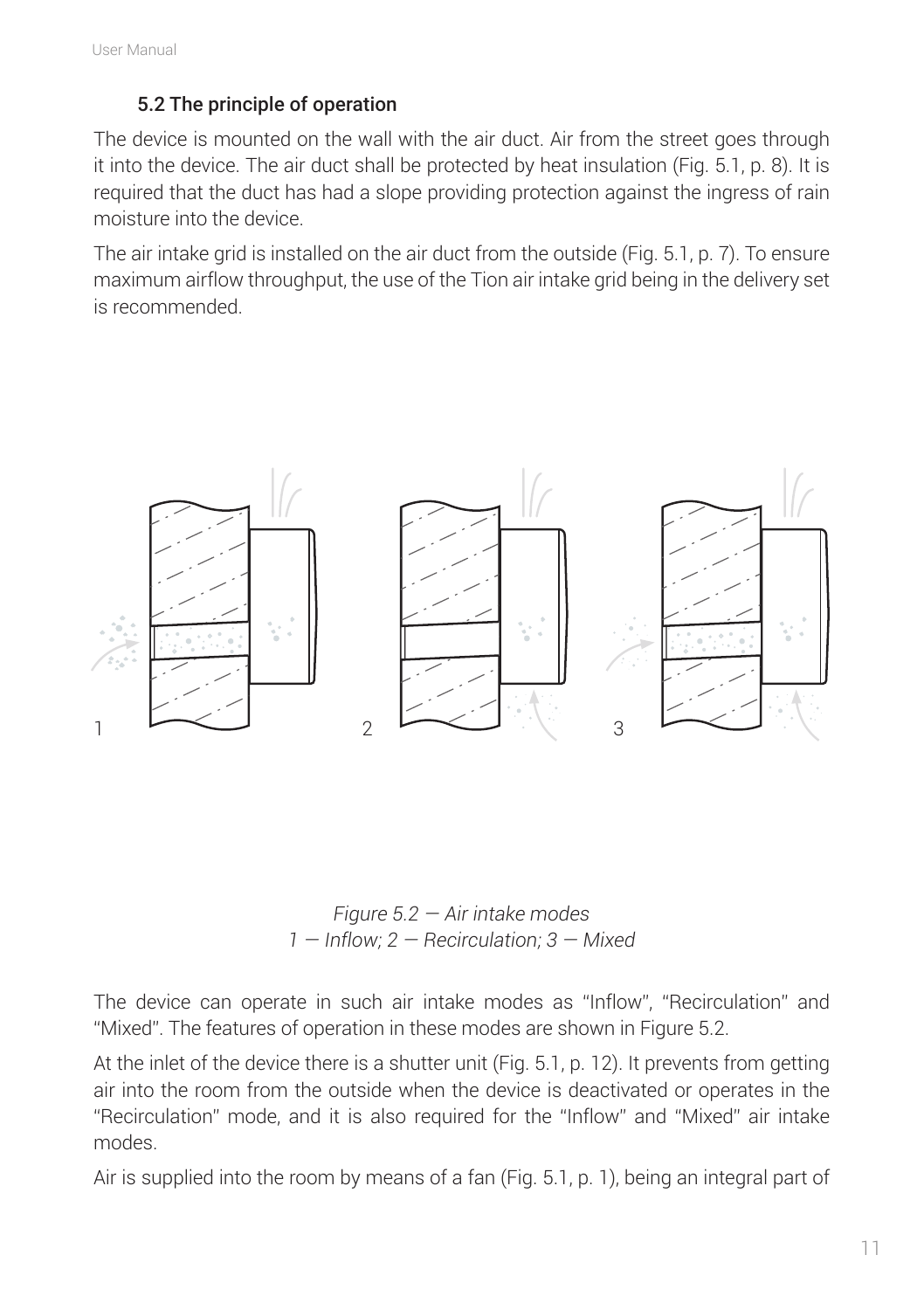## 5.2 The principle of operation

The device is mounted on the wall with the air duct. Air from the street goes through it into the device. The air duct shall be protected by heat insulation (Fig. 5.1, p. 8). It is required that the duct has had a slope providing protection against the ingress of rain moisture into the device.

The air intake grid is installed on the air duct from the outside (Fig. 5.1, p. 7). To ensure maximum airflow throughput, the use of the Tion air intake grid being in the delivery set is recommended.

*Figure 5.2 — Air intake modes*
*1 — Inflow; 2 — Recirculation; 3 — Mixed*

The device can operate in such air intake modes as "Inflow", "Recirculation" and "Mixed". The features of operation in these modes are shown in Figure 5.2.

At the inlet of the device there is a shutter unit (Fig. 5.1, p. 12). It prevents from getting air into the room from the outside when the device is deactivated or operates in the "Recirculation" mode, and it is also required for the "Inflow" and "Mixed" air intake modes.

Air is supplied into the room by means of a fan (Fig. 5.1, p. 1), being an integral part of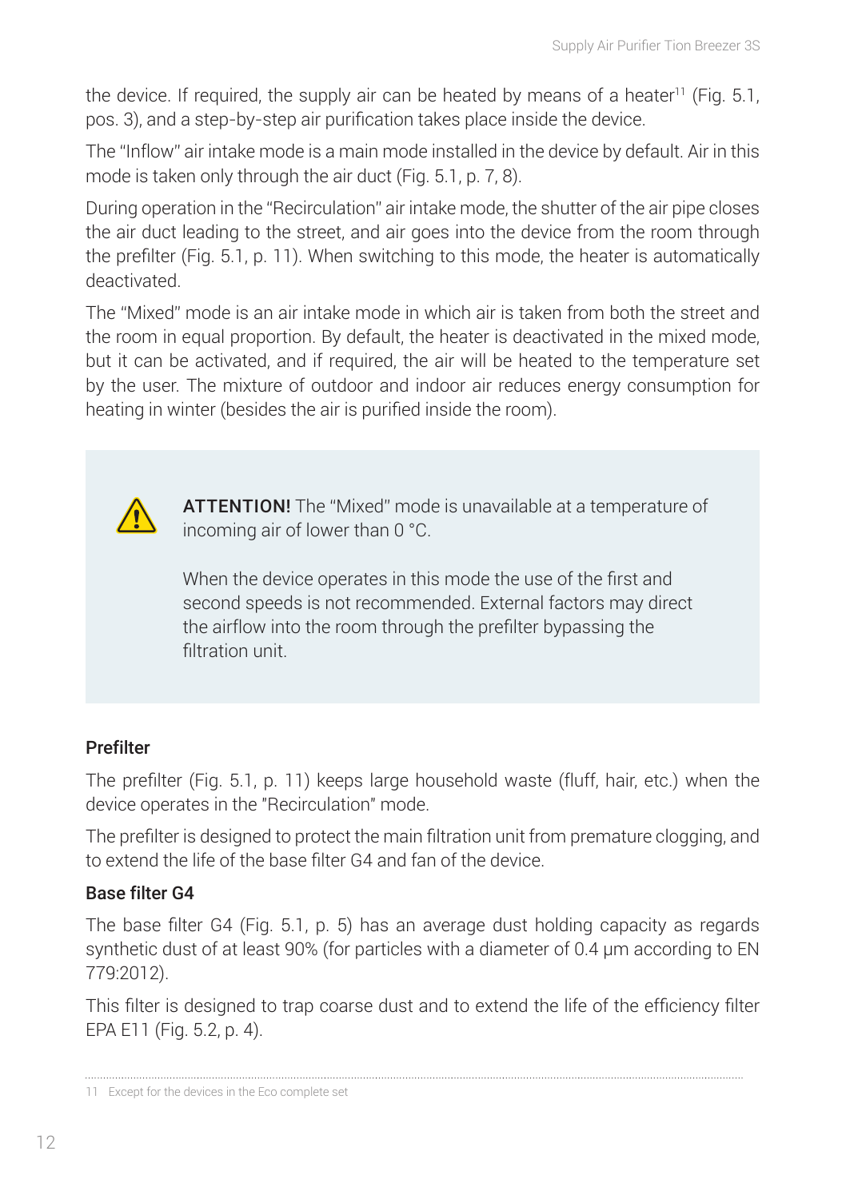the device. If required, the supply air can be heated by means of a heater[11] (Fig. 5.1, pos. 3), and a step-by-step air purification takes place inside the device.

The "Inflow" air intake mode is a main mode installed in the device by default. Air in this mode is taken only through the air duct (Fig. 5.1, p. 7, 8).

During operation in the "Recirculation" air intake mode, the shutter of the air pipe closes the air duct leading to the street, and air goes into the device from the room through the prefilter (Fig. 5.1, p. 11). When switching to this mode, the heater is automatically deactivated.

The "Mixed" mode is an air intake mode in which air is taken from both the street and the room in equal proportion. By default, the heater is deactivated in the mixed mode, but it can be activated, and if required, the air will be heated to the temperature set by the user. The mixture of outdoor and indoor air reduces energy consumption for heating in winter (besides the air is purified inside the room).

**ATTENTION!** The "Mixed" mode is unavailable at a temperature of incoming air of lower than 0 °C.

When the device operates in this mode the use of the first and second speeds is not recommended. External factors may direct the airflow into the room through the prefilter bypassing the filtration unit.

### Prefilter

The prefilter (Fig. 5.1, p. 11) keeps large household waste (fluff, hair, etc.) when the device operates in the "Recirculation" mode.

The prefilter is designed to protect the main filtration unit from premature clogging, and to extend the life of the base filter G4 and fan of the device.

### Base filter G4

The base filter G4 (Fig. 5.1, p. 5) has an average dust holding capacity as regards synthetic dust of at least 90% (for particles with a diameter of 0.4 μm according to EN 779:2012).

This filter is designed to trap coarse dust and to extend the life of the efficiency filter EPA E11 (Fig. 5.2, p. 4).

---

11 Except for the devices in the Eco complete set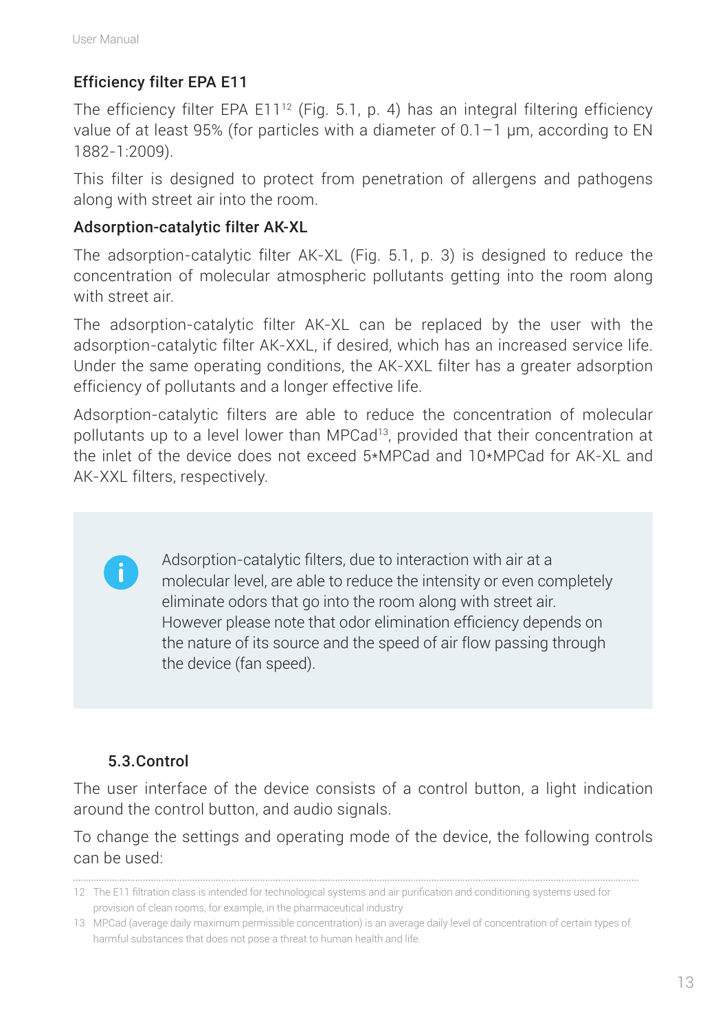**Efficiency filter EPA E11**

The efficiency filter EPA E11[12] (Fig. 5.1, p. 4) has an integral filtering efficiency value of at least 95% (for particles with a diameter of 0.1–1 μm, according to EN 1882-1:2009).

This filter is designed to protect from penetration of allergens and pathogens along with street air into the room.

**Adsorption-catalytic filter AK-XL**

The adsorption-catalytic filter AK-XL (Fig. 5.1, p. 3) is designed to reduce the concentration of molecular atmospheric pollutants getting into the room along with street air.

The adsorption-catalytic filter AK-XL can be replaced by the user with the adsorption-catalytic filter AK-XXL, if desired, which has an increased service life. Under the same operating conditions, the AK-XXL filter has a greater adsorption efficiency of pollutants and a longer effective life.

Adsorption-catalytic filters are able to reduce the concentration of molecular pollutants up to a level lower than MPCad[13], provided that their concentration at the inlet of the device does not exceed 5*MPCad and 10*MPCad for AK-XL and AK-XXL filters, respectively.

> Adsorption-catalytic filters, due to interaction with air at a molecular level, are able to reduce the intensity or even completely eliminate odors that go into the room along with street air. However please note that odor elimination efficiency depends on the nature of its source and the speed of air flow passing through the device (fan speed).

## 5.3. Control

The user interface of the device consists of a control button, a light indication around the control button, and audio signals.

To change the settings and operating mode of the device, the following controls can be used:

---

12 The E11 filtration class is intended for technological systems and air purification and conditioning systems used for provision of clean rooms, for example, in the pharmaceutical industry

13 MPCad (average daily maximum permissible concentration) is an average daily level of concentration of certain types of harmful substances that does not pose a threat to human health and life.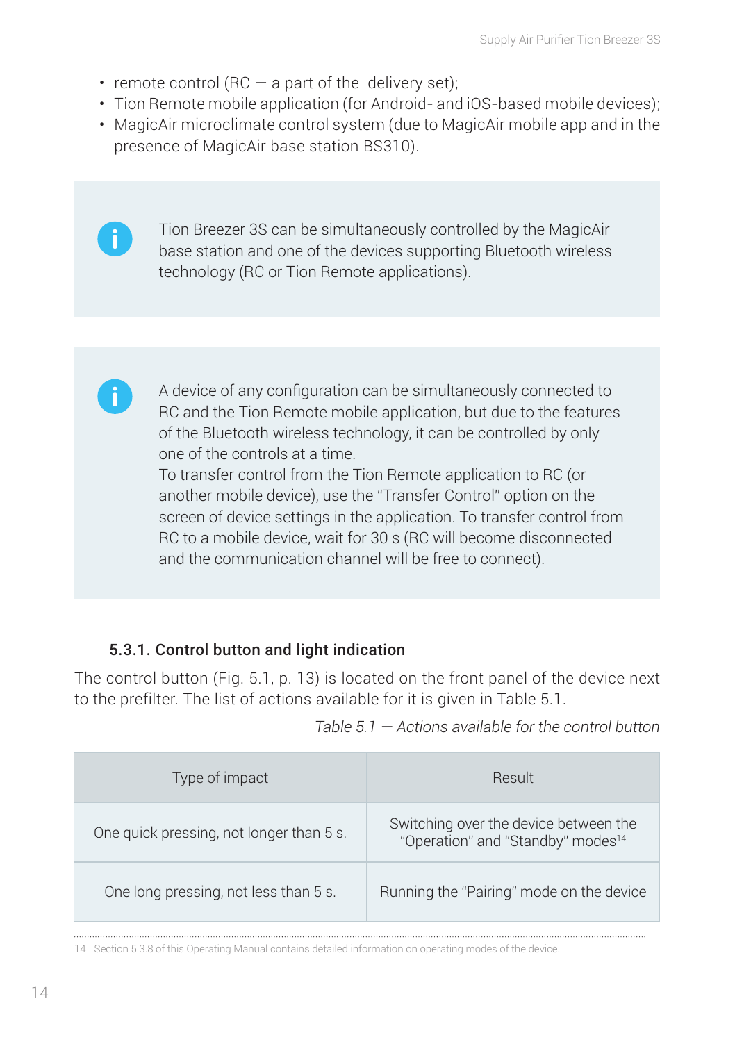- remote control (RC — a part of the  delivery set);
- Tion Remote mobile application (for Android- and iOS-based mobile devices);
- MagicAir microclimate control system (due to MagicAir mobile app and in the presence of MagicAir base station BS310).

Tion Breezer 3S can be simultaneously controlled by the MagicAir base station and one of the devices supporting Bluetooth wireless technology (RC or Tion Remote applications).

A device of any configuration can be simultaneously connected to RC and the Tion Remote mobile application, but due to the features of the Bluetooth wireless technology, it can be controlled by only one of the controls at a time.
To transfer control from the Tion Remote application to RC (or another mobile device), use the "Transfer Control" option on the screen of device settings in the application. To transfer control from RC to a mobile device, wait for 30 s (RC will become disconnected and the communication channel will be free to connect).

### 5.3.1. Control button and light indication

The control button (Fig. 5.1, p. 13) is located on the front panel of the device next to the prefilter. The list of actions available for it is given in Table 5.1.

*Table 5.1 — Actions available for the control button*

| Type of impact | Result |
|---|---|
| One quick pressing, not longer than 5 s. | Switching over the device between the "Operation" and "Standby" modes[14] |
| One long pressing, not less than 5 s. | Running the "Pairing" mode on the device |

14 Section 5.3.8 of this Operating Manual contains detailed information on operating modes of the device.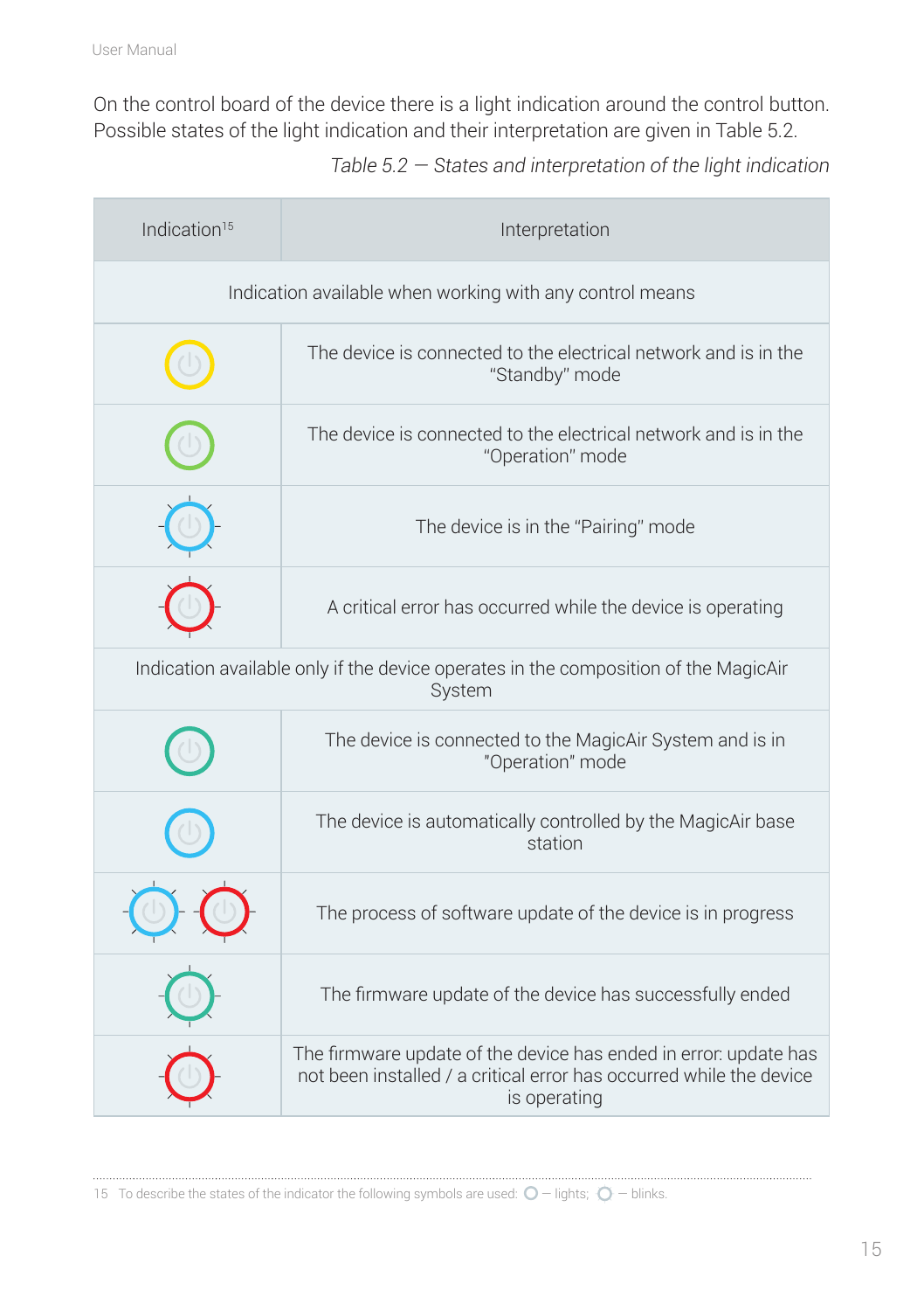On the control board of the device there is a light indication around the control button. Possible states of the light indication and their interpretation are given in Table 5.2.

*Table 5.2 — States and interpretation of the light indication*

| Indication[15] | Interpretation |
|---|---|
| Indication available when working with any control means | |
| Yellow (lights) | The device is connected to the electrical network and is in the "Standby" mode |
| Green (lights) | The device is connected to the electrical network and is in the "Operation" mode |
| Blue (blinks) | The device is in the "Pairing" mode |
| Red (blinks) | A critical error has occurred while the device is operating |
| Indication available only if the device operates in the composition of the MagicAir System | |
| Teal (lights) | The device is connected to the MagicAir System and is in "Operation" mode |
| Blue (lights) | The device is automatically controlled by the MagicAir base station |
| Blue (blinks), Red (blinks) | The process of software update of the device is in progress |
| Teal (blinks) | The firmware update of the device has successfully ended |
| Red (blinks) | The firmware update of the device has ended in error: update has not been installed / a critical error has occurred while the device is operating |

15 To describe the states of the indicator the following symbols are used: ○ — lights; ○ — blinks.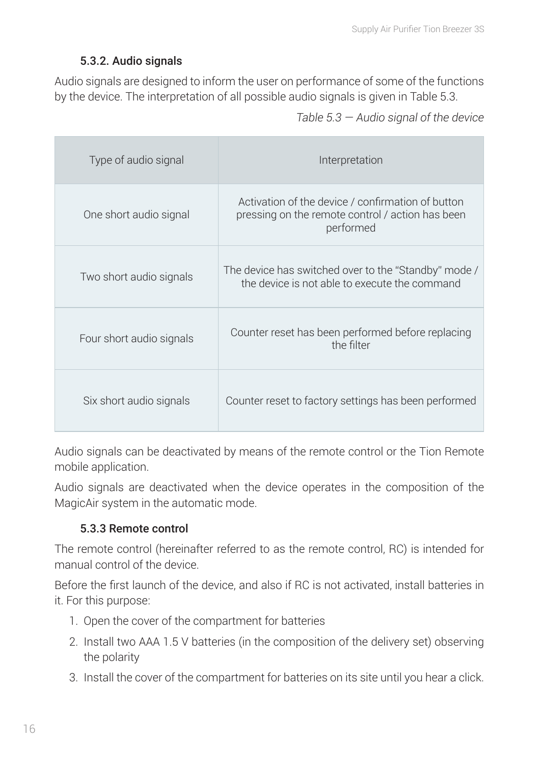### 5.3.2. Audio signals

Audio signals are designed to inform the user on performance of some of the functions by the device. The interpretation of all possible audio signals is given in Table 5.3.

*Table 5.3 — Audio signal of the device*

| Type of audio signal | Interpretation |
|---|---|
| One short audio signal | Activation of the device / confirmation of button pressing on the remote control / action has been performed |
| Two short audio signals | The device has switched over to the "Standby" mode / the device is not able to execute the command |
| Four short audio signals | Counter reset has been performed before replacing the filter |
| Six short audio signals | Counter reset to factory settings has been performed |

Audio signals can be deactivated by means of the remote control or the Tion Remote mobile application.

Audio signals are deactivated when the device operates in the composition of the MagicAir system in the automatic mode.

### 5.3.3 Remote control

The remote control (hereinafter referred to as the remote control, RC) is intended for manual control of the device.

Before the first launch of the device, and also if RC is not activated, install batteries in it. For this purpose:

1. Open the cover of the compartment for batteries
2. Install two AAA 1.5 V batteries (in the composition of the delivery set) observing the polarity
3. Install the cover of the compartment for batteries on its site until you hear a click.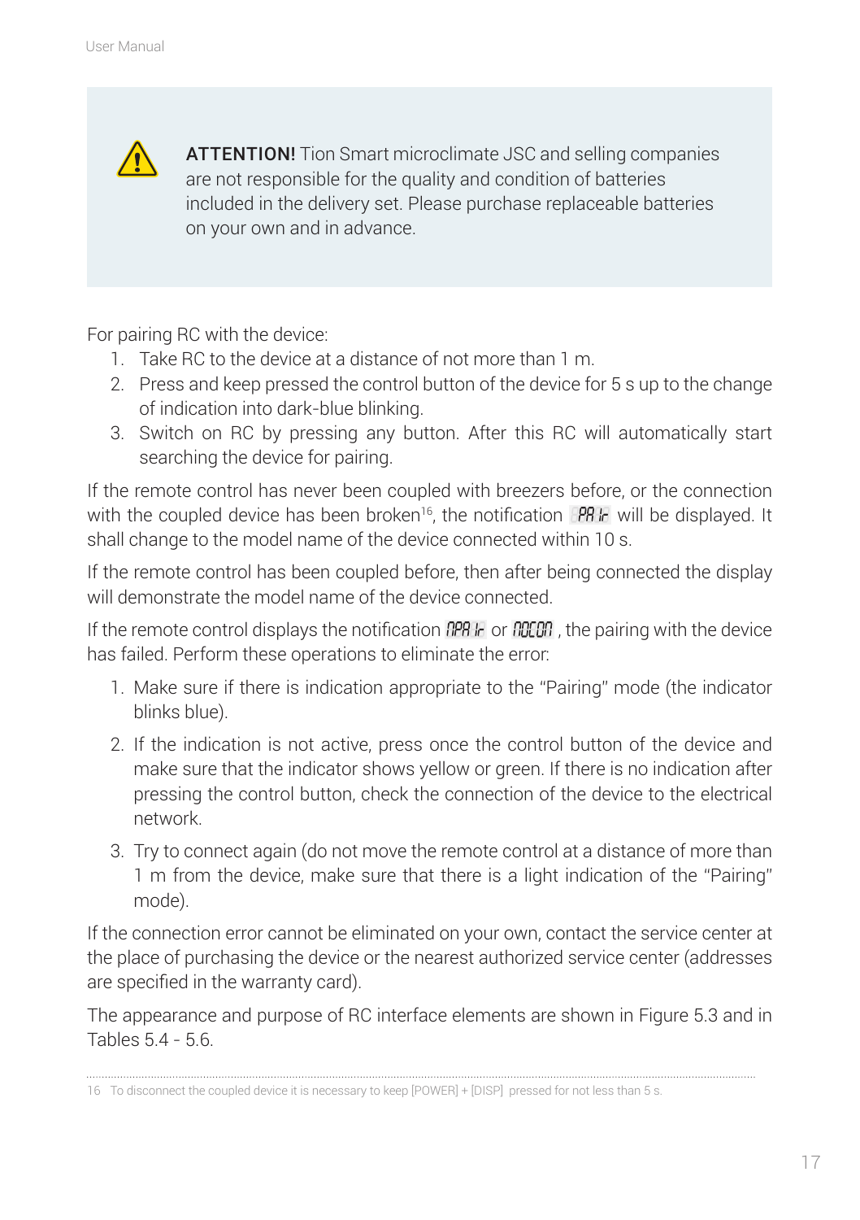> **ATTENTION!** Tion Smart microclimate JSC and selling companies are not responsible for the quality and condition of batteries included in the delivery set. Please purchase replaceable batteries on your own and in advance.

For pairing RC with the device:

1. Take RC to the device at a distance of not more than 1 m.
2. Press and keep pressed the control button of the device for 5 s up to the change of indication into dark-blue blinking.
3. Switch on RC by pressing any button. After this RC will automatically start searching the device for pairing.

If the remote control has never been coupled with breezers before, or the connection with the coupled device has been broken[16], the notification PAIr will be displayed. It shall change to the model name of the device connected within 10 s.

If the remote control has been coupled before, then after being connected the display will demonstrate the model name of the device connected.

If the remote control displays the notification nPAIr or nOCOn, the pairing with the device has failed. Perform these operations to eliminate the error:

1. Make sure if there is indication appropriate to the "Pairing" mode (the indicator blinks blue).
2. If the indication is not active, press once the control button of the device and make sure that the indicator shows yellow or green. If there is no indication after pressing the control button, check the connection of the device to the electrical network.
3. Try to connect again (do not move the remote control at a distance of more than 1 m from the device, make sure that there is a light indication of the "Pairing" mode).

If the connection error cannot be eliminated on your own, contact the service center at the place of purchasing the device or the nearest authorized service center (addresses are specified in the warranty card).

The appearance and purpose of RC interface elements are shown in Figure 5.3 and in Tables 5.4 - 5.6.

---

16 To disconnect the coupled device it is necessary to keep [POWER] + [DISP] pressed for not less than 5 s.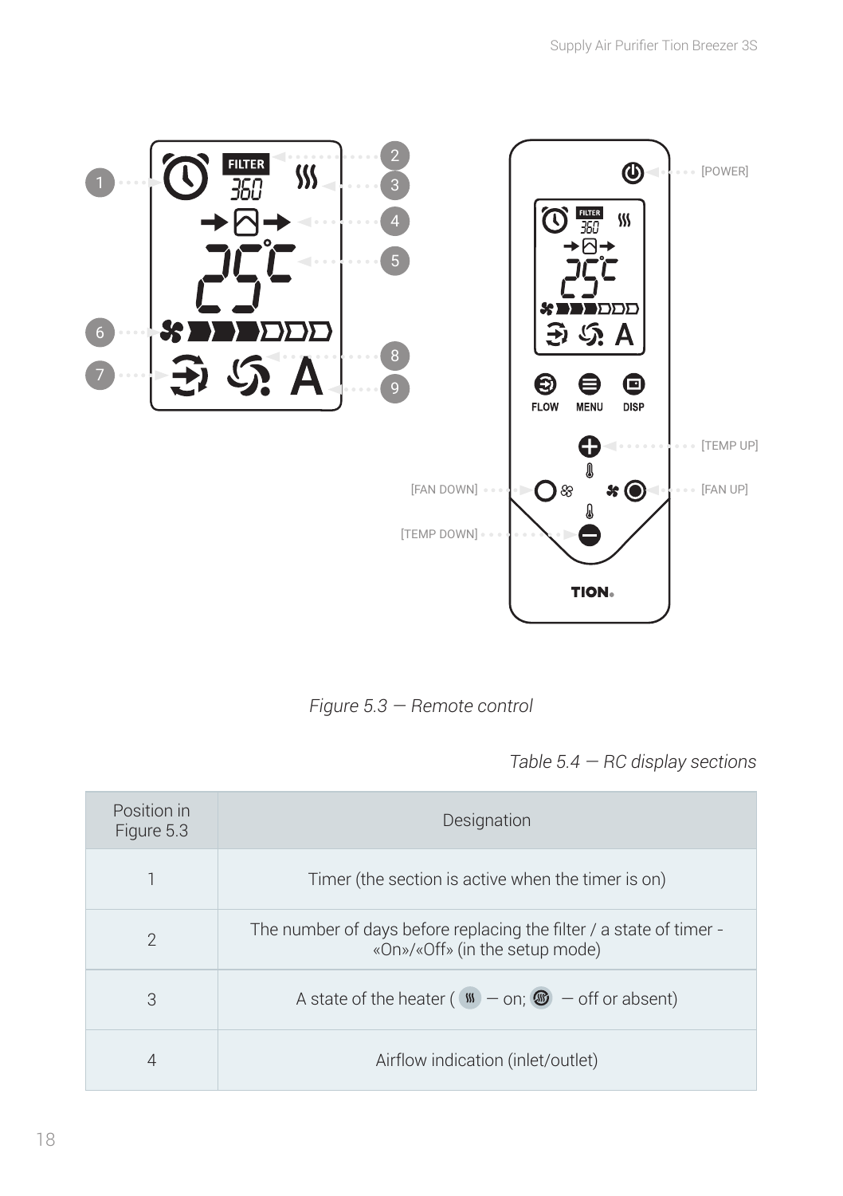*Figure 5.3 — Remote control*

*Table 5.4 — RC display sections*

| Position in Figure 5.3 | Designation |
|---|---|
| 1 | Timer (the section is active when the timer is on) |
| 2 | The number of days before replacing the filter / a state of timer - «On»/«Off» (in the setup mode) |
| 3 | A state of the heater ( — on; — off or absent) |
| 4 | Airflow indication (inlet/outlet) |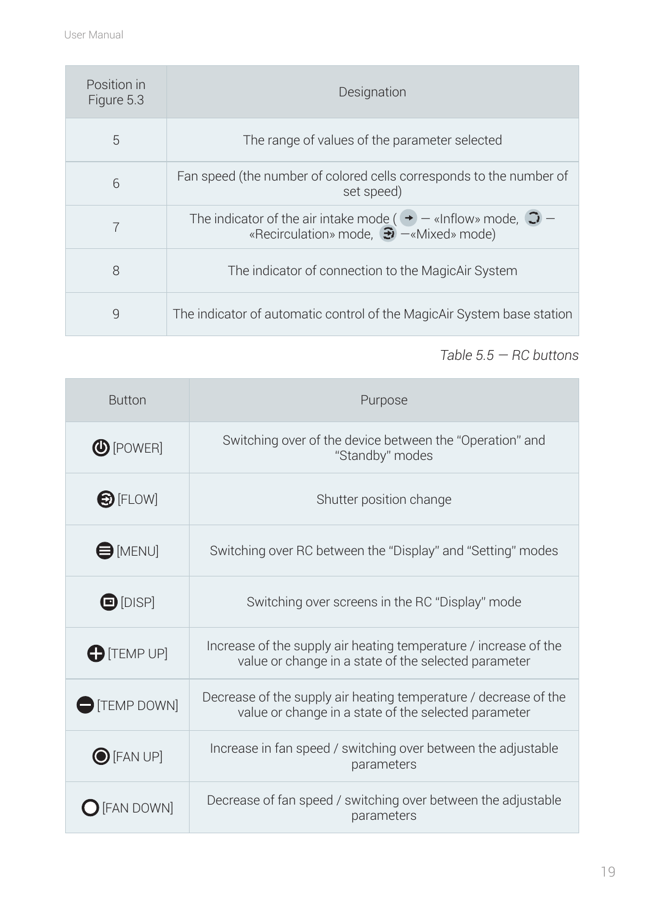| Position in Figure 5.3 | Designation |
|---|---|
| 5 | The range of values of the parameter selected |
| 6 | Fan speed (the number of colored cells corresponds to the number of set speed) |
| 7 | The indicator of the air intake mode ( — «Inflow» mode, — «Recirculation» mode, —«Mixed» mode) |
| 8 | The indicator of connection to the MagicAir System |
| 9 | The indicator of automatic control of the MagicAir System base station |

*Table 5.5 — RC buttons*

| Button | Purpose |
|---|---|
| [POWER] | Switching over of the device between the "Operation" and "Standby" modes |
| [FLOW] | Shutter position change |
| [MENU] | Switching over RC between the "Display" and "Setting" modes |
| [DISP] | Switching over screens in the RC "Display" mode |
| [TEMP UP] | Increase of the supply air heating temperature / increase of the value or change in a state of the selected parameter |
| [TEMP DOWN] | Decrease of the supply air heating temperature / decrease of the value or change in a state of the selected parameter |
| [FAN UP] | Increase in fan speed / switching over between the adjustable parameters |
| [FAN DOWN] | Decrease of fan speed / switching over between the adjustable parameters |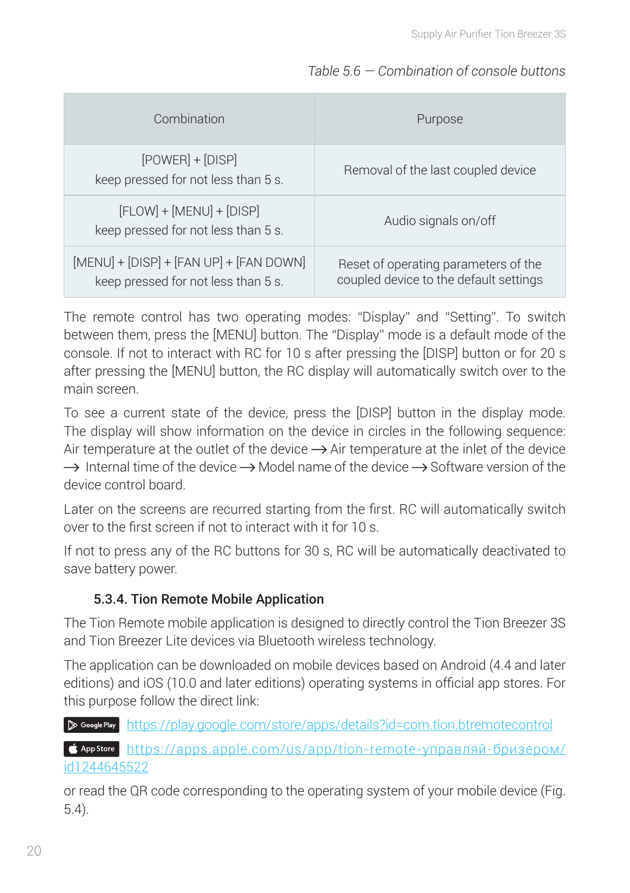*Table 5.6 — Combination of console buttons*

| Combination | Purpose |
|---|---|
| [POWER] + [DISP] keep pressed for not less than 5 s. | Removal of the last coupled device |
| [FLOW] + [MENU] + [DISP] keep pressed for not less than 5 s. | Audio signals on/off |
| [MENU] + [DISP] + [FAN UP] + [FAN DOWN] keep pressed for not less than 5 s. | Reset of operating parameters of the coupled device to the default settings |

The remote control has two operating modes: "Display" and "Setting". To switch between them, press the [MENU] button. The "Display" mode is a default mode of the console. If not to interact with RC for 10 s after pressing the [DISP] button or for 20 s after pressing the [MENU] button, the RC display will automatically switch over to the main screen.

To see a current state of the device, press the [DISP] button in the display mode. The display will show information on the device in circles in the following sequence: Air temperature at the outlet of the device ⟶ Air temperature at the inlet of the device ⟶ Internal time of the device ⟶ Model name of the device ⟶ Software version of the device control board.

Later on the screens are recurred starting from the first. RC will automatically switch over to the first screen if not to interact with it for 10 s.

If not to press any of the RC buttons for 30 s, RC will be automatically deactivated to save battery power.

### 5.3.4. Tion Remote Mobile Application

The Tion Remote mobile application is designed to directly control the Tion Breezer 3S and Tion Breezer Lite devices via Bluetooth wireless technology.

The application can be downloaded on mobile devices based on Android (4.4 and later editions) and iOS (10.0 and later editions) operating systems in official app stores. For this purpose follow the direct link:

Google Play https://play.google.com/store/apps/details?id=com.tion.btremotecontrol

App Store https://apps.apple.com/us/app/tion-remote-управляй-бризером/id1244645522

or read the QR code corresponding to the operating system of your mobile device (Fig. 5.4).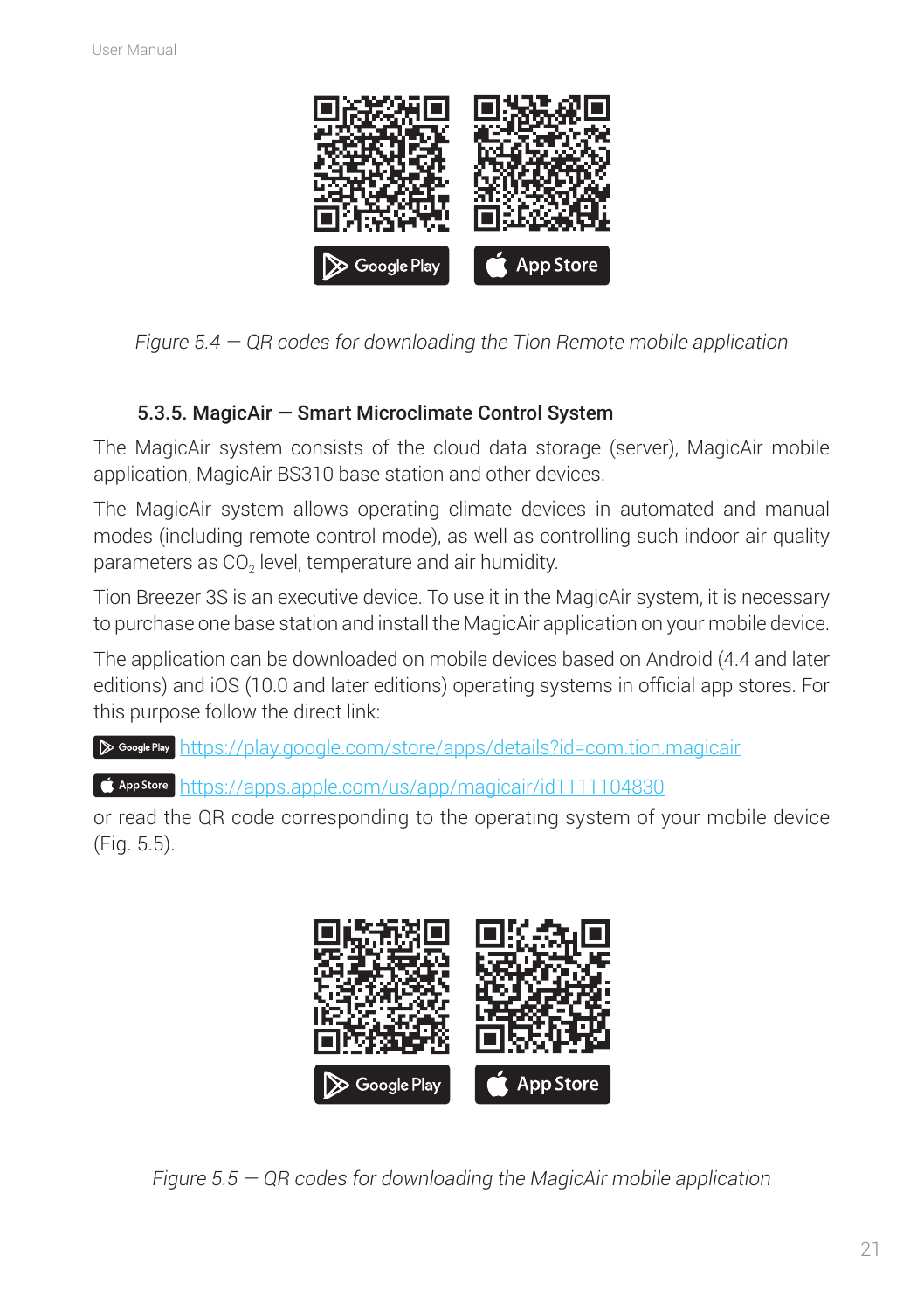*Figure 5.4 — QR codes for downloading the Tion Remote mobile application*

### 5.3.5. MagicAir — Smart Microclimate Control System

The MagicAir system consists of the cloud data storage (server), MagicAir mobile application, MagicAir BS310 base station and other devices.

The MagicAir system allows operating climate devices in automated and manual modes (including remote control mode), as well as controlling such indoor air quality parameters as $CO_2$ level, temperature and air humidity.

Tion Breezer 3S is an executive device. To use it in the MagicAir system, it is necessary to purchase one base station and install the MagicAir application on your mobile device.

The application can be downloaded on mobile devices based on Android (4.4 and later editions) and iOS (10.0 and later editions) operating systems in official app stores. For this purpose follow the direct link:

Google Play https://play.google.com/store/apps/details?id=com.tion.magicair

App Store https://apps.apple.com/us/app/magicair/id1111104830

or read the QR code corresponding to the operating system of your mobile device (Fig. 5.5).

*Figure 5.5 — QR codes for downloading the MagicAir mobile application*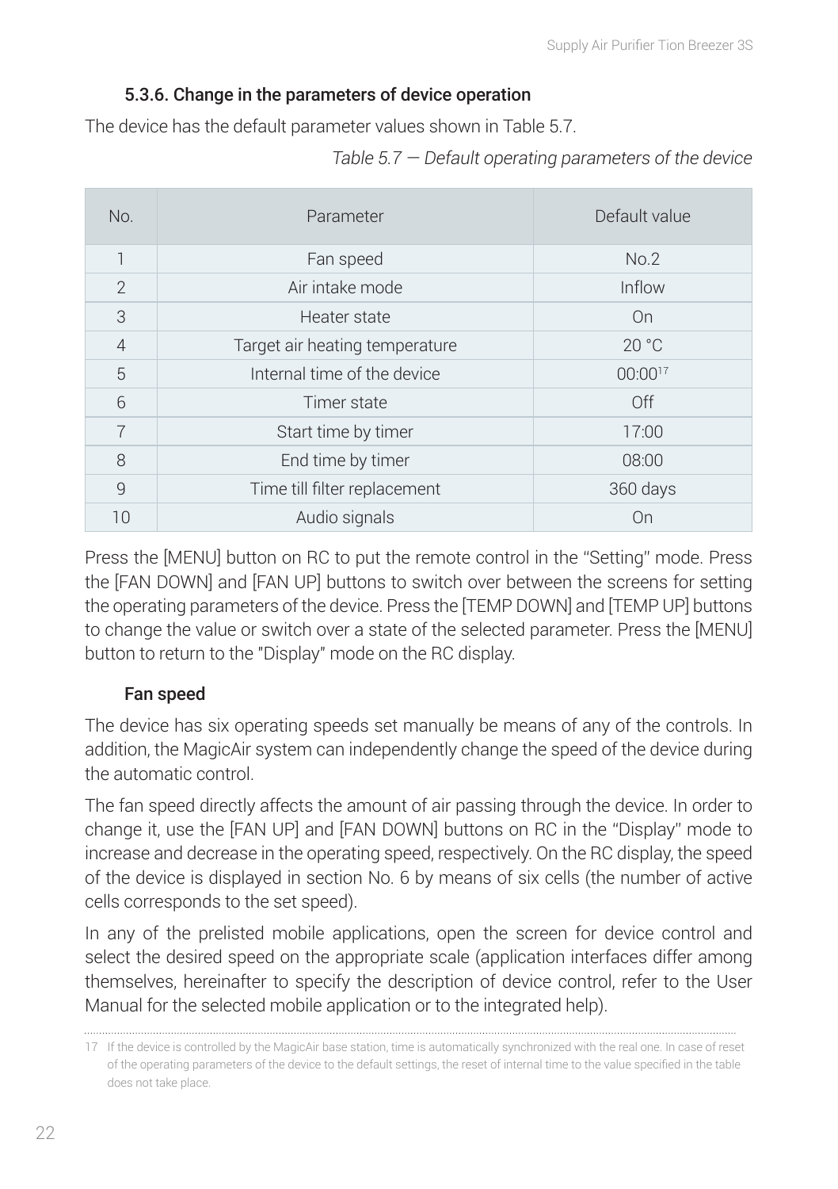### 5.3.6. Change in the parameters of device operation

The device has the default parameter values shown in Table 5.7.

*Table 5.7 — Default operating parameters of the device*

| No. | Parameter | Default value |
|---|---|---|
| 1 | Fan speed | No.2 |
| 2 | Air intake mode | Inflow |
| 3 | Heater state | On |
| 4 | Target air heating temperature | 20 °C |
| 5 | Internal time of the device | 00:00[17] |
| 6 | Timer state | Off |
| 7 | Start time by timer | 17:00 |
| 8 | End time by timer | 08:00 |
| 9 | Time till filter replacement | 360 days |
| 10 | Audio signals | On |

Press the [MENU] button on RC to put the remote control in the "Setting" mode. Press the [FAN DOWN] and [FAN UP] buttons to switch over between the screens for setting the operating parameters of the device. Press the [TEMP DOWN] and [TEMP UP] buttons to change the value or switch over a state of the selected parameter. Press the [MENU] button to return to the "Display" mode on the RC display.

**Fan speed**

The device has six operating speeds set manually be means of any of the controls. In addition, the MagicAir system can independently change the speed of the device during the automatic control.

The fan speed directly affects the amount of air passing through the device. In order to change it, use the [FAN UP] and [FAN DOWN] buttons on RC in the "Display" mode to increase and decrease in the operating speed, respectively. On the RC display, the speed of the device is displayed in section No. 6 by means of six cells (the number of active cells corresponds to the set speed).

In any of the prelisted mobile applications, open the screen for device control and select the desired speed on the appropriate scale (application interfaces differ among themselves, hereinafter to specify the description of device control, refer to the User Manual for the selected mobile application or to the integrated help).

17 If the device is controlled by the MagicAir base station, time is automatically synchronized with the real one. In case of reset of the operating parameters of the device to the default settings, the reset of internal time to the value specified in the table does not take place.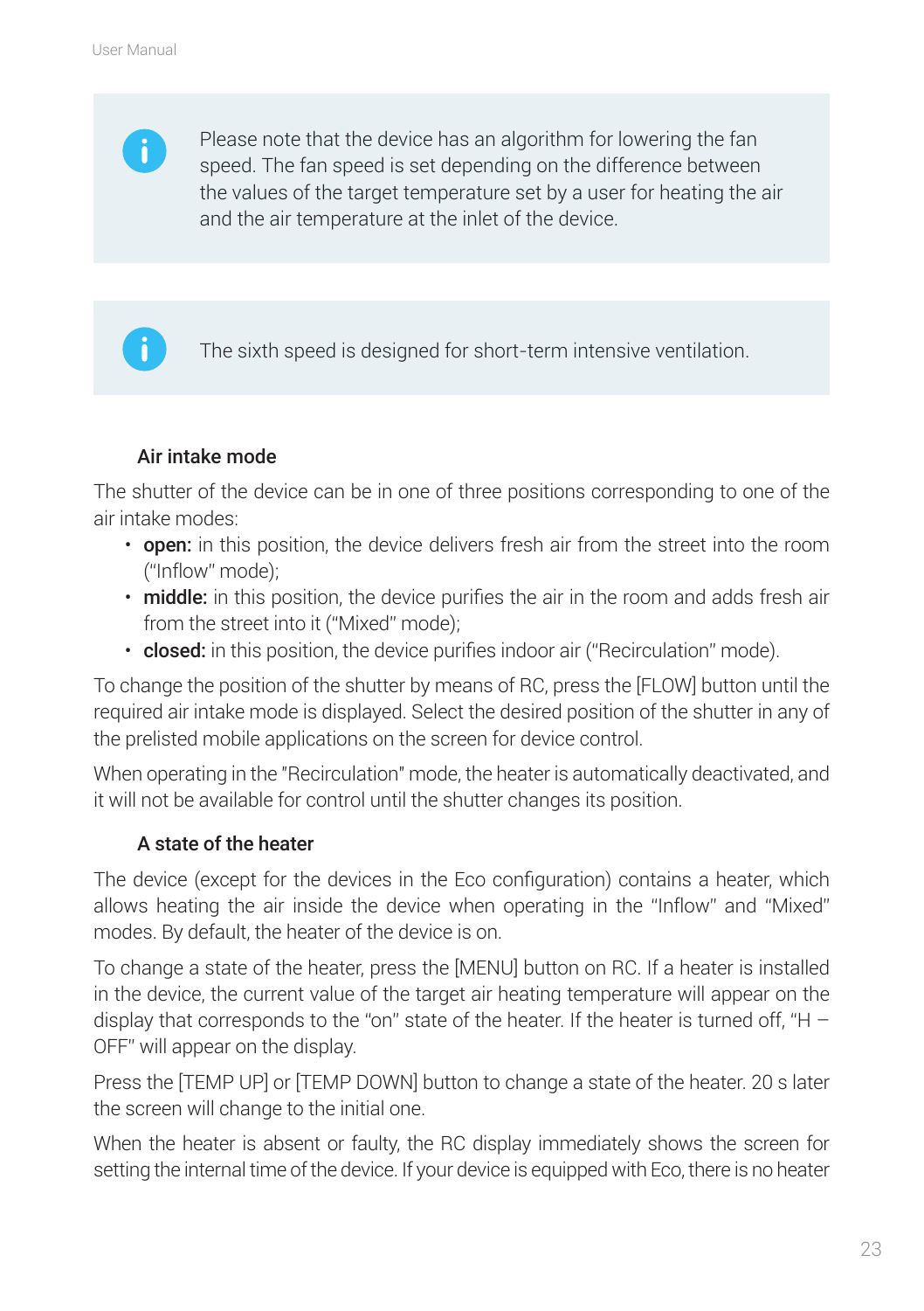> Please note that the device has an algorithm for lowering the fan speed. The fan speed is set depending on the difference between the values of the target temperature set by a user for heating the air and the air temperature at the inlet of the device.

> The sixth speed is designed for short-term intensive ventilation.

### Air intake mode

The shutter of the device can be in one of three positions corresponding to one of the air intake modes:

- **open:** in this position, the device delivers fresh air from the street into the room ("Inflow" mode);
- **middle:** in this position, the device purifies the air in the room and adds fresh air from the street into it ("Mixed" mode);
- **closed:** in this position, the device purifies indoor air ("Recirculation" mode).

To change the position of the shutter by means of RC, press the [FLOW] button until the required air intake mode is displayed. Select the desired position of the shutter in any of the prelisted mobile applications on the screen for device control.

When operating in the "Recirculation" mode, the heater is automatically deactivated, and it will not be available for control until the shutter changes its position.

### A state of the heater

The device (except for the devices in the Eco configuration) contains a heater, which allows heating the air inside the device when operating in the "Inflow" and "Mixed" modes. By default, the heater of the device is on.

To change a state of the heater, press the [MENU] button on RC. If a heater is installed in the device, the current value of the target air heating temperature will appear on the display that corresponds to the "on" state of the heater. If the heater is turned off, "H – OFF" will appear on the display.

Press the [TEMP UP] or [TEMP DOWN] button to change a state of the heater. 20 s later the screen will change to the initial one.

When the heater is absent or faulty, the RC display immediately shows the screen for setting the internal time of the device. If your device is equipped with Eco, there is no heater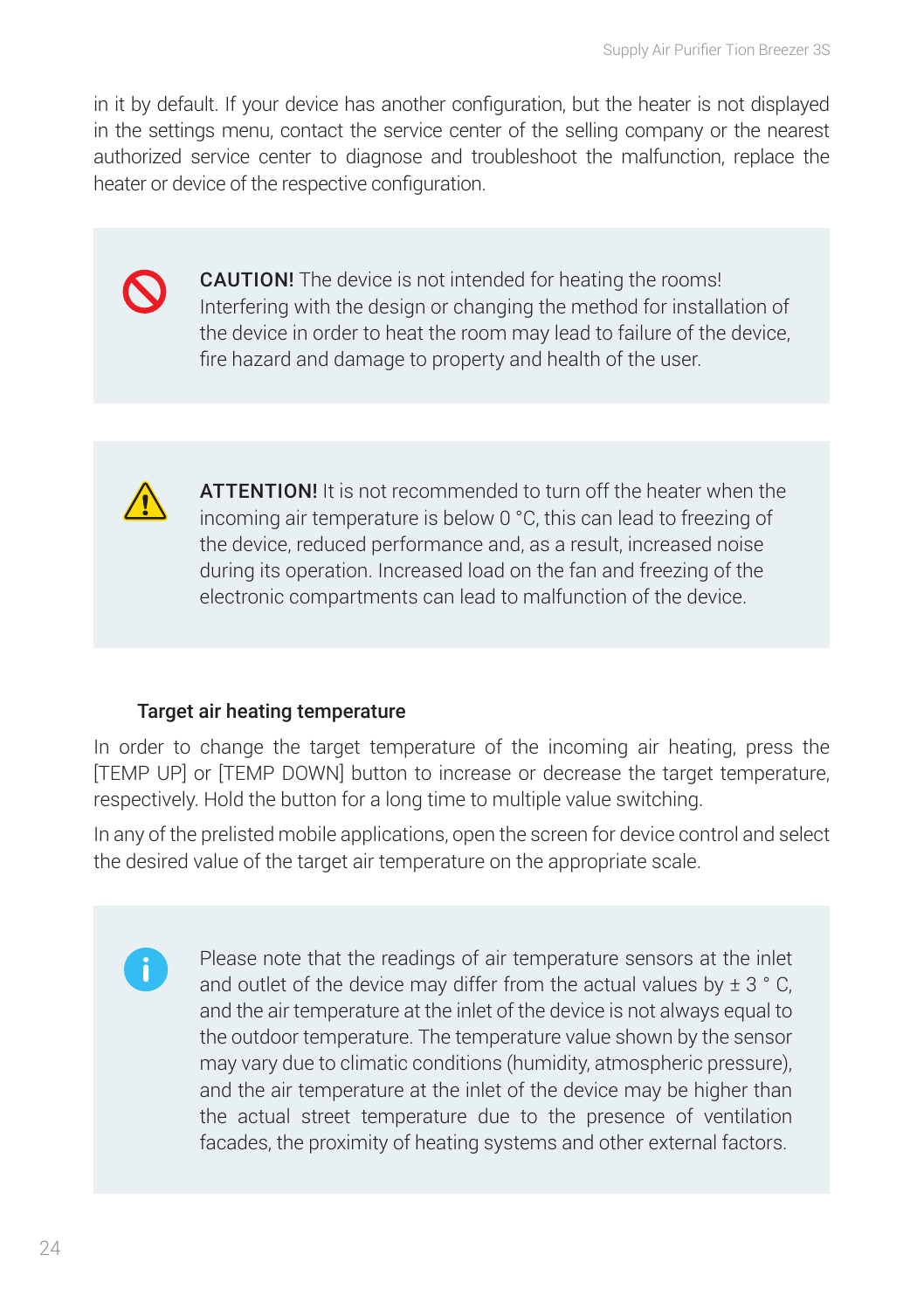in it by default. If your device has another configuration, but the heater is not displayed in the settings menu, contact the service center of the selling company or the nearest authorized service center to diagnose and troubleshoot the malfunction, replace the heater or device of the respective configuration.

**CAUTION!** The device is not intended for heating the rooms! Interfering with the design or changing the method for installation of the device in order to heat the room may lead to failure of the device, fire hazard and damage to property and health of the user.

**ATTENTION!** It is not recommended to turn off the heater when the incoming air temperature is below 0 °C, this can lead to freezing of the device, reduced performance and, as a result, increased noise during its operation. Increased load on the fan and freezing of the electronic compartments can lead to malfunction of the device.

### Target air heating temperature

In order to change the target temperature of the incoming air heating, press the [TEMP UP] or [TEMP DOWN] button to increase or decrease the target temperature, respectively. Hold the button for a long time to multiple value switching.

In any of the prelisted mobile applications, open the screen for device control and select the desired value of the target air temperature on the appropriate scale.

Please note that the readings of air temperature sensors at the inlet and outlet of the device may differ from the actual values by ± 3 ° C, and the air temperature at the inlet of the device is not always equal to the outdoor temperature. The temperature value shown by the sensor may vary due to climatic conditions (humidity, atmospheric pressure), and the air temperature at the inlet of the device may be higher than the actual street temperature due to the presence of ventilation facades, the proximity of heating systems and other external factors.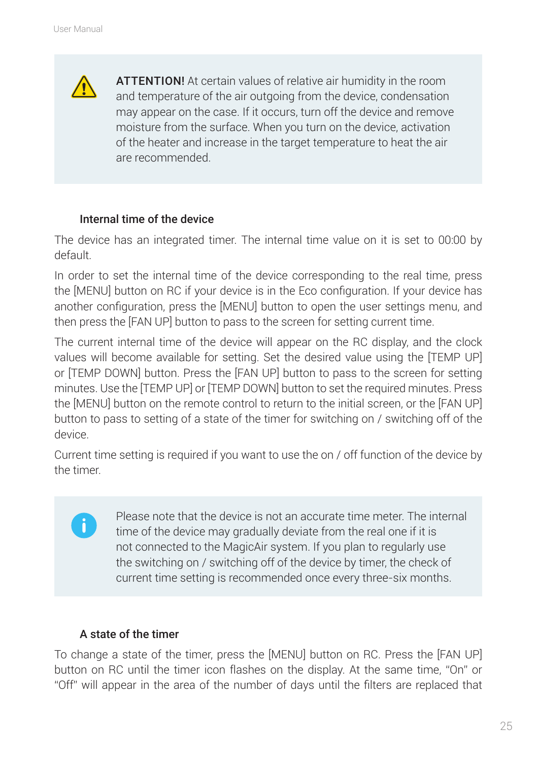**ATTENTION!** At certain values of relative air humidity in the room and temperature of the air outgoing from the device, condensation may appear on the case. If it occurs, turn off the device and remove moisture from the surface. When you turn on the device, activation of the heater and increase in the target temperature to heat the air are recommended.

### Internal time of the device

The device has an integrated timer. The internal time value on it is set to 00:00 by default.

In order to set the internal time of the device corresponding to the real time, press the [MENU] button on RC if your device is in the Eco configuration. If your device has another configuration, press the [MENU] button to open the user settings menu, and then press the [FAN UP] button to pass to the screen for setting current time.

The current internal time of the device will appear on the RC display, and the clock values will become available for setting. Set the desired value using the [TEMP UP] or [TEMP DOWN] button. Press the [FAN UP] button to pass to the screen for setting minutes. Use the [TEMP UP] or [TEMP DOWN] button to set the required minutes. Press the [MENU] button on the remote control to return to the initial screen, or the [FAN UP] button to pass to setting of a state of the timer for switching on / switching off of the device.

Current time setting is required if you want to use the on / off function of the device by the timer.

Please note that the device is not an accurate time meter. The internal time of the device may gradually deviate from the real one if it is not connected to the MagicAir system. If you plan to regularly use the switching on / switching off of the device by timer, the check of current time setting is recommended once every three-six months.

### A state of the timer

To change a state of the timer, press the [MENU] button on RC. Press the [FAN UP] button on RC until the timer icon flashes on the display. At the same time, “On” or “Off” will appear in the area of the number of days until the filters are replaced that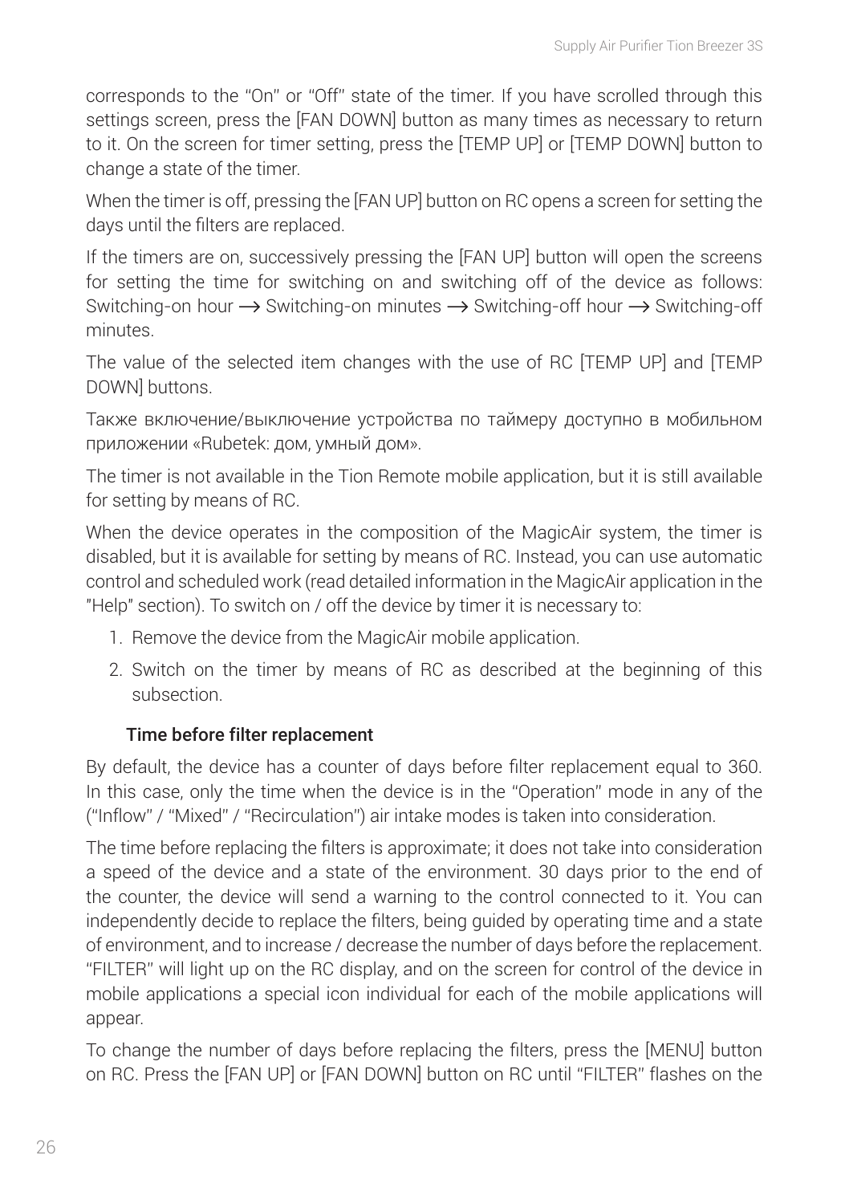corresponds to the "On" or "Off" state of the timer. If you have scrolled through this settings screen, press the [FAN DOWN] button as many times as necessary to return to it. On the screen for timer setting, press the [TEMP UP] or [TEMP DOWN] button to change a state of the timer.

When the timer is off, pressing the [FAN UP] button on RC opens a screen for setting the days until the filters are replaced.

If the timers are on, successively pressing the [FAN UP] button will open the screens for setting the time for switching on and switching off of the device as follows: Switching-on hour ⟶ Switching-on minutes ⟶ Switching-off hour ⟶ Switching-off minutes.

The value of the selected item changes with the use of RC [TEMP UP] and [TEMP DOWN] buttons.

Также включение/выключение устройства по таймеру доступно в мобильном приложении «Rubetek: дом, умный дом».

The timer is not available in the Tion Remote mobile application, but it is still available for setting by means of RC.

When the device operates in the composition of the MagicAir system, the timer is disabled, but it is available for setting by means of RC. Instead, you can use automatic control and scheduled work (read detailed information in the MagicAir application in the "Help" section). To switch on / off the device by timer it is necessary to:

1. Remove the device from the MagicAir mobile application.
2. Switch on the timer by means of RC as described at the beginning of this subsection.

**Time before filter replacement**

By default, the device has a counter of days before filter replacement equal to 360. In this case, only the time when the device is in the "Operation" mode in any of the ("Inflow" / "Mixed" / "Recirculation") air intake modes is taken into consideration.

The time before replacing the filters is approximate; it does not take into consideration a speed of the device and a state of the environment. 30 days prior to the end of the counter, the device will send a warning to the control connected to it. You can independently decide to replace the filters, being guided by operating time and a state of environment, and to increase / decrease the number of days before the replacement. "FILTER" will light up on the RC display, and on the screen for control of the device in mobile applications a special icon individual for each of the mobile applications will appear.

To change the number of days before replacing the filters, press the [MENU] button on RC. Press the [FAN UP] or [FAN DOWN] button on RC until "FILTER" flashes on the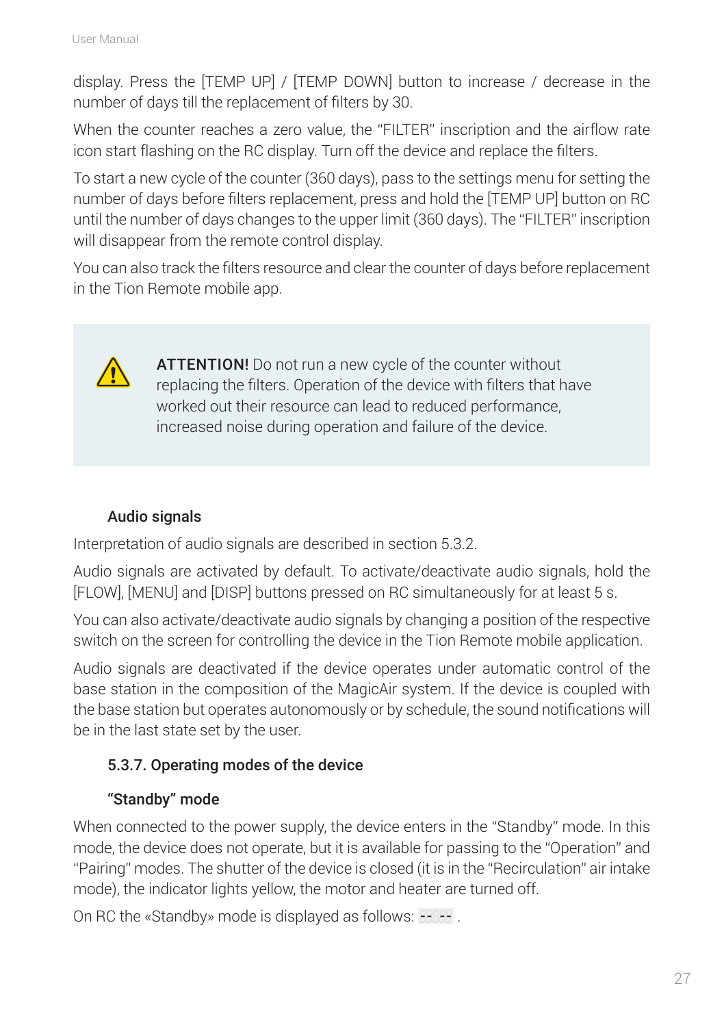display. Press the [TEMP UP] / [TEMP DOWN] button to increase / decrease in the number of days till the replacement of filters by 30.

When the counter reaches a zero value, the "FILTER" inscription and the airflow rate icon start flashing on the RC display. Turn off the device and replace the filters.

To start a new cycle of the counter (360 days), pass to the settings menu for setting the number of days before filters replacement, press and hold the [TEMP UP] button on RC until the number of days changes to the upper limit (360 days). The "FILTER" inscription will disappear from the remote control display.

You can also track the filters resource and clear the counter of days before replacement in the Tion Remote mobile app.

> **ATTENTION!** Do not run a new cycle of the counter without replacing the filters. Operation of the device with filters that have worked out their resource can lead to reduced performance, increased noise during operation and failure of the device.

#### Audio signals

Interpretation of audio signals are described in section 5.3.2.

Audio signals are activated by default. To activate/deactivate audio signals, hold the [FLOW], [MENU] and [DISP] buttons pressed on RC simultaneously for at least 5 s.

You can also activate/deactivate audio signals by changing a position of the respective switch on the screen for controlling the device in the Tion Remote mobile application.

Audio signals are deactivated if the device operates under automatic control of the base station in the composition of the MagicAir system. If the device is coupled with the base station but operates autonomously or by schedule, the sound notifications will be in the last state set by the user.

### 5.3.7. Operating modes of the device

#### "Standby" mode

When connected to the power supply, the device enters in the "Standby" mode. In this mode, the device does not operate, but it is available for passing to the "Operation" and "Pairing" modes. The shutter of the device is closed (it is in the "Recirculation" air intake mode), the indicator lights yellow, the motor and heater are turned off.

On RC the «Standby» mode is displayed as follows: -- -- .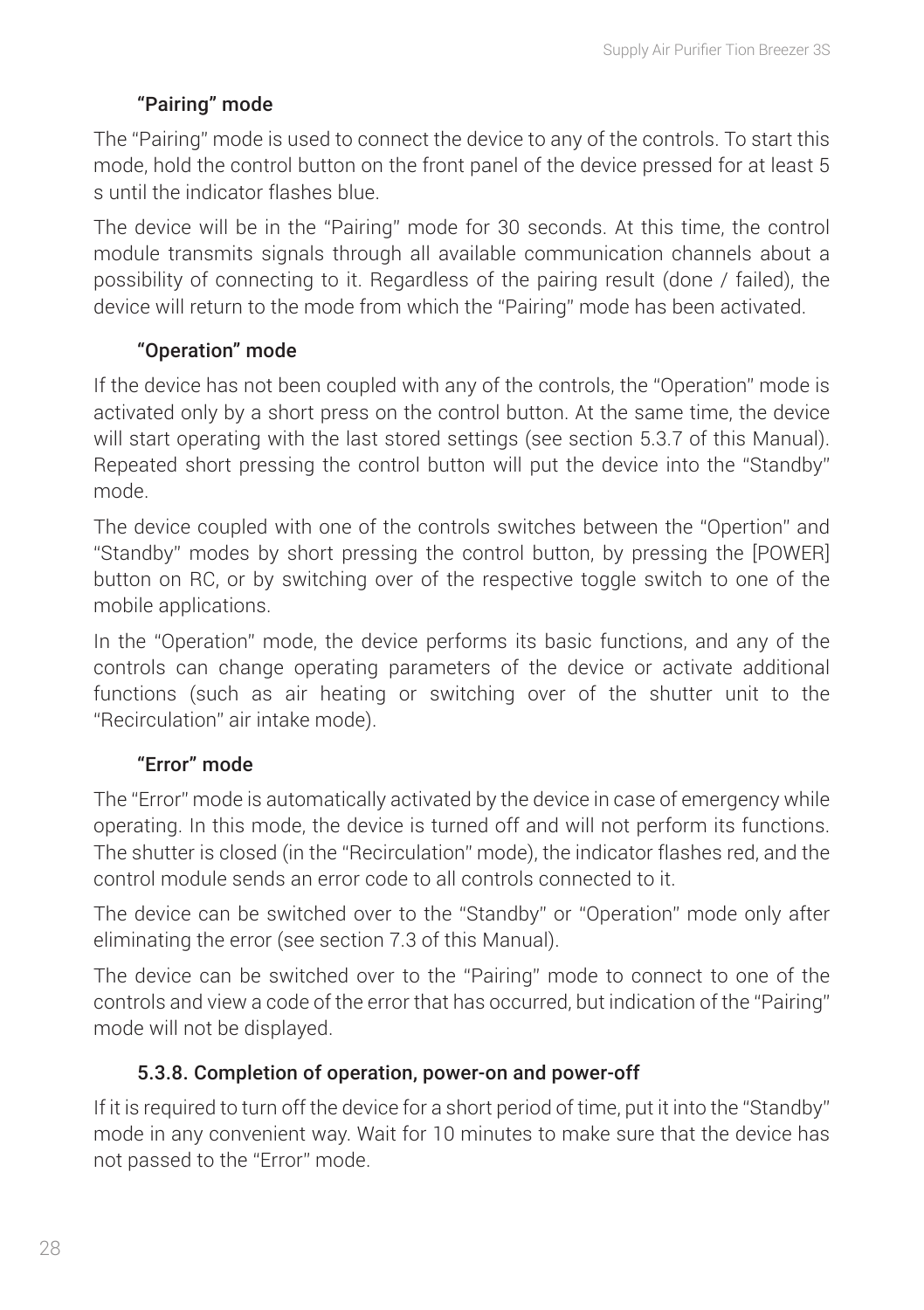#### “Pairing” mode

The “Pairing” mode is used to connect the device to any of the controls. To start this mode, hold the control button on the front panel of the device pressed for at least 5 s until the indicator flashes blue.

The device will be in the “Pairing” mode for 30 seconds. At this time, the control module transmits signals through all available communication channels about a possibility of connecting to it. Regardless of the pairing result (done / failed), the device will return to the mode from which the “Pairing” mode has been activated.

#### “Operation” mode

If the device has not been coupled with any of the controls, the “Operation” mode is activated only by a short press on the control button. At the same time, the device will start operating with the last stored settings (see section 5.3.7 of this Manual). Repeated short pressing the control button will put the device into the “Standby” mode.

The device coupled with one of the controls switches between the “Opertion” and “Standby” modes by short pressing the control button, by pressing the [POWER] button on RC, or by switching over of the respective toggle switch to one of the mobile applications.

In the “Operation” mode, the device performs its basic functions, and any of the controls can change operating parameters of the device or activate additional functions (such as air heating or switching over of the shutter unit to the “Recirculation” air intake mode).

#### “Error” mode

The “Error” mode is automatically activated by the device in case of emergency while operating. In this mode, the device is turned off and will not perform its functions. The shutter is closed (in the “Recirculation” mode), the indicator flashes red, and the control module sends an error code to all controls connected to it.

The device can be switched over to the “Standby” or “Operation” mode only after eliminating the error (see section 7.3 of this Manual).

The device can be switched over to the “Pairing” mode to connect to one of the controls and view a code of the error that has occurred, but indication of the “Pairing” mode will not be displayed.

#### 5.3.8. Completion of operation, power-on and power-off

If it is required to turn off the device for a short period of time, put it into the “Standby” mode in any convenient way. Wait for 10 minutes to make sure that the device has not passed to the “Error” mode.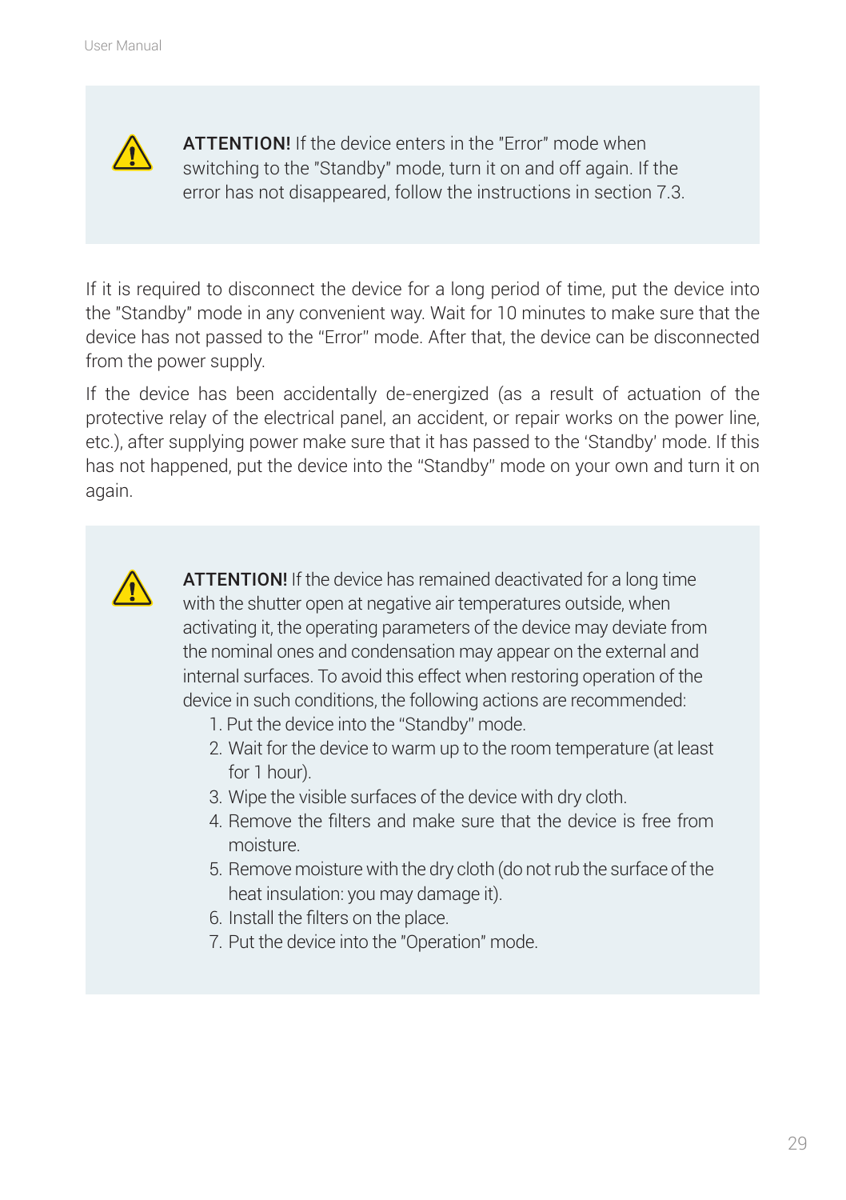> ⚠ **ATTENTION!** If the device enters in the "Error" mode when switching to the "Standby" mode, turn it on and off again. If the error has not disappeared, follow the instructions in section 7.3.

If it is required to disconnect the device for a long period of time, put the device into the "Standby" mode in any convenient way. Wait for 10 minutes to make sure that the device has not passed to the "Error" mode. After that, the device can be disconnected from the power supply.

If the device has been accidentally de-energized (as a result of actuation of the protective relay of the electrical panel, an accident, or repair works on the power line, etc.), after supplying power make sure that it has passed to the 'Standby' mode. If this has not happened, put the device into the "Standby" mode on your own and turn it on again.

> ⚠ **ATTENTION!** If the device has remained deactivated for a long time with the shutter open at negative air temperatures outside, when activating it, the operating parameters of the device may deviate from the nominal ones and condensation may appear on the external and internal surfaces. To avoid this effect when restoring operation of the device in such conditions, the following actions are recommended:
>
> 1. Put the device into the "Standby" mode.
> 2. Wait for the device to warm up to the room temperature (at least for 1 hour).
> 3. Wipe the visible surfaces of the device with dry cloth.
> 4. Remove the filters and make sure that the device is free from moisture.
> 5. Remove moisture with the dry cloth (do not rub the surface of the heat insulation: you may damage it).
> 6. Install the filters on the place.
> 7. Put the device into the "Operation" mode.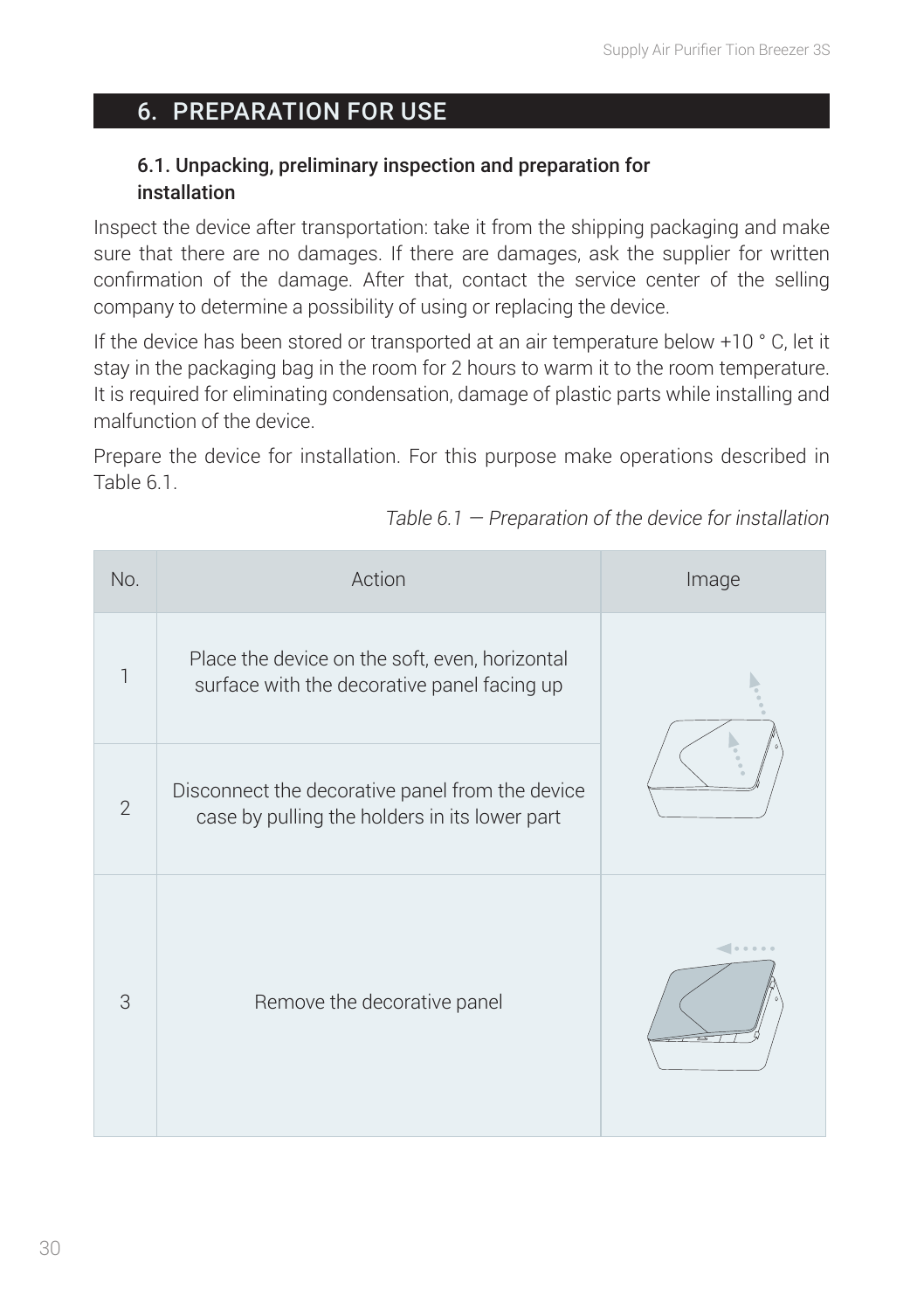## 6. PREPARATION FOR USE

### 6.1. Unpacking, preliminary inspection and preparation for installation

Inspect the device after transportation: take it from the shipping packaging and make sure that there are no damages. If there are damages, ask the supplier for written confirmation of the damage. After that, contact the service center of the selling company to determine a possibility of using or replacing the device.

If the device has been stored or transported at an air temperature below +10 ° C, let it stay in the packaging bag in the room for 2 hours to warm it to the room temperature. It is required for eliminating condensation, damage of plastic parts while installing and malfunction of the device.

Prepare the device for installation. For this purpose make operations described in Table 6.1.

*Table 6.1 — Preparation of the device for installation*

| No. | Action | Image |
| --- | --- | --- |
| 1 | Place the device on the soft, even, horizontal surface with the decorative panel facing up | |
| 2 | Disconnect the decorative panel from the device case by pulling the holders in its lower part | |
| 3 | Remove the decorative panel | |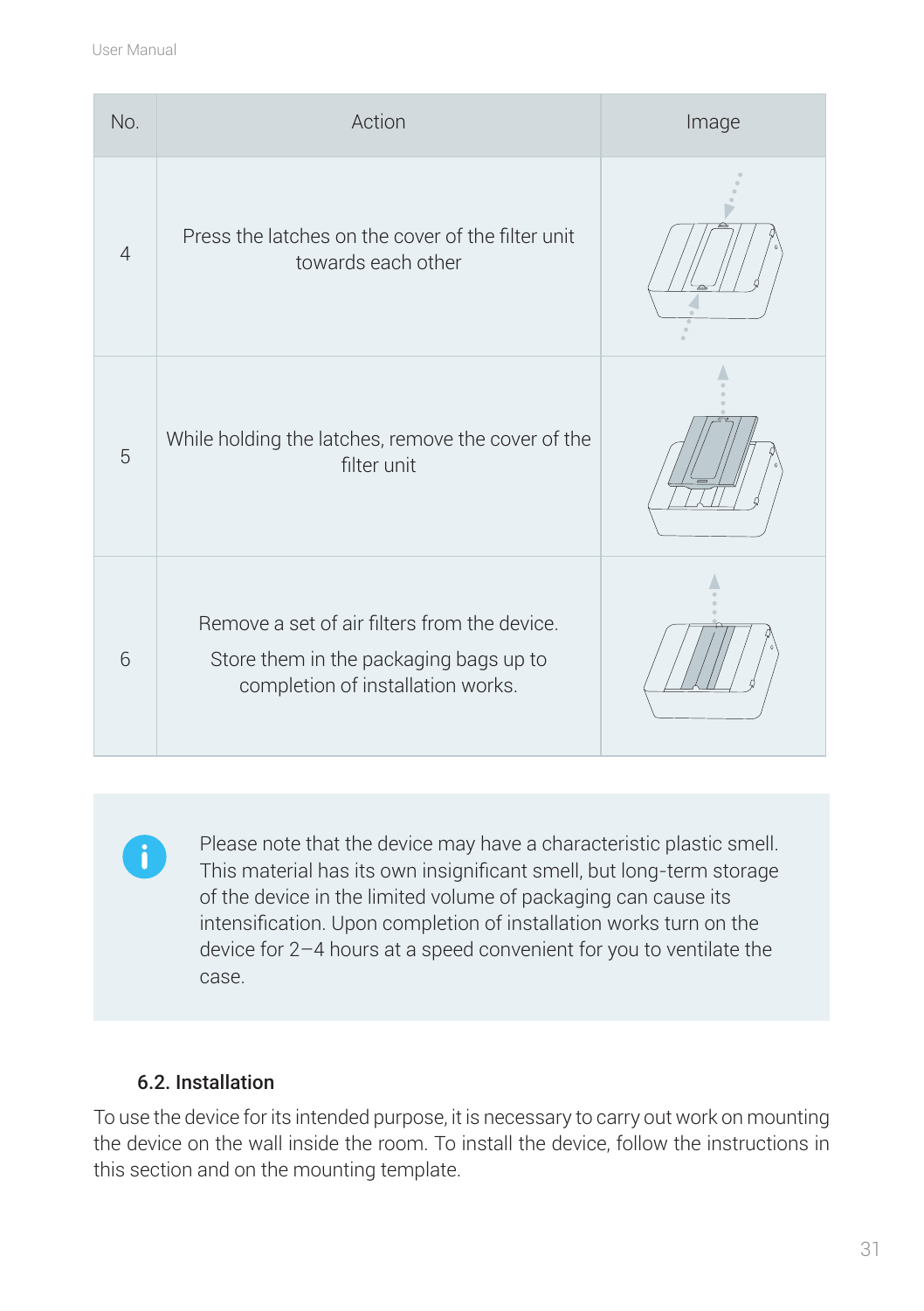| No. | Action | Image |
| --- | --- | --- |
| 4 | Press the latches on the cover of the filter unit towards each other | |
| 5 | While holding the latches, remove the cover of the filter unit | |
| 6 | Remove a set of air filters from the device.<br><br>Store them in the packaging bags up to completion of installation works. | |

Please note that the device may have a characteristic plastic smell. This material has its own insignificant smell, but long-term storage of the device in the limited volume of packaging can cause its intensification. Upon completion of installation works turn on the device for 2–4 hours at a speed convenient for you to ventilate the case.

### 6.2. Installation

To use the device for its intended purpose, it is necessary to carry out work on mounting the device on the wall inside the room. To install the device, follow the instructions in this section and on the mounting template.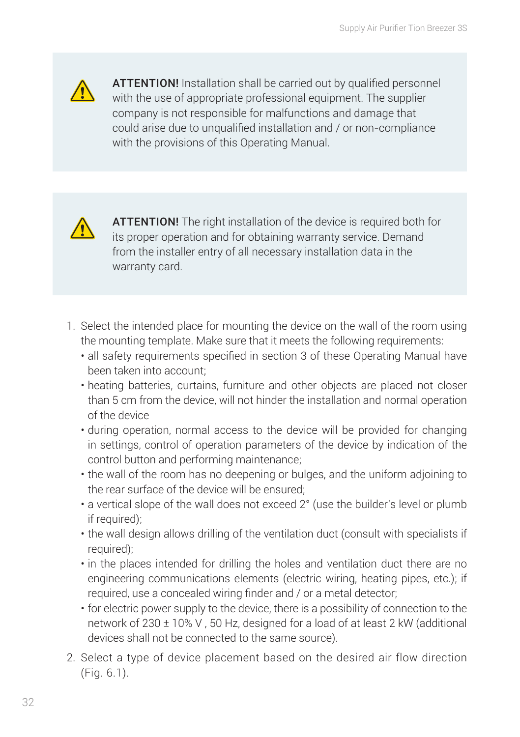**ATTENTION!** Installation shall be carried out by qualified personnel with the use of appropriate professional equipment. The supplier company is not responsible for malfunctions and damage that could arise due to unqualified installation and / or non-compliance with the provisions of this Operating Manual.

**ATTENTION!** The right installation of the device is required both for its proper operation and for obtaining warranty service. Demand from the installer entry of all necessary installation data in the warranty card.

1. Select the intended place for mounting the device on the wall of the room using the mounting template. Make sure that it meets the following requirements:
   - all safety requirements specified in section 3 of these Operating Manual have been taken into account;
   - heating batteries, curtains, furniture and other objects are placed not closer than 5 cm from the device, will not hinder the installation and normal operation of the device
   - during operation, normal access to the device will be provided for changing in settings, control of operation parameters of the device by indication of the control button and performing maintenance;
   - the wall of the room has no deepening or bulges, and the uniform adjoining to the rear surface of the device will be ensured;
   - a vertical slope of the wall does not exceed 2° (use the builder's level or plumb if required);
   - the wall design allows drilling of the ventilation duct (consult with specialists if required);
   - in the places intended for drilling the holes and ventilation duct there are no engineering communications elements (electric wiring, heating pipes, etc.); if required, use a concealed wiring finder and / or a metal detector;
   - for electric power supply to the device, there is a possibility of connection to the network of 230 ± 10% V , 50 Hz, designed for a load of at least 2 kW (additional devices shall not be connected to the same source).
2. Select a type of device placement based on the desired air flow direction (Fig. 6.1).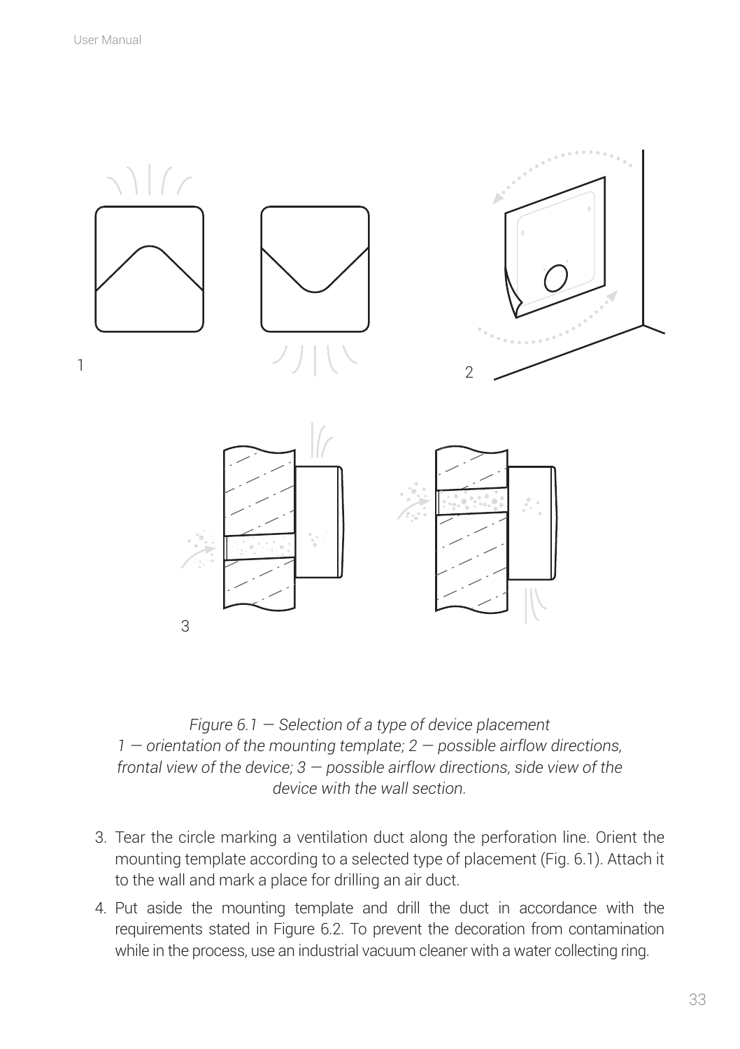*Figure 6.1 — Selection of a type of device placement*
*1 — orientation of the mounting template; 2 — possible airflow directions, frontal view of the device; 3 — possible airflow directions, side view of the device with the wall section.*

3. Tear the circle marking a ventilation duct along the perforation line. Orient the mounting template according to a selected type of placement (Fig. 6.1). Attach it to the wall and mark a place for drilling an air duct.
4. Put aside the mounting template and drill the duct in accordance with the requirements stated in Figure 6.2. To prevent the decoration from contamination while in the process, use an industrial vacuum cleaner with a water collecting ring.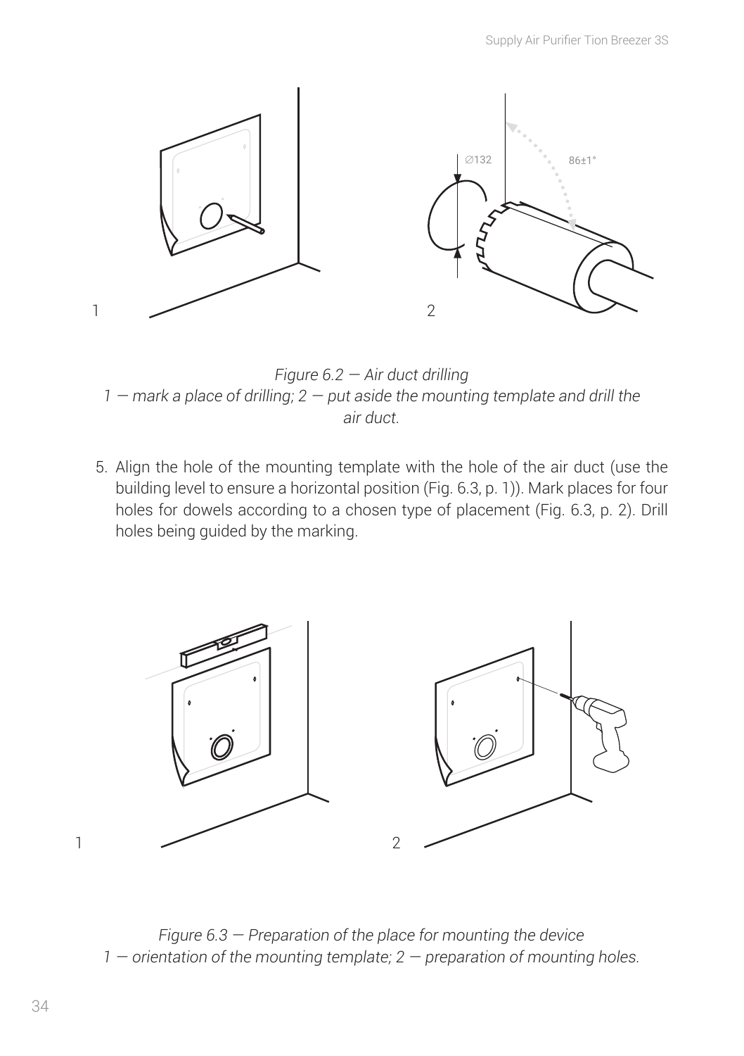*Figure 6.2 — Air duct drilling*
*1 — mark a place of drilling; 2 — put aside the mounting template and drill the air duct.*

5. Align the hole of the mounting template with the hole of the air duct (use the building level to ensure a horizontal position (Fig. 6.3, p. 1)). Mark places for four holes for dowels according to a chosen type of placement (Fig. 6.3, p. 2). Drill holes being guided by the marking.

*Figure 6.3 — Preparation of the place for mounting the device*
*1 — orientation of the mounting template; 2 — preparation of mounting holes.*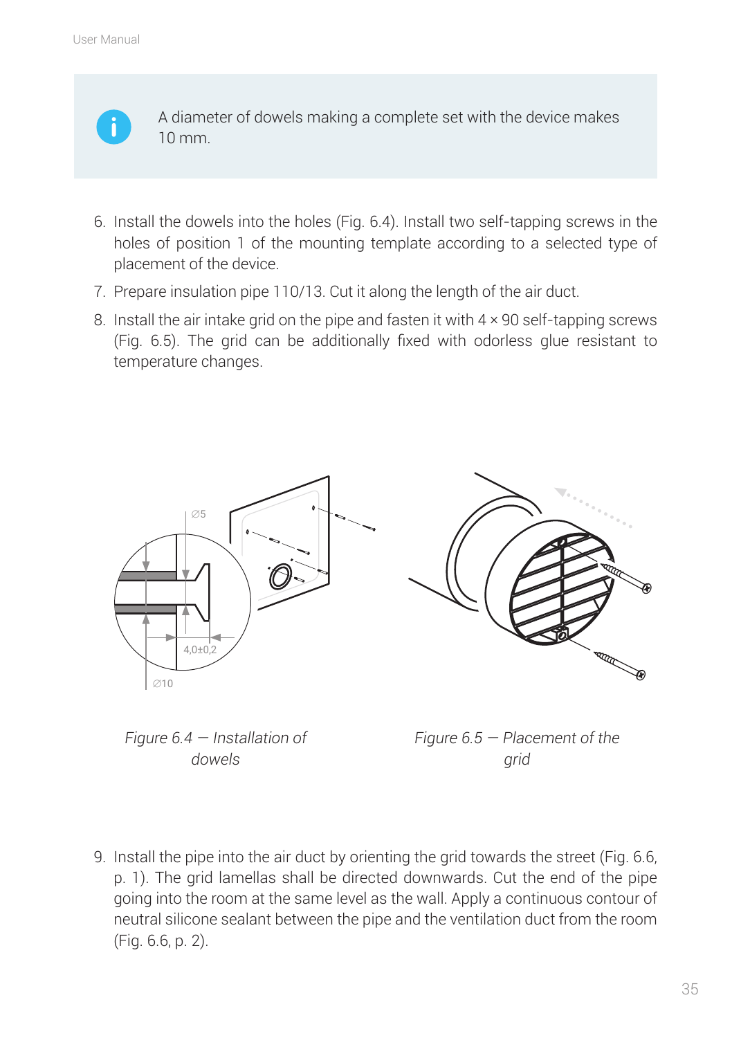> A diameter of dowels making a complete set with the device makes 10 mm.

6. Install the dowels into the holes (Fig. 6.4). Install two self-tapping screws in the holes of position 1 of the mounting template according to a selected type of placement of the device.
7. Prepare insulation pipe 110/13. Cut it along the length of the air duct.
8. Install the air intake grid on the pipe and fasten it with 4 × 90 self-tapping screws (Fig. 6.5). The grid can be additionally fixed with odorless glue resistant to temperature changes.

*Figure 6.4 — Installation of dowels*

*Figure 6.5 — Placement of the grid*

9. Install the pipe into the air duct by orienting the grid towards the street (Fig. 6.6, p. 1). The grid lamellas shall be directed downwards. Cut the end of the pipe going into the room at the same level as the wall. Apply a continuous contour of neutral silicone sealant between the pipe and the ventilation duct from the room (Fig. 6.6, p. 2).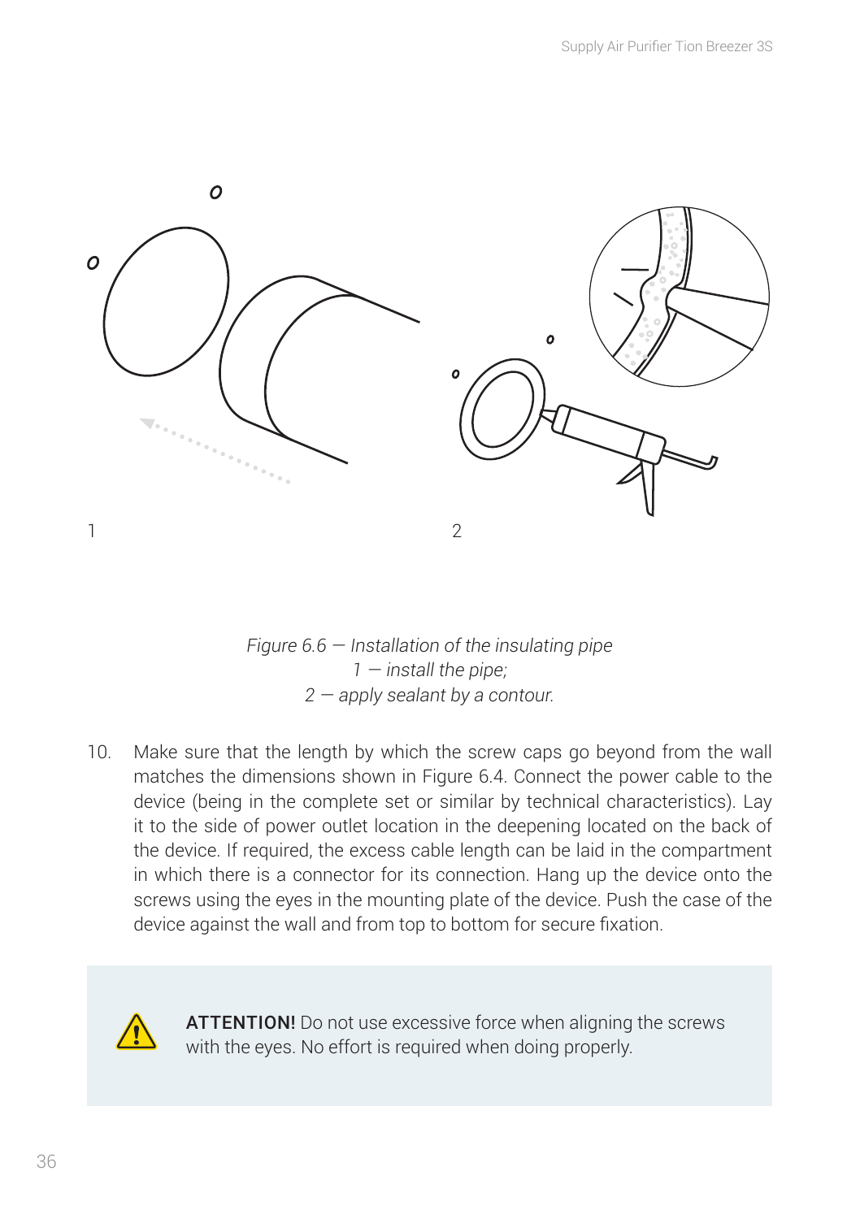1

2

*Figure 6.6 — Installation of the insulating pipe*
*1 — install the pipe;*
*2 — apply sealant by a contour.*

10. Make sure that the length by which the screw caps go beyond from the wall matches the dimensions shown in Figure 6.4. Connect the power cable to the device (being in the complete set or similar by technical characteristics). Lay it to the side of power outlet location in the deepening located on the back of the device. If required, the excess cable length can be laid in the compartment in which there is a connector for its connection. Hang up the device onto the screws using the eyes in the mounting plate of the device. Push the case of the device against the wall and from top to bottom for secure fixation.

**ATTENTION!** Do not use excessive force when aligning the screws with the eyes. No effort is required when doing properly.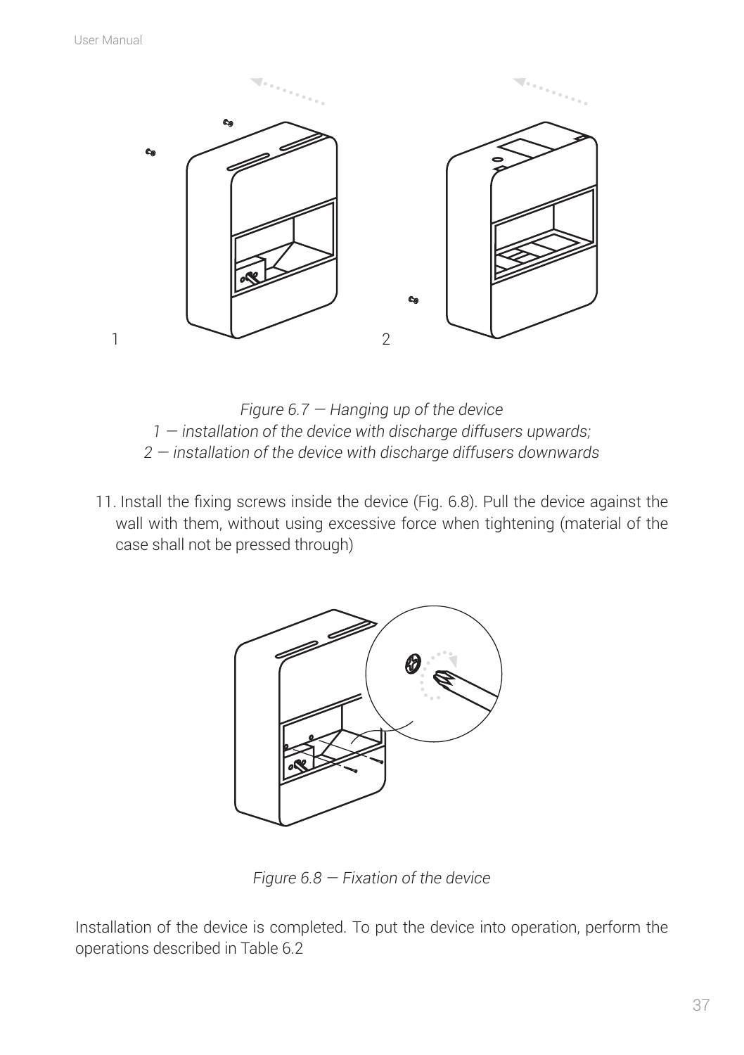1 2

*Figure 6.7 — Hanging up of the device*
*1 — installation of the device with discharge diffusers upwards;*
*2 — installation of the device with discharge diffusers downwards*

11. Install the fixing screws inside the device (Fig. 6.8). Pull the device against the wall with them, without using excessive force when tightening (material of the case shall not be pressed through)

*Figure 6.8 — Fixation of the device*

Installation of the device is completed. To put the device into operation, perform the operations described in Table 6.2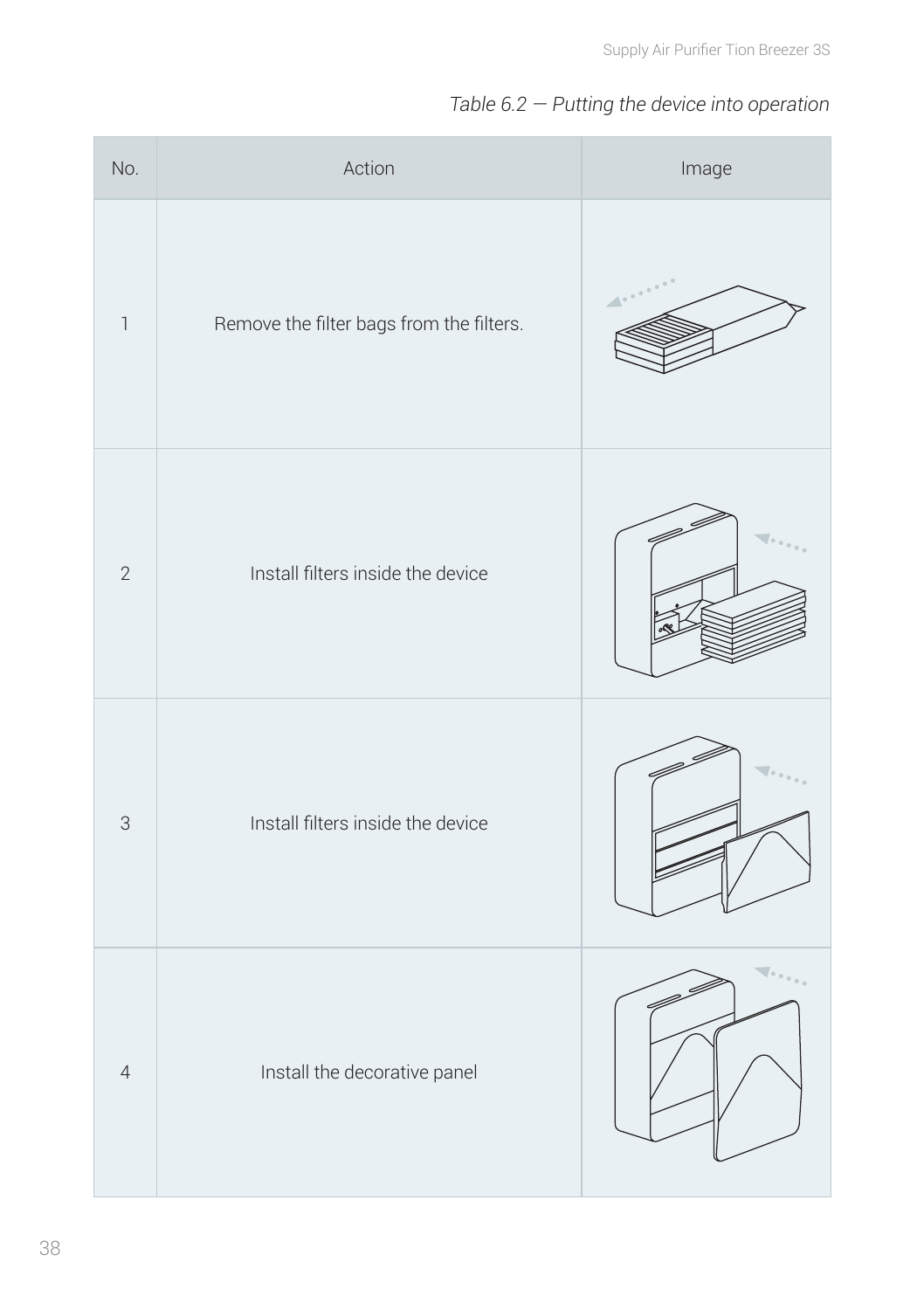*Table 6.2 — Putting the device into operation*

| No. | Action | Image |
| --- | --- | --- |
| 1 | Remove the filter bags from the filters. | |
| 2 | Install filters inside the device | |
| 3 | Install filters inside the device | |
| 4 | Install the decorative panel | |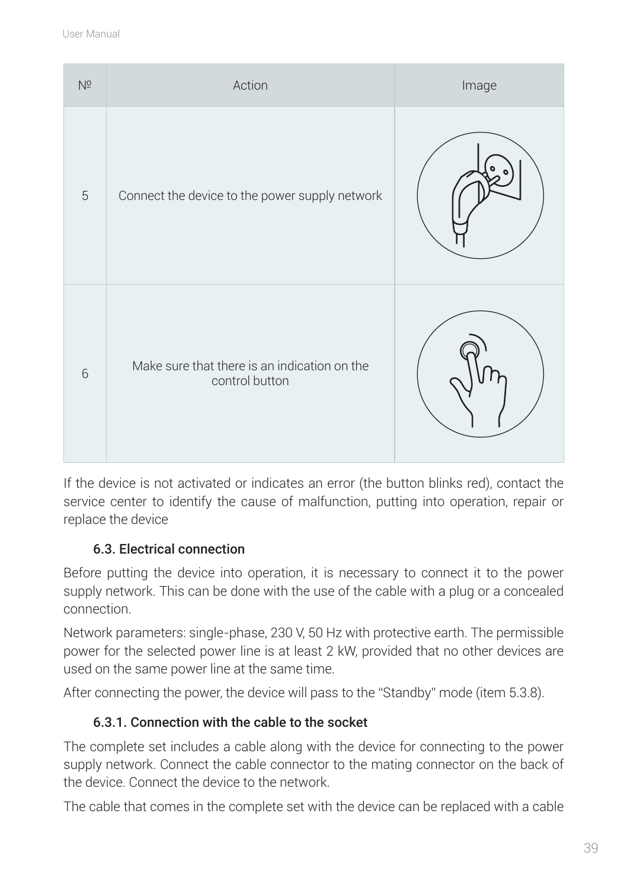| № | Action | Image |
| --- | --- | --- |
| 5 | Connect the device to the power supply network | |
| 6 | Make sure that there is an indication on the control button | |

If the device is not activated or indicates an error (the button blinks red), contact the service center to identify the cause of malfunction, putting into operation, repair or replace the device

### 6.3. Electrical connection

Before putting the device into operation, it is necessary to connect it to the power supply network. This can be done with the use of the cable with a plug or a concealed connection.

Network parameters: single-phase, 230 V, 50 Hz with protective earth. The permissible power for the selected power line is at least 2 kW, provided that no other devices are used on the same power line at the same time.

After connecting the power, the device will pass to the "Standby" mode (item 5.3.8).

#### 6.3.1. Connection with the cable to the socket

The complete set includes a cable along with the device for connecting to the power supply network. Connect the cable connector to the mating connector on the back of the device. Connect the device to the network.

The cable that comes in the complete set with the device can be replaced with a cable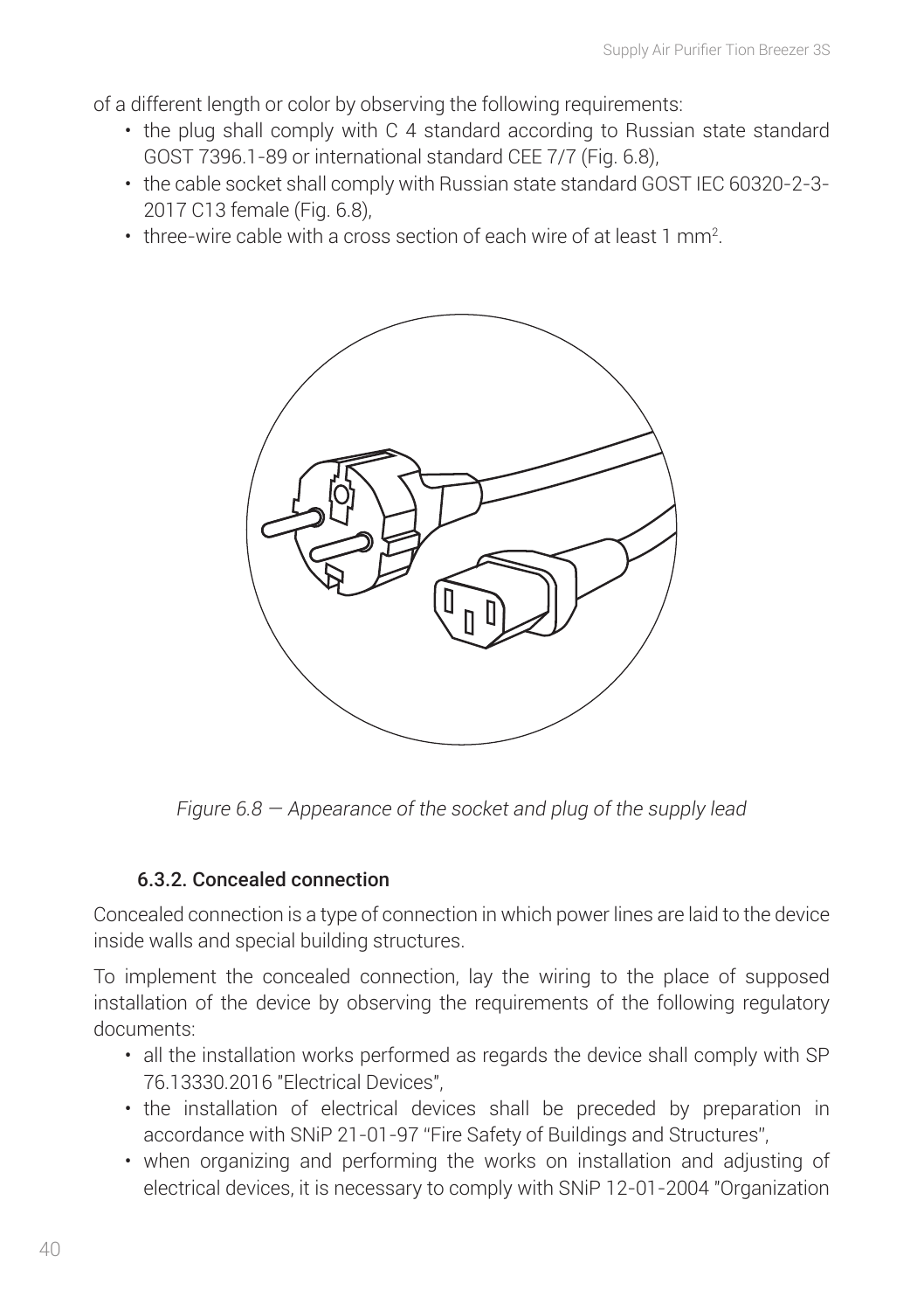of a different length or color by observing the following requirements:

- the plug shall comply with C 4 standard according to Russian state standard GOST 7396.1-89 or international standard CEE 7/7 (Fig. 6.8),
- the cable socket shall comply with Russian state standard GOST IEC 60320-2-3-2017 C13 female (Fig. 6.8),
- three-wire cable with a cross section of each wire of at least 1 mm$^2$.

*Figure 6.8 — Appearance of the socket and plug of the supply lead*

#### 6.3.2. Concealed connection

Concealed connection is a type of connection in which power lines are laid to the device inside walls and special building structures.

To implement the concealed connection, lay the wiring to the place of supposed installation of the device by observing the requirements of the following regulatory documents:

- all the installation works performed as regards the device shall comply with SP 76.13330.2016 "Electrical Devices",
- the installation of electrical devices shall be preceded by preparation in accordance with SNiP 21-01-97 "Fire Safety of Buildings and Structures",
- when organizing and performing the works on installation and adjusting of electrical devices, it is necessary to comply with SNiP 12-01-2004 "Organization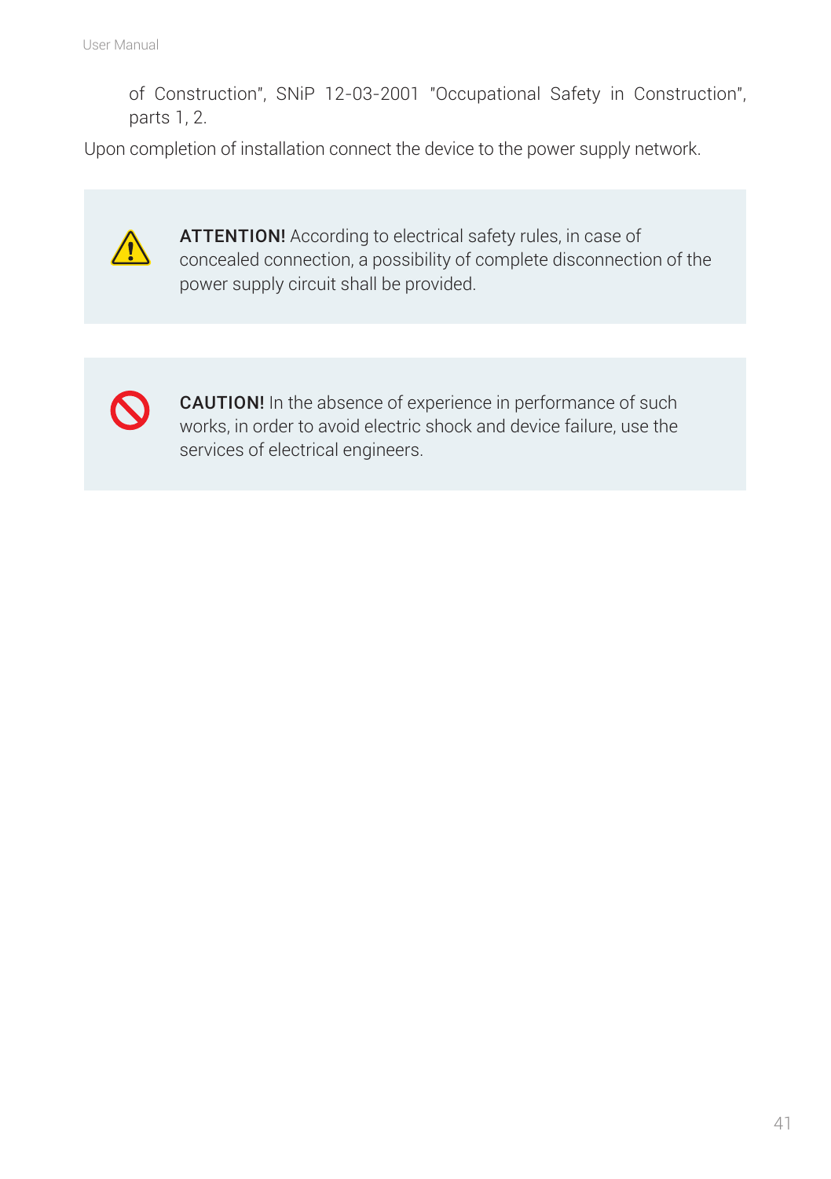of Construction", SNiP 12-03-2001 "Occupational Safety in Construction", parts 1, 2.

Upon completion of installation connect the device to the power supply network.

**ATTENTION!** According to electrical safety rules, in case of concealed connection, a possibility of complete disconnection of the power supply circuit shall be provided.

**CAUTION!** In the absence of experience in performance of such works, in order to avoid electric shock and device failure, use the services of electrical engineers.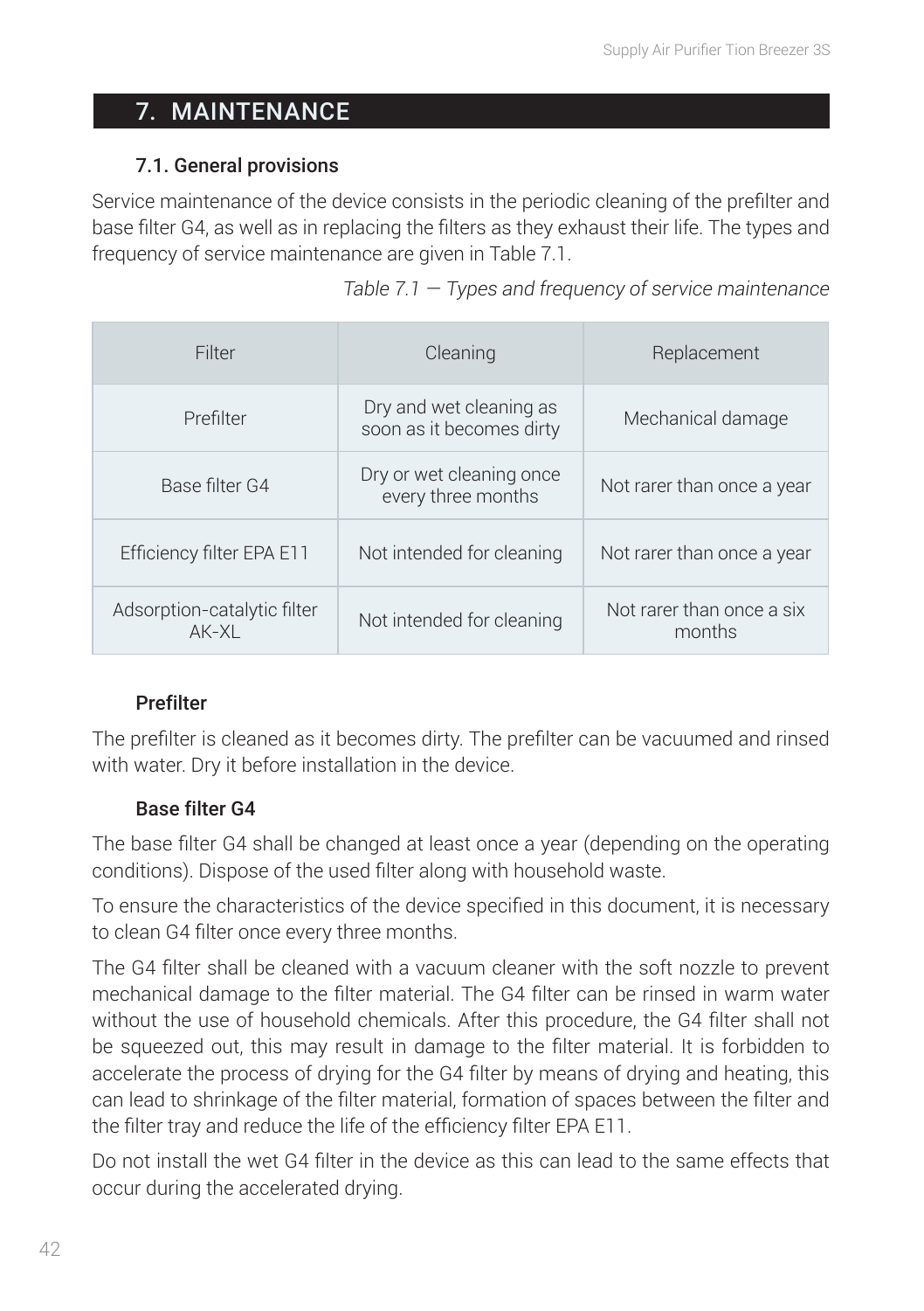## 7. MAINTENANCE

### 7.1. General provisions

Service maintenance of the device consists in the periodic cleaning of the prefilter and base filter G4, as well as in replacing the filters as they exhaust their life. The types and frequency of service maintenance are given in Table 7.1.

*Table 7.1 — Types and frequency of service maintenance*

| Filter | Cleaning | Replacement |
|---|---|---|
| Prefilter | Dry and wet cleaning as soon as it becomes dirty | Mechanical damage |
| Base filter G4 | Dry or wet cleaning once every three months | Not rarer than once a year |
| Efficiency filter EPA E11 | Not intended for cleaning | Not rarer than once a year |
| Adsorption-catalytic filter AK-XL | Not intended for cleaning | Not rarer than once a six months |

#### Prefilter

The prefilter is cleaned as it becomes dirty. The prefilter can be vacuumed and rinsed with water. Dry it before installation in the device.

#### Base filter G4

The base filter G4 shall be changed at least once a year (depending on the operating conditions). Dispose of the used filter along with household waste.

To ensure the characteristics of the device specified in this document, it is necessary to clean G4 filter once every three months.

The G4 filter shall be cleaned with a vacuum cleaner with the soft nozzle to prevent mechanical damage to the filter material. The G4 filter can be rinsed in warm water without the use of household chemicals. After this procedure, the G4 filter shall not be squeezed out, this may result in damage to the filter material. It is forbidden to accelerate the process of drying for the G4 filter by means of drying and heating, this can lead to shrinkage of the filter material, formation of spaces between the filter and the filter tray and reduce the life of the efficiency filter EPA E11.

Do not install the wet G4 filter in the device as this can lead to the same effects that occur during the accelerated drying.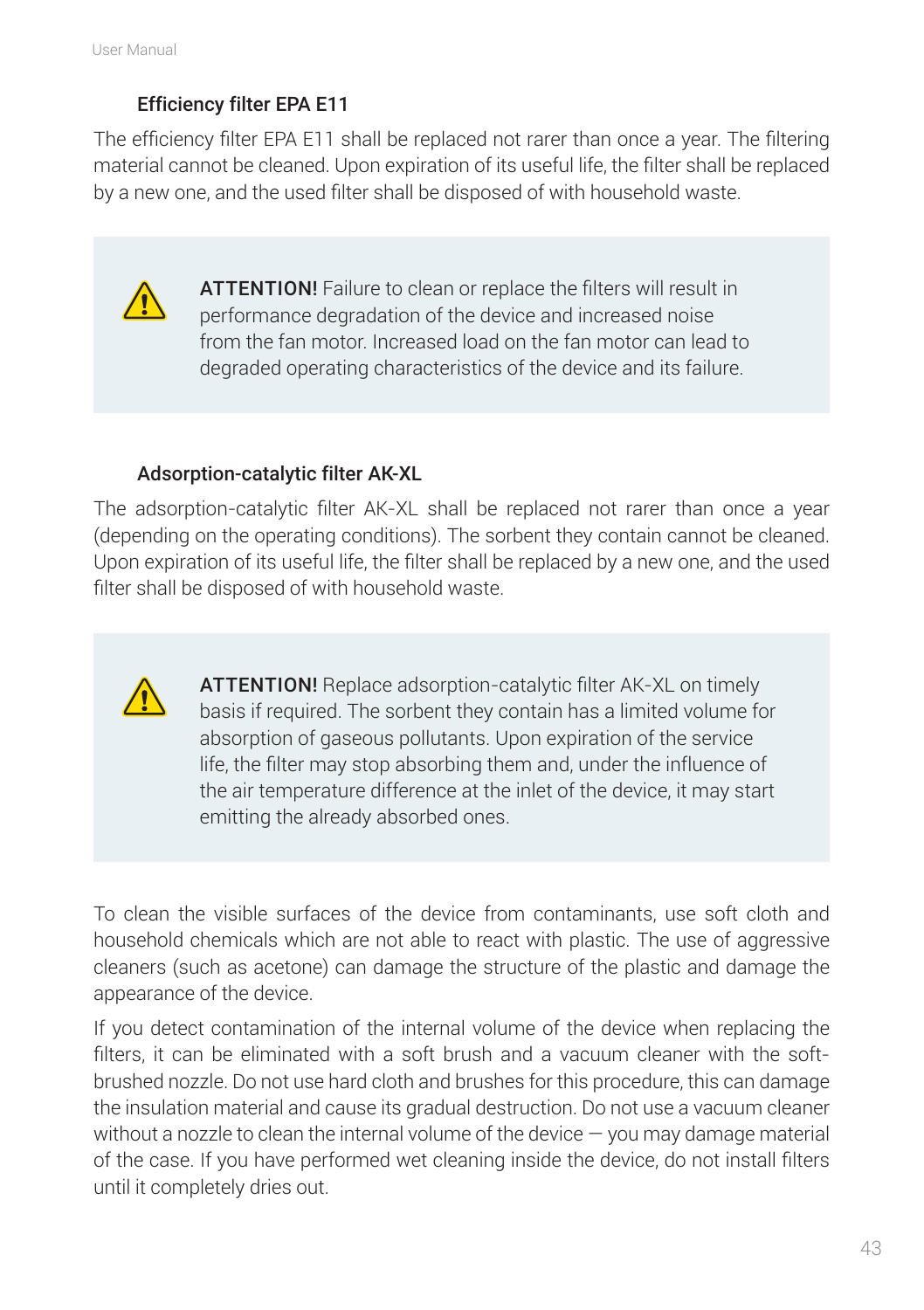### Efficiency filter EPA E11

The efficiency filter EPA E11 shall be replaced not rarer than once a year. The filtering material cannot be cleaned. Upon expiration of its useful life, the filter shall be replaced by a new one, and the used filter shall be disposed of with household waste.

> ⚠ **ATTENTION!** Failure to clean or replace the filters will result in performance degradation of the device and increased noise from the fan motor. Increased load on the fan motor can lead to degraded operating characteristics of the device and its failure.

### Adsorption-catalytic filter AK-XL

The adsorption-catalytic filter AK-XL shall be replaced not rarer than once a year (depending on the operating conditions). The sorbent they contain cannot be cleaned. Upon expiration of its useful life, the filter shall be replaced by a new one, and the used filter shall be disposed of with household waste.

> ⚠ **ATTENTION!** Replace adsorption-catalytic filter AK-XL on timely basis if required. The sorbent they contain has a limited volume for absorption of gaseous pollutants. Upon expiration of the service life, the filter may stop absorbing them and, under the influence of the air temperature difference at the inlet of the device, it may start emitting the already absorbed ones.

To clean the visible surfaces of the device from contaminants, use soft cloth and household chemicals which are not able to react with plastic. The use of aggressive cleaners (such as acetone) can damage the structure of the plastic and damage the appearance of the device.

If you detect contamination of the internal volume of the device when replacing the filters, it can be eliminated with a soft brush and a vacuum cleaner with the soft-brushed nozzle. Do not use hard cloth and brushes for this procedure, this can damage the insulation material and cause its gradual destruction. Do not use a vacuum cleaner without a nozzle to clean the internal volume of the device — you may damage material of the case. If you have performed wet cleaning inside the device, do not install filters until it completely dries out.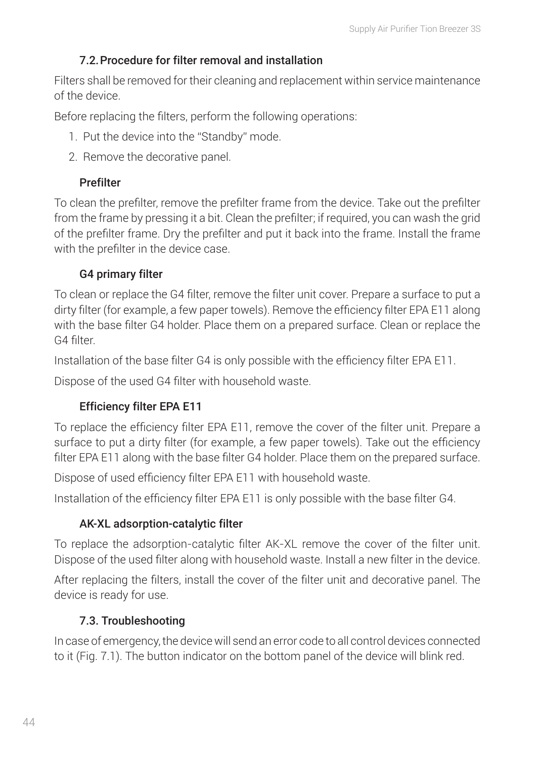### 7.2. Procedure for filter removal and installation

Filters shall be removed for their cleaning and replacement within service maintenance of the device.

Before replacing the filters, perform the following operations:

1. Put the device into the "Standby" mode.
2. Remove the decorative panel.

#### Prefilter

To clean the prefilter, remove the prefilter frame from the device. Take out the prefilter from the frame by pressing it a bit. Clean the prefilter; if required, you can wash the grid of the prefilter frame. Dry the prefilter and put it back into the frame. Install the frame with the prefilter in the device case.

#### G4 primary filter

To clean or replace the G4 filter, remove the filter unit cover. Prepare a surface to put a dirty filter (for example, a few paper towels). Remove the efficiency filter EPA E11 along with the base filter G4 holder. Place them on a prepared surface. Clean or replace the G4 filter.

Installation of the base filter G4 is only possible with the efficiency filter EPA E11.

Dispose of the used G4 filter with household waste.

#### Efficiency filter EPA E11

To replace the efficiency filter EPA E11, remove the cover of the filter unit. Prepare a surface to put a dirty filter (for example, a few paper towels). Take out the efficiency filter EPA E11 along with the base filter G4 holder. Place them on the prepared surface.

Dispose of used efficiency filter EPA E11 with household waste.

Installation of the efficiency filter EPA E11 is only possible with the base filter G4.

#### AK-XL adsorption-catalytic filter

To replace the adsorption-catalytic filter AK-XL remove the cover of the filter unit. Dispose of the used filter along with household waste. Install a new filter in the device.

After replacing the filters, install the cover of the filter unit and decorative panel. The device is ready for use.

### 7.3. Troubleshooting

In case of emergency, the device will send an error code to all control devices connected to it (Fig. 7.1). The button indicator on the bottom panel of the device will blink red.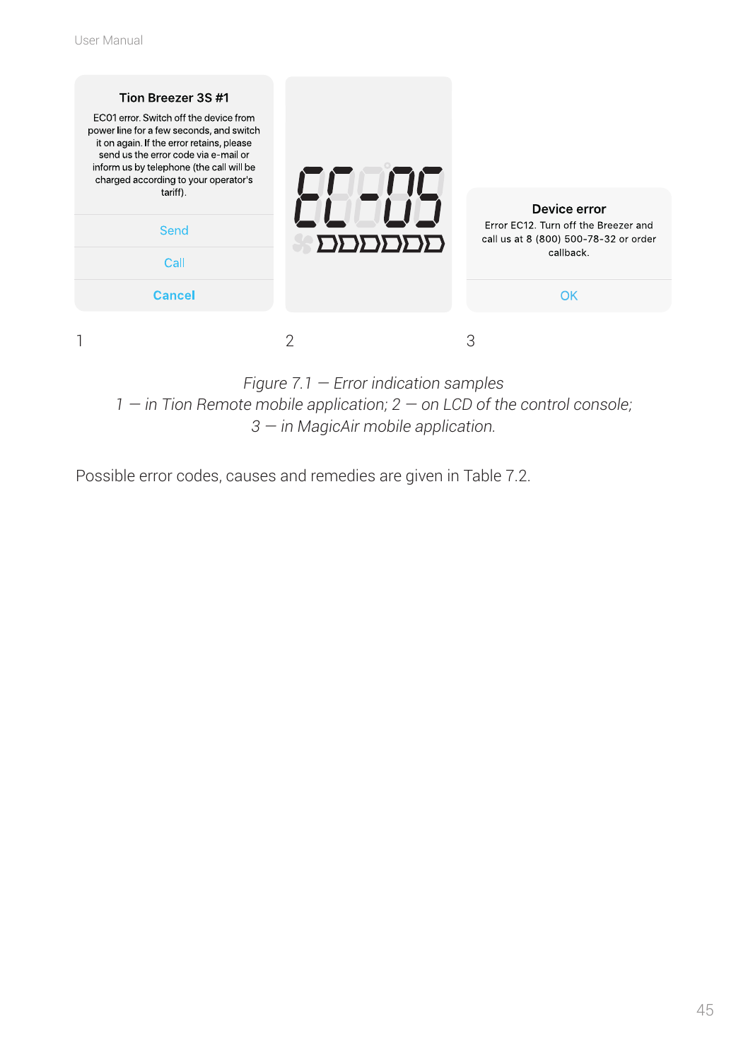**Tion Breezer 3S #1**

EC01 error. Switch off the device from power line for a few seconds, and switch it on again. If the error retains, please send us the error code via e-mail or inform us by telephone (the call will be charged according to your operator's tariff).

Send

Call

**Cancel**

EC-05

**Device error**

Error EC12. Turn off the Breezer and call us at 8 (800) 500-78-32 or order callback.

OK

1 2 3

*Figure 7.1 — Error indication samples*
*1 — in Tion Remote mobile application; 2 — on LCD of the control console;*
*3 — in MagicAir mobile application.*

Possible error codes, causes and remedies are given in Table 7.2.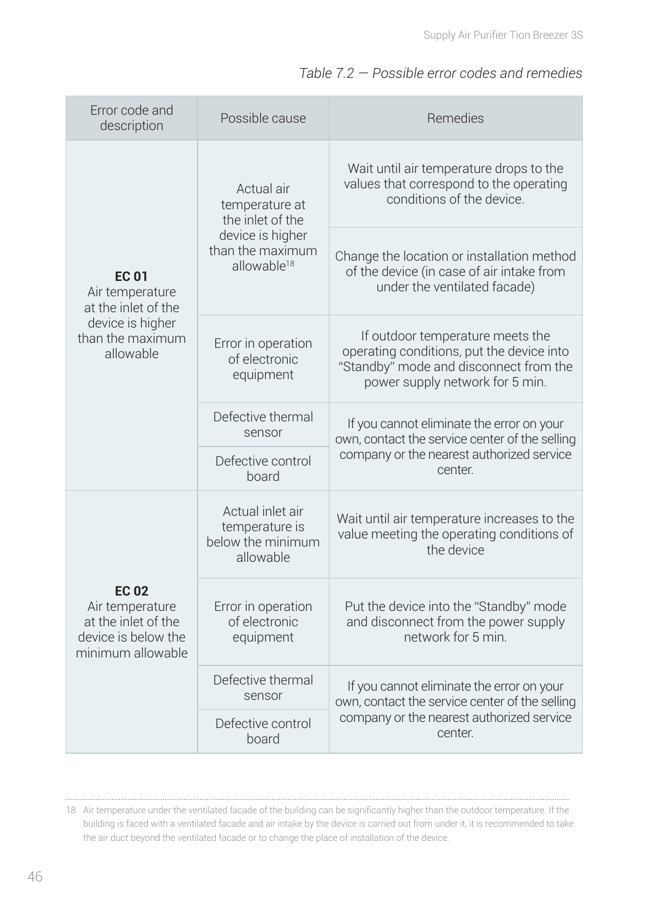*Table 7.2 — Possible error codes and remedies*

| Error code and description | Possible cause | Remedies |
|---|---|---|
| **EC 01** Air temperature at the inlet of the device is higher than the maximum allowable | Actual air temperature at the inlet of the device is higher than the maximum allowable[18] | Wait until air temperature drops to the values that correspond to the operating conditions of the device. |
| | | Change the location or installation method of the device (in case of air intake from under the ventilated facade) |
| | Error in operation of electronic equipment | If outdoor temperature meets the operating conditions, put the device into "Standby" mode and disconnect from the power supply network for 5 min. |
| | Defective thermal sensor | If you cannot eliminate the error on your own, contact the service center of the selling company or the nearest authorized service center. |
| | Defective control board | |
| **EC 02** Air temperature at the inlet of the device is below the minimum allowable | Actual inlet air temperature is below the minimum allowable | Wait until air temperature increases to the value meeting the operating conditions of the device |
| | Error in operation of electronic equipment | Put the device into the "Standby" mode and disconnect from the power supply network for 5 min. |
| | Defective thermal sensor | If you cannot eliminate the error on your own, contact the service center of the selling company or the nearest authorized service center. |
| | Defective control board | |

18 Air temperature under the ventilated facade of the building can be significantly higher than the outdoor temperature. If the building is faced with a ventilated facade and air intake by the device is carried out from under it, it is recommended to take the air duct beyond the ventilated facade or to change the place of installation of the device.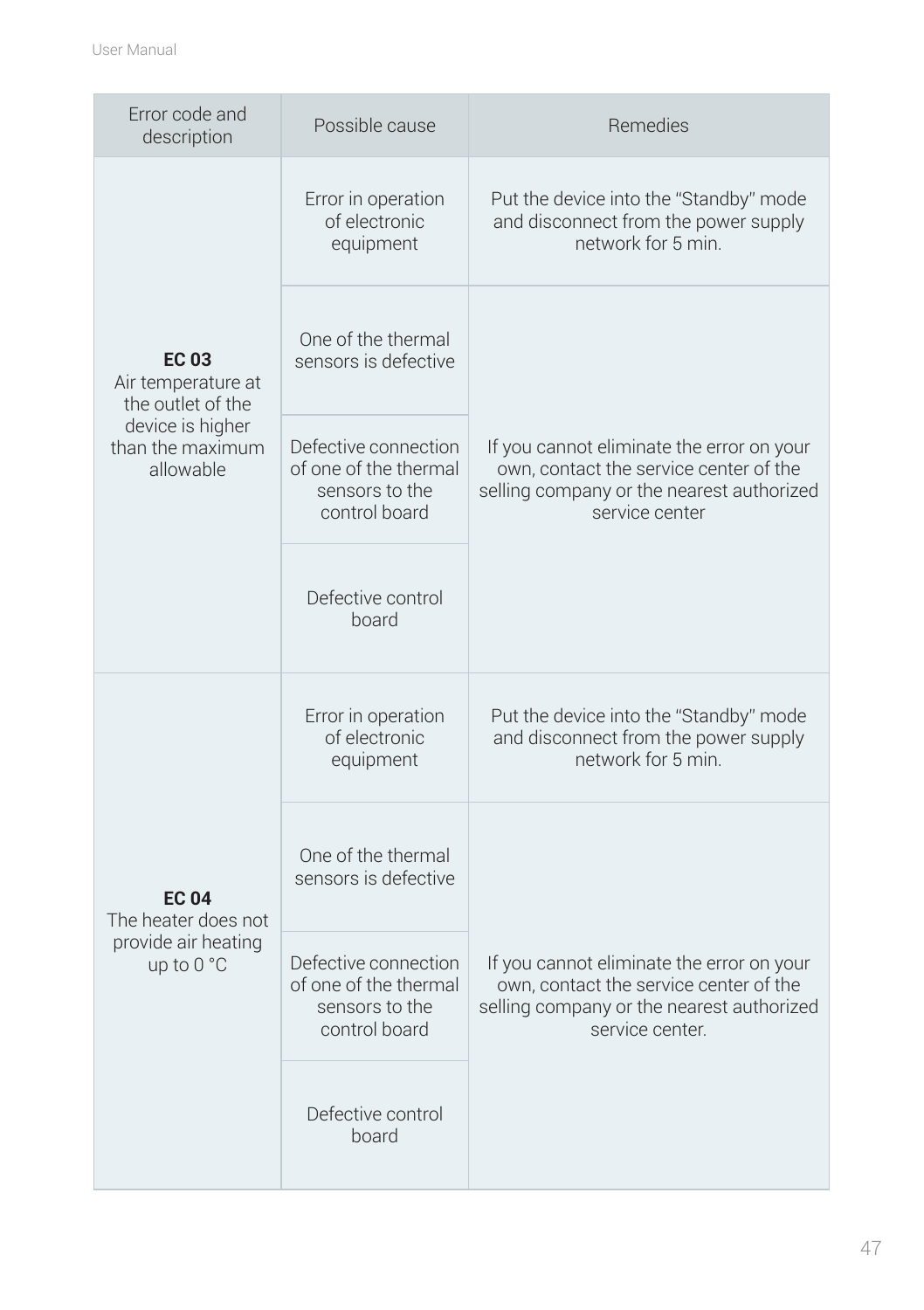| Error code and description | Possible cause | Remedies |
| --- | --- | --- |
| **EC 03** Air temperature at the outlet of the device is higher than the maximum allowable | Error in operation of electronic equipment | Put the device into the “Standby” mode and disconnect from the power supply network for 5 min. |
| | One of the thermal sensors is defective | If you cannot eliminate the error on your own, contact the service center of the selling company or the nearest authorized service center |
| | Defective connection of one of the thermal sensors to the control board | |
| | Defective control board | |
| **EC 04** The heater does not provide air heating up to 0 °C | Error in operation of electronic equipment | Put the device into the “Standby” mode and disconnect from the power supply network for 5 min. |
| | One of the thermal sensors is defective | If you cannot eliminate the error on your own, contact the service center of the selling company or the nearest authorized service center. |
| | Defective connection of one of the thermal sensors to the control board | |
| | Defective control board | |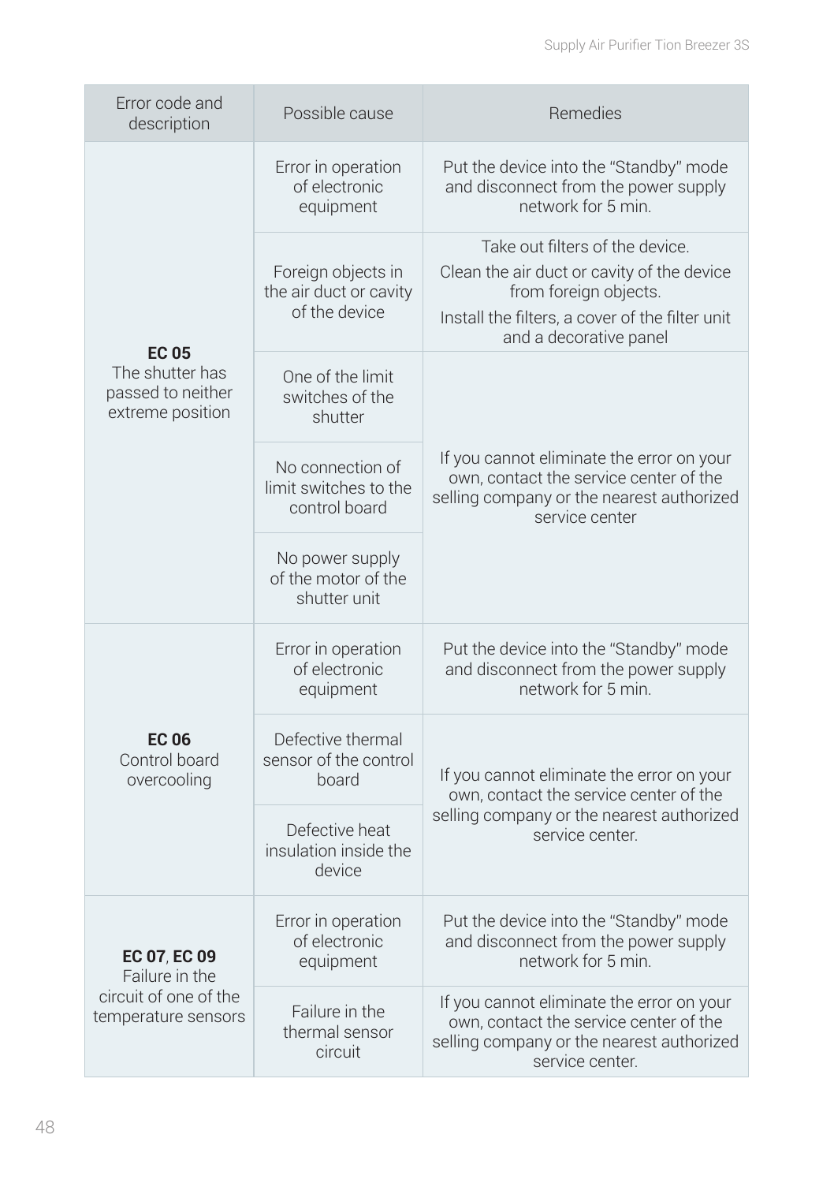| Error code and description | Possible cause | Remedies |
|---|---|---|
| **EC 05** The shutter has passed to neither extreme position | Error in operation of electronic equipment | Put the device into the "Standby" mode and disconnect from the power supply network for 5 min. |
| | Foreign objects in the air duct or cavity of the device | Take out filters of the device. Clean the air duct or cavity of the device from foreign objects. Install the filters, a cover of the filter unit and a decorative panel |
| | One of the limit switches of the shutter | If you cannot eliminate the error on your own, contact the service center of the selling company or the nearest authorized service center |
| | No connection of limit switches to the control board | |
| | No power supply of the motor of the shutter unit | |
| **EC 06** Control board overcooling | Error in operation of electronic equipment | Put the device into the "Standby" mode and disconnect from the power supply network for 5 min. |
| | Defective thermal sensor of the control board | If you cannot eliminate the error on your own, contact the service center of the selling company or the nearest authorized service center. |
| | Defective heat insulation inside the device | |
| **EC 07**, **EC 09** Failure in the circuit of one of the temperature sensors | Error in operation of electronic equipment | Put the device into the "Standby" mode and disconnect from the power supply network for 5 min. |
| | Failure in the thermal sensor circuit | If you cannot eliminate the error on your own, contact the service center of the selling company or the nearest authorized service center. |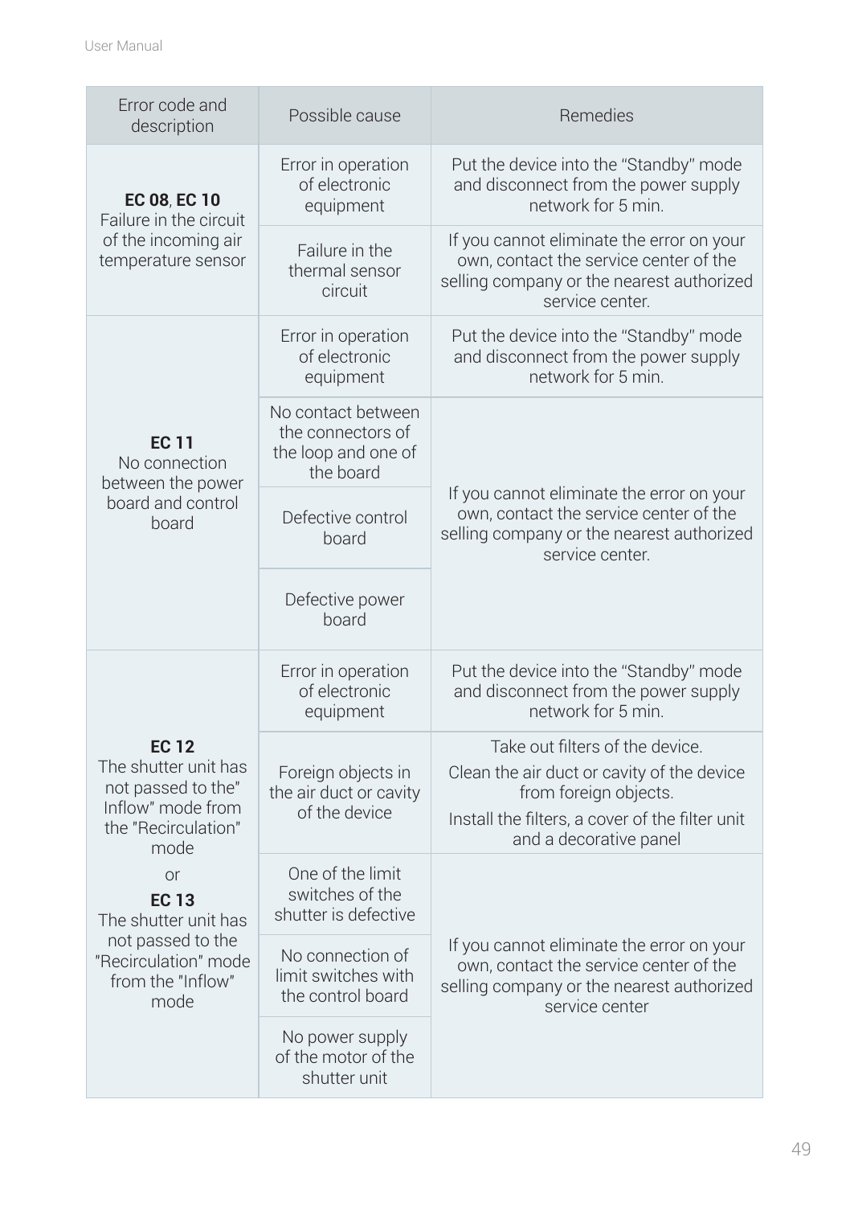| Error code and description | Possible cause | Remedies |
|---|---|---|
| **EC 08**, **EC 10** Failure in the circuit of the incoming air temperature sensor | Error in operation of electronic equipment | Put the device into the "Standby" mode and disconnect from the power supply network for 5 min. |
| | Failure in the thermal sensor circuit | If you cannot eliminate the error on your own, contact the service center of the selling company or the nearest authorized service center. |
| **EC 11** No connection between the power board and control board | Error in operation of electronic equipment | Put the device into the "Standby" mode and disconnect from the power supply network for 5 min. |
| | No contact between the connectors of the loop and one of the board | If you cannot eliminate the error on your own, contact the service center of the selling company or the nearest authorized service center. |
| | Defective control board | |
| | Defective power board | |
| **EC 12** The shutter unit has not passed to the" Inflow" mode from the "Recirculation" mode or **EC 13** The shutter unit has not passed to the "Recirculation" mode from the "Inflow" mode | Error in operation of electronic equipment | Put the device into the "Standby" mode and disconnect from the power supply network for 5 min. |
| | Foreign objects in the air duct or cavity of the device | Take out filters of the device. Clean the air duct or cavity of the device from foreign objects. Install the filters, a cover of the filter unit and a decorative panel |
| | One of the limit switches of the shutter is defective | If you cannot eliminate the error on your own, contact the service center of the selling company or the nearest authorized service center |
| | No connection of limit switches with the control board | |
| | No power supply of the motor of the shutter unit | |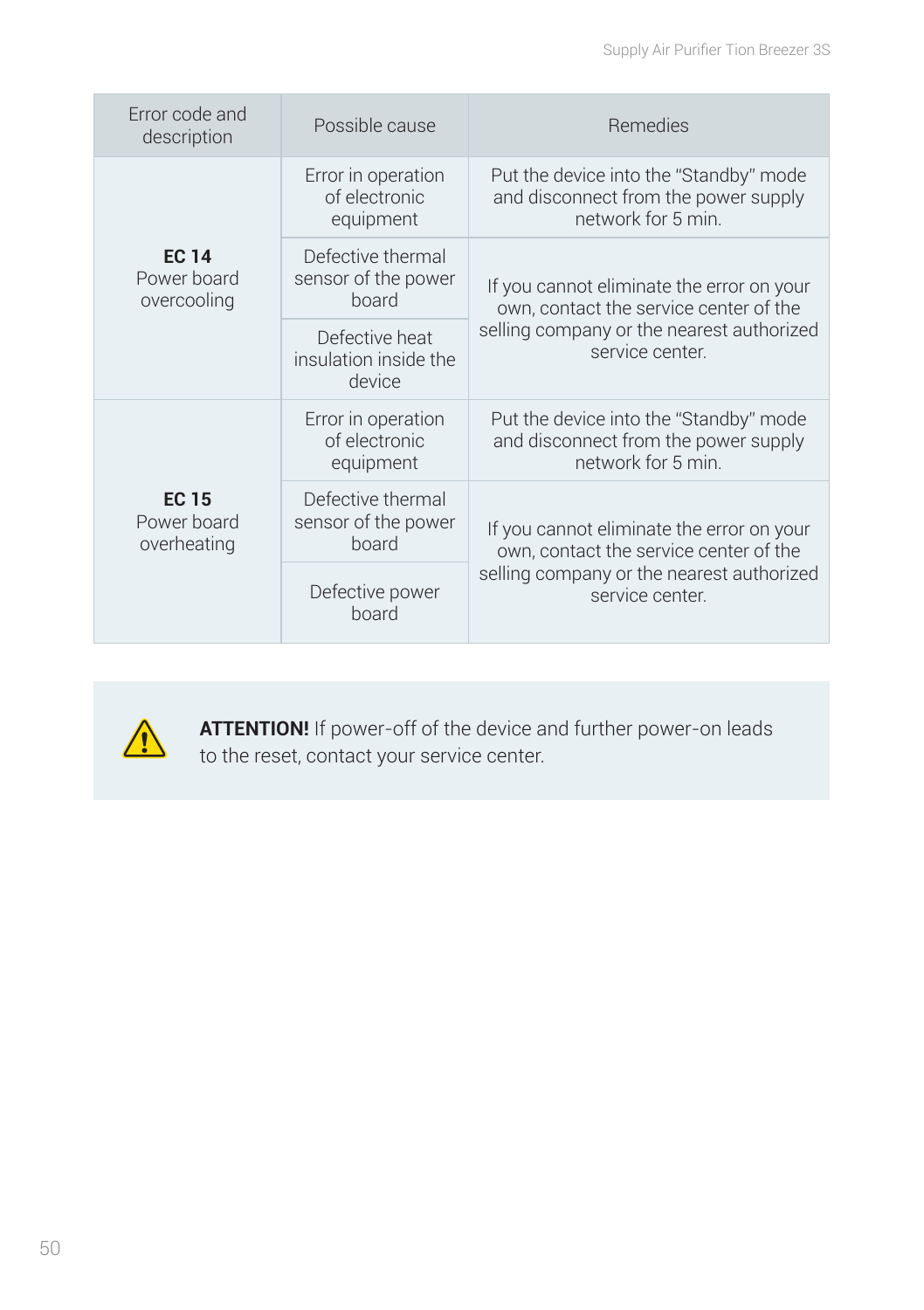| Error code and description | Possible cause | Remedies |
|---|---|---|
| **EC 14** Power board overcooling | Error in operation of electronic equipment | Put the device into the “Standby” mode and disconnect from the power supply network for 5 min. |
| | Defective thermal sensor of the power board | If you cannot eliminate the error on your own, contact the service center of the selling company or the nearest authorized service center. |
| | Defective heat insulation inside the device | |
| **EC 15** Power board overheating | Error in operation of electronic equipment | Put the device into the “Standby” mode and disconnect from the power supply network for 5 min. |
| | Defective thermal sensor of the power board | If you cannot eliminate the error on your own, contact the service center of the selling company or the nearest authorized service center. |
| | Defective power board | |

**ATTENTION!** If power-off of the device and further power-on leads to the reset, contact your service center.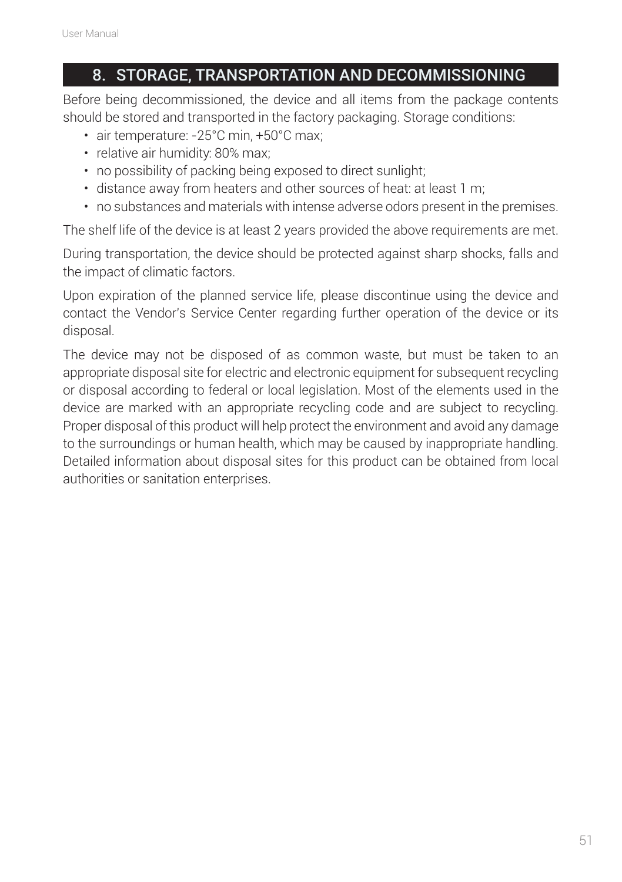## 8. STORAGE, TRANSPORTATION AND DECOMMISSIONING

Before being decommissioned, the device and all items from the package contents should be stored and transported in the factory packaging. Storage conditions:

- air temperature: -25°C min, +50°C max;
- relative air humidity: 80% max;
- no possibility of packing being exposed to direct sunlight;
- distance away from heaters and other sources of heat: at least 1 m;
- no substances and materials with intense adverse odors present in the premises.

The shelf life of the device is at least 2 years provided the above requirements are met.

During transportation, the device should be protected against sharp shocks, falls and the impact of climatic factors.

Upon expiration of the planned service life, please discontinue using the device and contact the Vendor's Service Center regarding further operation of the device or its disposal.

The device may not be disposed of as common waste, but must be taken to an appropriate disposal site for electric and electronic equipment for subsequent recycling or disposal according to federal or local legislation. Most of the elements used in the device are marked with an appropriate recycling code and are subject to recycling. Proper disposal of this product will help protect the environment and avoid any damage to the surroundings or human health, which may be caused by inappropriate handling. Detailed information about disposal sites for this product can be obtained from local authorities or sanitation enterprises.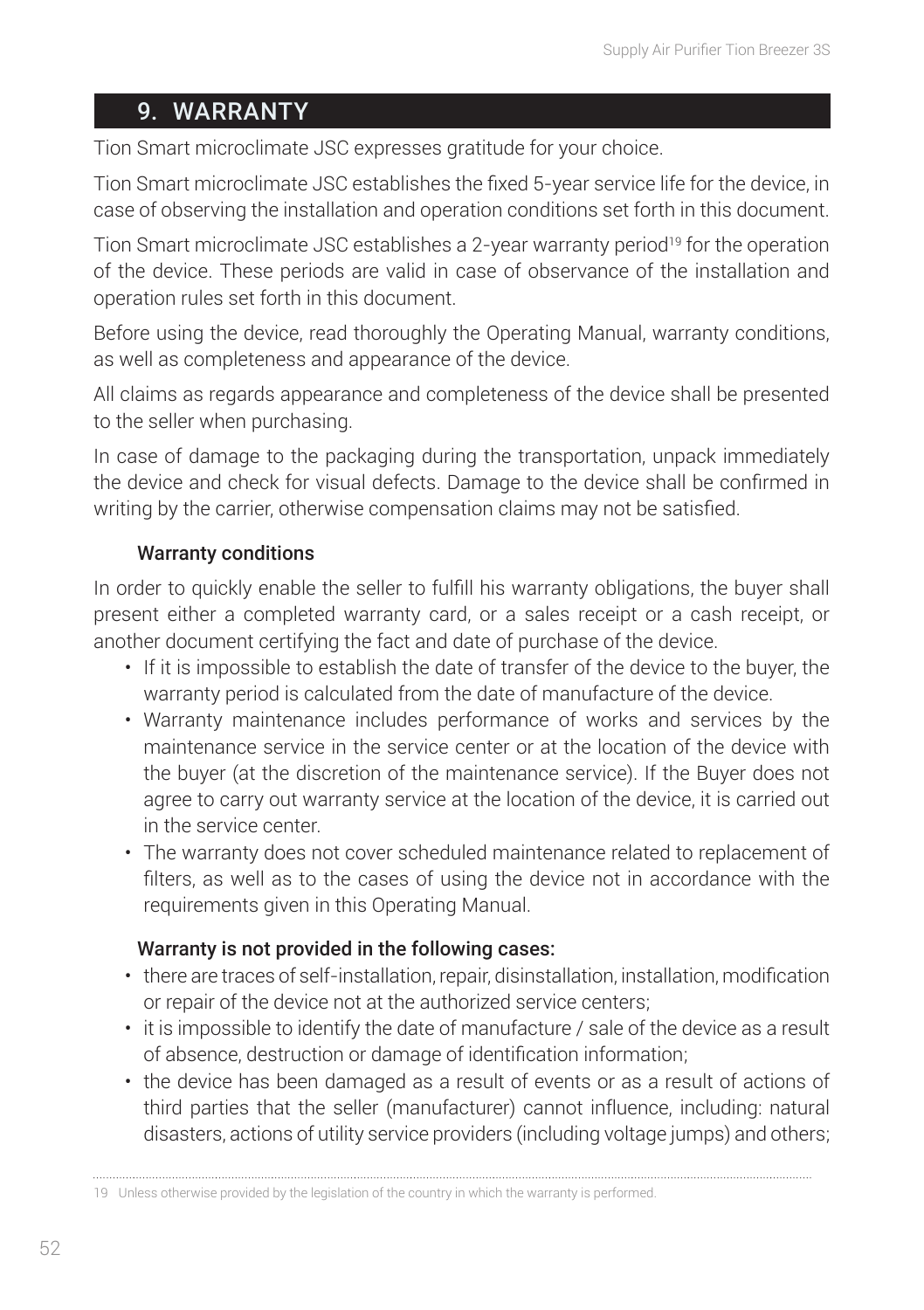## 9. WARRANTY

Tion Smart microclimate JSC expresses gratitude for your choice.

Tion Smart microclimate JSC establishes the fixed 5-year service life for the device, in case of observing the installation and operation conditions set forth in this document.

Tion Smart microclimate JSC establishes a 2-year warranty period[19] for the operation of the device. These periods are valid in case of observance of the installation and operation rules set forth in this document.

Before using the device, read thoroughly the Operating Manual, warranty conditions, as well as completeness and appearance of the device.

All claims as regards appearance and completeness of the device shall be presented to the seller when purchasing.

In case of damage to the packaging during the transportation, unpack immediately the device and check for visual defects. Damage to the device shall be confirmed in writing by the carrier, otherwise compensation claims may not be satisfied.

### Warranty conditions

In order to quickly enable the seller to fulfill his warranty obligations, the buyer shall present either a completed warranty card, or a sales receipt or a cash receipt, or another document certifying the fact and date of purchase of the device.

- If it is impossible to establish the date of transfer of the device to the buyer, the warranty period is calculated from the date of manufacture of the device.
- Warranty maintenance includes performance of works and services by the maintenance service in the service center or at the location of the device with the buyer (at the discretion of the maintenance service). If the Buyer does not agree to carry out warranty service at the location of the device, it is carried out in the service center.
- The warranty does not cover scheduled maintenance related to replacement of filters, as well as to the cases of using the device not in accordance with the requirements given in this Operating Manual.

### Warranty is not provided in the following cases:

- there are traces of self-installation, repair, disinstallation, installation, modification or repair of the device not at the authorized service centers;
- it is impossible to identify the date of manufacture / sale of the device as a result of absence, destruction or damage of identification information;
- the device has been damaged as a result of events or as a result of actions of third parties that the seller (manufacturer) cannot influence, including: natural disasters, actions of utility service providers (including voltage jumps) and others;

---

19 Unless otherwise provided by the legislation of the country in which the warranty is performed.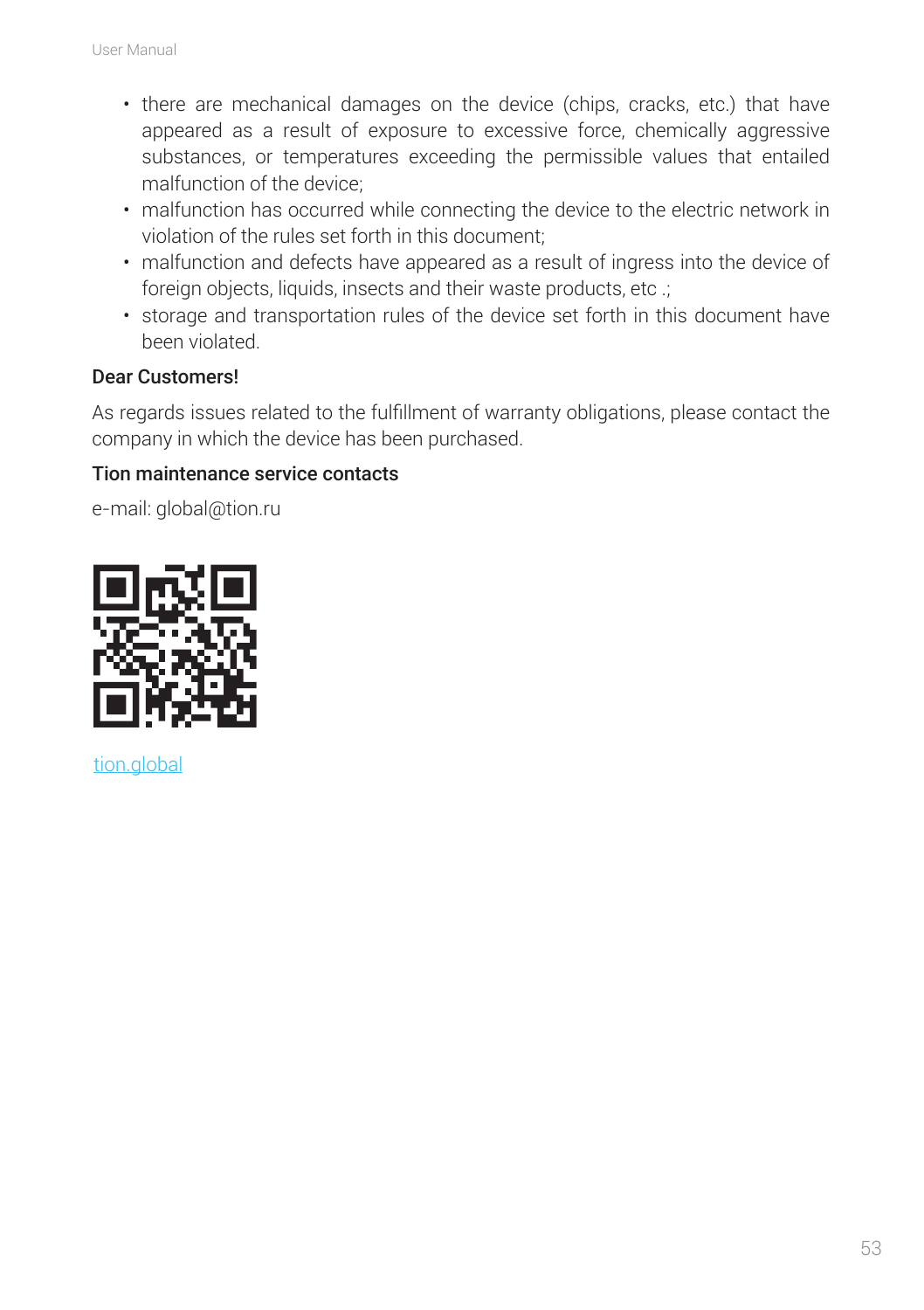- there are mechanical damages on the device (chips, cracks, etc.) that have appeared as a result of exposure to excessive force, chemically aggressive substances, or temperatures exceeding the permissible values that entailed malfunction of the device;
- malfunction has occurred while connecting the device to the electric network in violation of the rules set forth in this document;
- malfunction and defects have appeared as a result of ingress into the device of foreign objects, liquids, insects and their waste products, etc .;
- storage and transportation rules of the device set forth in this document have been violated.

**Dear Customers!**

As regards issues related to the fulfillment of warranty obligations, please contact the company in which the device has been purchased.

**Tion maintenance service contacts**

e-mail: global@tion.ru

tion.global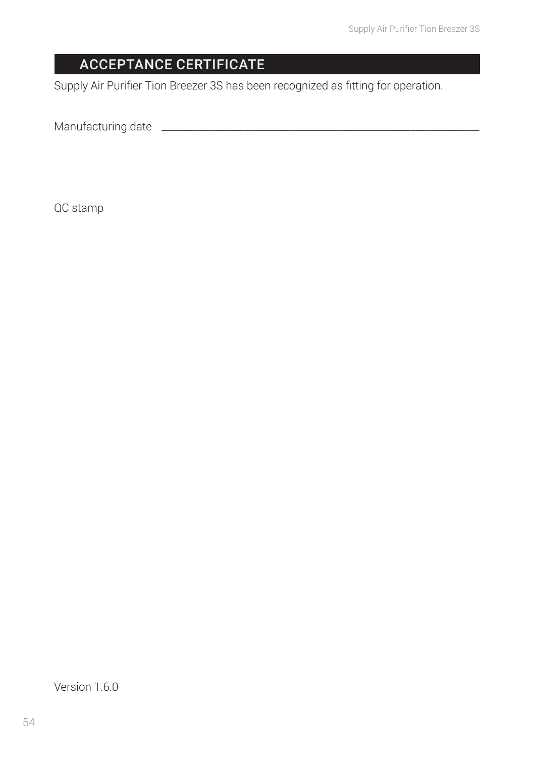## ACCEPTANCE CERTIFICATE

Supply Air Purifier Tion Breezer 3S has been recognized as fitting for operation.

Manufacturing date ____________________________________________

QC stamp

Version 1.6.0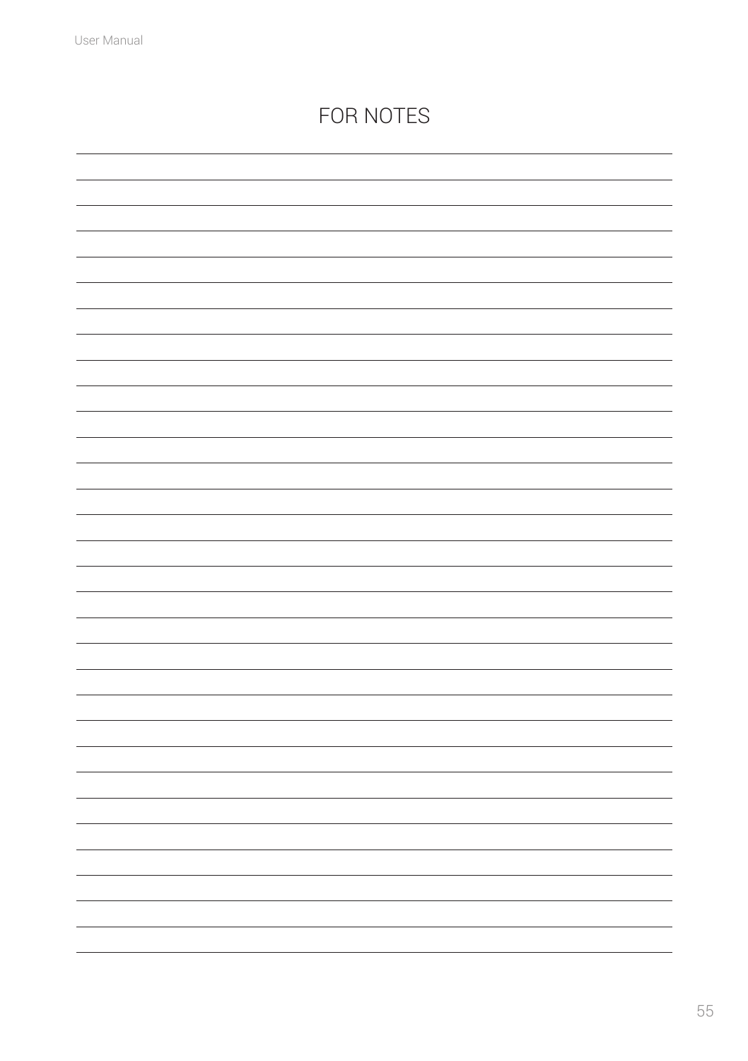# FOR NOTES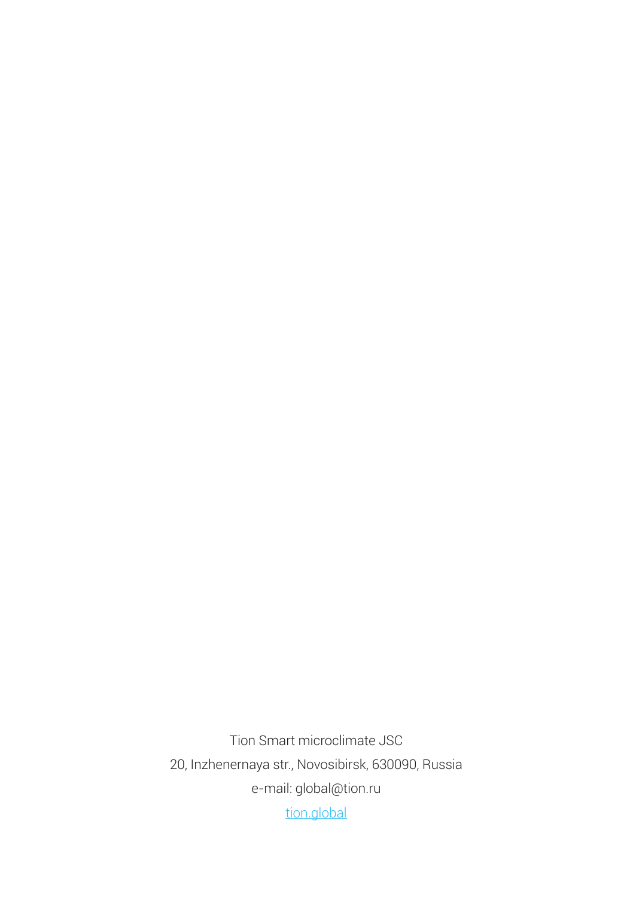Tion Smart microclimate JSC

20, Inzhenernaya str., Novosibirsk, 630090, Russia

e-mail: global@tion.ru

tion.global